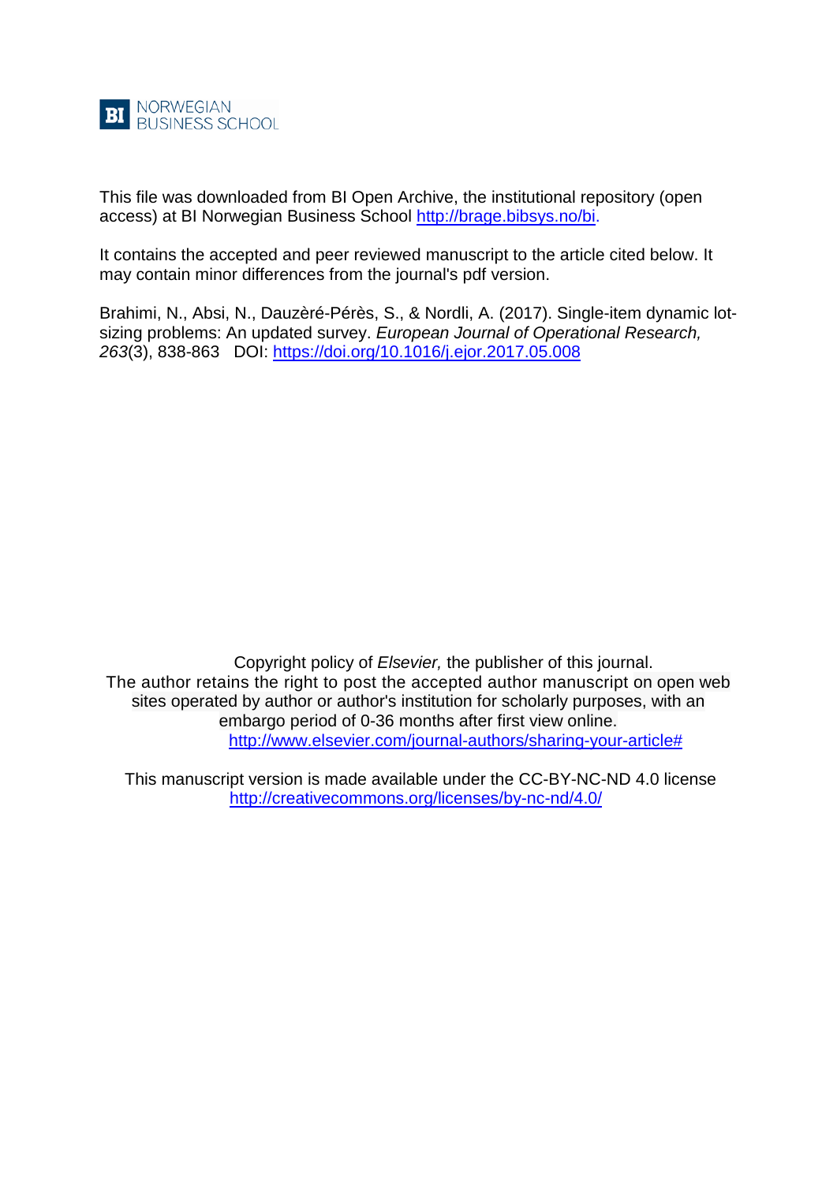BI NORWEGIAN BUSINESS SCHOOL

This file was downloaded from BI Open Archive, the institutional repository (open access) at BI Norwegian Business School http://brage.bibsys.no/bi.

It contains the accepted and peer reviewed manuscript to the article cited below. It may contain minor differences from the journal's pdf version.

Brahimi, N., Absi, N., Dauzèré-Pérès, S., & Nordli, A. (2017). Single-item dynamic lot-sizing problems: An updated survey. *European Journal of Operational Research, 263*(3), 838-863 DOI: https://doi.org/10.1016/j.ejor.2017.05.008

Copyright policy of *Elsevier,* the publisher of this journal.
The author retains the right to post the accepted author manuscript on open web sites operated by author or author's institution for scholarly purposes, with an embargo period of 0-36 months after first view online.
http://www.elsevier.com/journal-authors/sharing-your-article#

This manuscript version is made available under the CC-BY-NC-ND 4.0 license
http://creativecommons.org/licenses/by-nc-nd/4.0/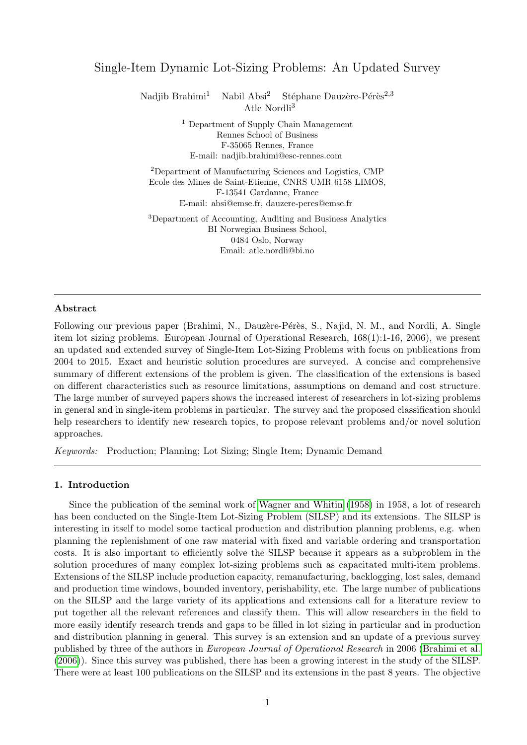# Single-Item Dynamic Lot-Sizing Problems: An Updated Survey

Nadjib Brahimi[1] Nabil Absi[2] Stéphane Dauzère-Pérès[2,3]
Atle Nordli[3]

[1] Department of Supply Chain Management
Rennes School of Business
F-35065 Rennes, France
E-mail: nadjib.brahimi@esc-rennes.com

[2]Department of Manufacturing Sciences and Logistics, CMP
Ecole des Mines de Saint-Etienne, CNRS UMR 6158 LIMOS,
F-13541 Gardanne, France
E-mail: absi@emse.fr, dauzere-peres@emse.fr

[3]Department of Accounting, Auditing and Business Analytics
BI Norwegian Business School,
0484 Oslo, Norway
Email: atle.nordli@bi.no

---

### Abstract

Following our previous paper (Brahimi, N., Dauzère-Pérès, S., Najid, N. M., and Nordli, A. Single item lot sizing problems. European Journal of Operational Research, 168(1):1-16, 2006), we present an updated and extended survey of Single-Item Lot-Sizing Problems with focus on publications from 2004 to 2015. Exact and heuristic solution procedures are surveyed. A concise and comprehensive summary of different extensions of the problem is given. The classification of the extensions is based on different characteristics such as resource limitations, assumptions on demand and cost structure. The large number of surveyed papers shows the increased interest of researchers in lot-sizing problems in general and in single-item problems in particular. The survey and the proposed classification should help researchers to identify new research topics, to propose relevant problems and/or novel solution approaches.

*Keywords:* Production; Planning; Lot Sizing; Single Item; Dynamic Demand

---

## 1. Introduction

Since the publication of the seminal work of Wagner and Whitin (1958) in 1958, a lot of research has been conducted on the Single-Item Lot-Sizing Problem (SILSP) and its extensions. The SILSP is interesting in itself to model some tactical production and distribution planning problems, e.g. when planning the replenishment of one raw material with fixed and variable ordering and transportation costs. It is also important to efficiently solve the SILSP because it appears as a subproblem in the solution procedures of many complex lot-sizing problems such as capacitated multi-item problems. Extensions of the SILSP include production capacity, remanufacturing, backlogging, lost sales, demand and production time windows, bounded inventory, perishability, etc. The large number of publications on the SILSP and the large variety of its applications and extensions call for a literature review to put together all the relevant references and classify them. This will allow researchers in the field to more easily identify research trends and gaps to be filled in lot sizing in particular and in production and distribution planning in general. This survey is an extension and an update of a previous survey published by three of the authors in *European Journal of Operational Research* in 2006 (Brahimi et al. (2006)). Since this survey was published, there has been a growing interest in the study of the SILSP. There were at least 100 publications on the SILSP and its extensions in the past 8 years. The objective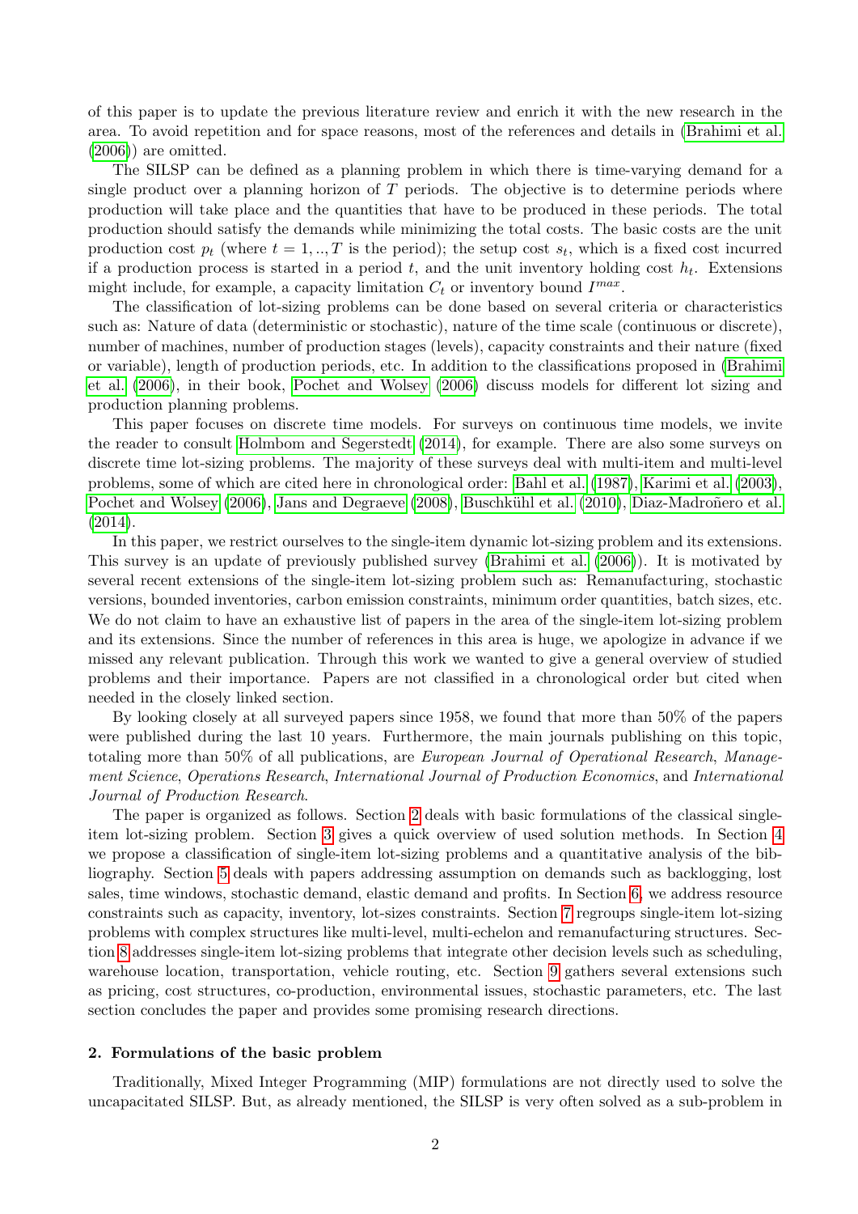of this paper is to update the previous literature review and enrich it with the new research in the area. To avoid repetition and for space reasons, most of the references and details in (Brahimi et al. (2006)) are omitted.

The SILSP can be defined as a planning problem in which there is time-varying demand for a single product over a planning horizon of $T$ periods. The objective is to determine periods where production will take place and the quantities that have to be produced in these periods. The total production should satisfy the demands while minimizing the total costs. The basic costs are the unit production cost $p_t$ (where $t = 1, .., T$ is the period); the setup cost $s_t$, which is a fixed cost incurred if a production process is started in a period $t$, and the unit inventory holding cost $h_t$. Extensions might include, for example, a capacity limitation $C_t$ or inventory bound $I^{max}$.

The classification of lot-sizing problems can be done based on several criteria or characteristics such as: Nature of data (deterministic or stochastic), nature of the time scale (continuous or discrete), number of machines, number of production stages (levels), capacity constraints and their nature (fixed or variable), length of production periods, etc. In addition to the classifications proposed in (Brahimi et al. (2006), in their book, Pochet and Wolsey (2006) discuss models for different lot sizing and production planning problems.

This paper focuses on discrete time models. For surveys on continuous time models, we invite the reader to consult Holmbom and Segerstedt (2014), for example. There are also some surveys on discrete time lot-sizing problems. The majority of these surveys deal with multi-item and multi-level problems, some of which are cited here in chronological order: Bahl et al. (1987), Karimi et al. (2003), Pochet and Wolsey (2006), Jans and Degraeve (2008), Buschkühl et al. (2010), Diaz-Madroñero et al. (2014).

In this paper, we restrict ourselves to the single-item dynamic lot-sizing problem and its extensions. This survey is an update of previously published survey (Brahimi et al. (2006)). It is motivated by several recent extensions of the single-item lot-sizing problem such as: Remanufacturing, stochastic versions, bounded inventories, carbon emission constraints, minimum order quantities, batch sizes, etc. We do not claim to have an exhaustive list of papers in the area of the single-item lot-sizing problem and its extensions. Since the number of references in this area is huge, we apologize in advance if we missed any relevant publication. Through this work we wanted to give a general overview of studied problems and their importance. Papers are not classified in a chronological order but cited when needed in the closely linked section.

By looking closely at all surveyed papers since 1958, we found that more than 50% of the papers were published during the last 10 years. Furthermore, the main journals publishing on this topic, totaling more than 50% of all publications, are *European Journal of Operational Research*, *Management Science*, *Operations Research*, *International Journal of Production Economics*, and *International Journal of Production Research*.

The paper is organized as follows. Section 2 deals with basic formulations of the classical single-item lot-sizing problem. Section 3 gives a quick overview of used solution methods. In Section 4 we propose a classification of single-item lot-sizing problems and a quantitative analysis of the bibliography. Section 5 deals with papers addressing assumption on demands such as backlogging, lost sales, time windows, stochastic demand, elastic demand and profits. In Section 6, we address resource constraints such as capacity, inventory, lot-sizes constraints. Section 7 regroups single-item lot-sizing problems with complex structures like multi-level, multi-echelon and remanufacturing structures. Section 8 addresses single-item lot-sizing problems that integrate other decision levels such as scheduling, warehouse location, transportation, vehicle routing, etc. Section 9 gathers several extensions such as pricing, cost structures, co-production, environmental issues, stochastic parameters, etc. The last section concludes the paper and provides some promising research directions.

## 2. Formulations of the basic problem

Traditionally, Mixed Integer Programming (MIP) formulations are not directly used to solve the uncapacitated SILSP. But, as already mentioned, the SILSP is very often solved as a sub-problem in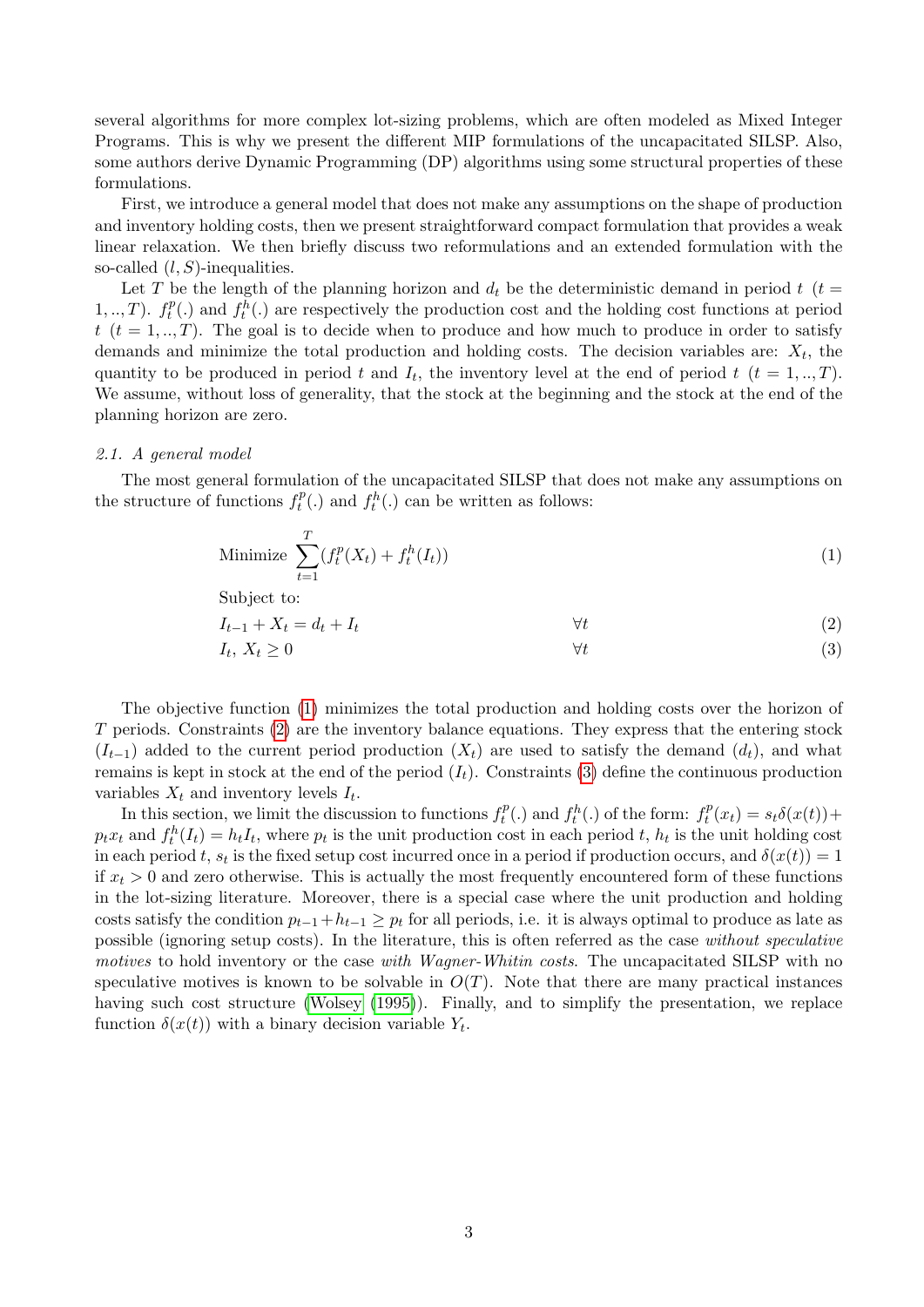several algorithms for more complex lot-sizing problems, which are often modeled as Mixed Integer Programs. This is why we present the different MIP formulations of the uncapacitated SILSP. Also, some authors derive Dynamic Programming (DP) algorithms using some structural properties of these formulations.

First, we introduce a general model that does not make any assumptions on the shape of production and inventory holding costs, then we present straightforward compact formulation that provides a weak linear relaxation. We then briefly discuss two reformulations and an extended formulation with the so-called $(l, S)$-inequalities.

Let $T$ be the length of the planning horizon and $d_t$ be the deterministic demand in period $t$ $(t = 1, .., T)$. $f_t^p(.)$ and $f_t^h(.)$ are respectively the production cost and the holding cost functions at period $t$ $(t = 1, .., T)$. The goal is to decide when to produce and how much to produce in order to satisfy demands and minimize the total production and holding costs. The decision variables are: $X_t$, the quantity to be produced in period $t$ and $I_t$, the inventory level at the end of period $t$ $(t = 1, .., T)$. We assume, without loss of generality, that the stock at the beginning and the stock at the end of the planning horizon are zero.

### 2.1. A general model

The most general formulation of the uncapacitated SILSP that does not make any assumptions on the structure of functions $f_t^p(.)$ and $f_t^h(.)$ can be written as follows:

$$\text{Minimize } \sum_{t=1}^{T} (f_t^p(X_t) + f_t^h(I_t)) \tag{1}$$

Subject to:

$$I_{t-1} + X_t = d_t + I_t \qquad \forall t \tag{2}$$

$$I_t,\, X_t \geq 0 \qquad \forall t \tag{3}$$

The objective function (1) minimizes the total production and holding costs over the horizon of $T$ periods. Constraints (2) are the inventory balance equations. They express that the entering stock $(I_{t-1})$ added to the current period production $(X_t)$ are used to satisfy the demand $(d_t)$, and what remains is kept in stock at the end of the period $(I_t)$. Constraints (3) define the continuous production variables $X_t$ and inventory levels $I_t$.

In this section, we limit the discussion to functions $f_t^p(.)$ and $f_t^h(.)$ of the form: $f_t^p(x_t) = s_t\delta(x(t)) + p_t x_t$ and $f_t^h(I_t) = h_t I_t$, where $p_t$ is the unit production cost in each period $t$, $h_t$ is the unit holding cost in each period $t$, $s_t$ is the fixed setup cost incurred once in a period if production occurs, and $\delta(x(t)) = 1$ if $x_t > 0$ and zero otherwise. This is actually the most frequently encountered form of these functions in the lot-sizing literature. Moreover, there is a special case where the unit production and holding costs satisfy the condition $p_{t-1} + h_{t-1} \geq p_t$ for all periods, i.e. it is always optimal to produce as late as possible (ignoring setup costs). In the literature, this is often referred as the case *without speculative motives* to hold inventory or the case *with Wagner-Whitin costs*. The uncapacitated SILSP with no speculative motives is known to be solvable in $O(T)$. Note that there are many practical instances having such cost structure (Wolsey (1995)). Finally, and to simplify the presentation, we replace function $\delta(x(t))$ with a binary decision variable $Y_t$.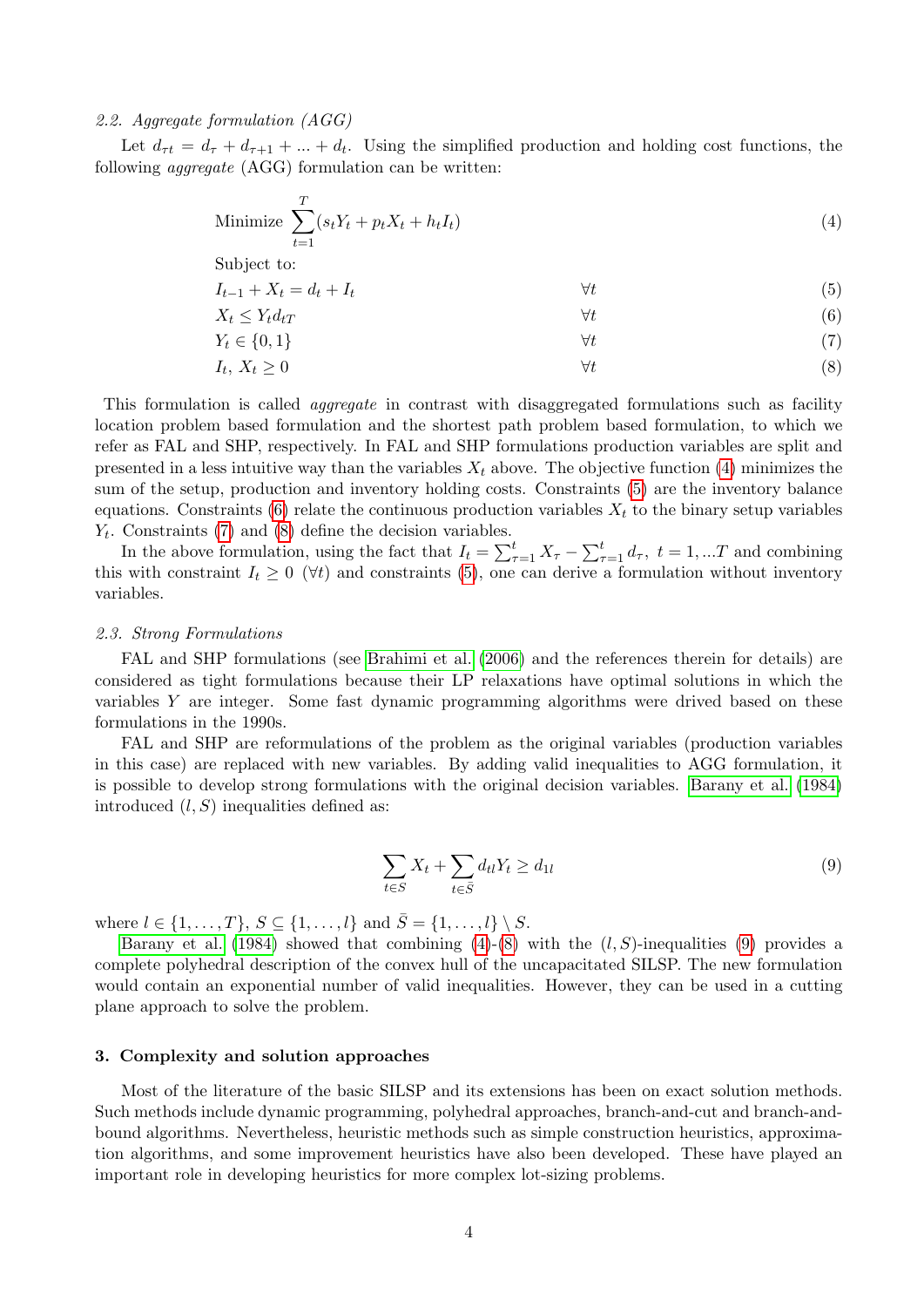### 2.2. Aggregate formulation (AGG)

Let $d_{\tau t} = d_\tau + d_{\tau+1} + ... + d_t$. Using the simplified production and holding cost functions, the following *aggregate* (AGG) formulation can be written:

$$\text{Minimize } \sum_{t=1}^{T}(s_t Y_t + p_t X_t + h_t I_t) \tag{4}$$

Subject to:

$$I_{t-1} + X_t = d_t + I_t \qquad \forall t \tag{5}$$

$$X_t \leq Y_t d_{tT} \qquad \forall t \tag{6}$$

$$Y_t \in \{0,1\} \qquad \forall t \tag{7}$$

$$I_t,\, X_t \geq 0 \qquad \forall t \tag{8}$$

This formulation is called *aggregate* in contrast with disaggregated formulations such as facility location problem based formulation and the shortest path problem based formulation, to which we refer as FAL and SHP, respectively. In FAL and SHP formulations production variables are split and presented in a less intuitive way than the variables $X_t$ above. The objective function (4) minimizes the sum of the setup, production and inventory holding costs. Constraints (5) are the inventory balance equations. Constraints (6) relate the continuous production variables $X_t$ to the binary setup variables $Y_t$. Constraints (7) and (8) define the decision variables.

In the above formulation, using the fact that $I_t = \sum_{\tau=1}^{t} X_\tau - \sum_{\tau=1}^{t} d_\tau,\ t = 1, ...T$ and combining this with constraint $I_t \geq 0\ (\forall t)$ and constraints (5), one can derive a formulation without inventory variables.

### 2.3. Strong Formulations

FAL and SHP formulations (see Brahimi et al. (2006) and the references therein for details) are considered as tight formulations because their LP relaxations have optimal solutions in which the variables $Y$ are integer. Some fast dynamic programming algorithms were drived based on these formulations in the 1990s.

FAL and SHP are reformulations of the problem as the original variables (production variables in this case) are replaced with new variables. By adding valid inequalities to AGG formulation, it is possible to develop strong formulations with the original decision variables. Barany et al. (1984) introduced $(l, S)$ inequalities defined as:

$$\sum_{t \in S} X_t + \sum_{t \in \bar{S}} d_{tl} Y_t \geq d_{1l} \tag{9}$$

where $l \in \{1, \ldots, T\}$, $S \subseteq \{1, \ldots, l\}$ and $\bar{S} = \{1, \ldots, l\} \setminus S$.

Barany et al. (1984) showed that combining (4)-(8) with the $(l, S)$-inequalities (9) provides a complete polyhedral description of the convex hull of the uncapacitated SILSP. The new formulation would contain an exponential number of valid inequalities. However, they can be used in a cutting plane approach to solve the problem.

## 3. Complexity and solution approaches

Most of the literature of the basic SILSP and its extensions has been on exact solution methods. Such methods include dynamic programming, polyhedral approaches, branch-and-cut and branch-and-bound algorithms. Nevertheless, heuristic methods such as simple construction heuristics, approximation algorithms, and some improvement heuristics have also been developed. These have played an important role in developing heuristics for more complex lot-sizing problems.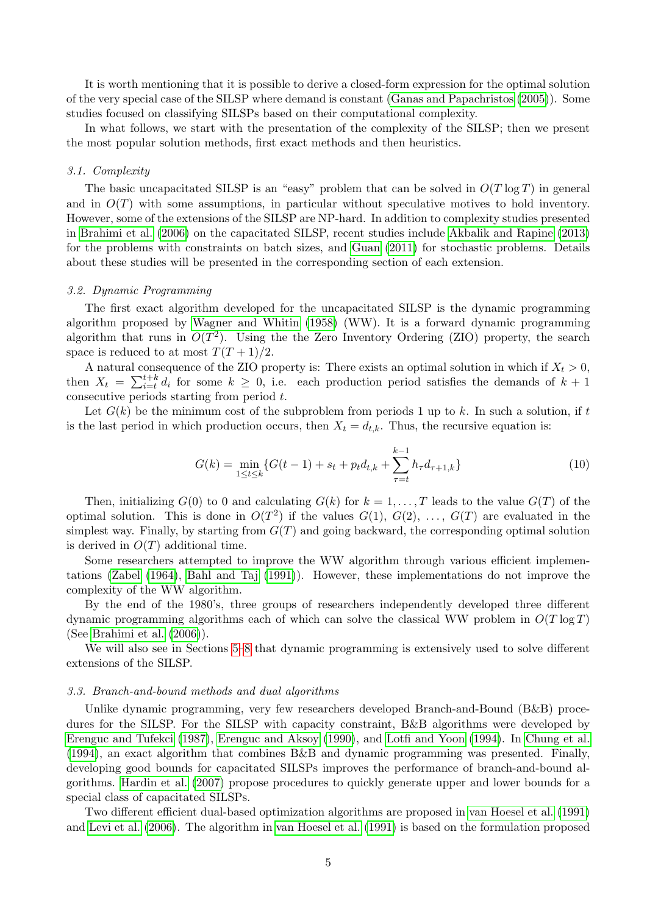It is worth mentioning that it is possible to derive a closed-form expression for the optimal solution of the very special case of the SILSP where demand is constant (Ganas and Papachristos (2005)). Some studies focused on classifying SILSPs based on their computational complexity.

In what follows, we start with the presentation of the complexity of the SILSP; then we present the most popular solution methods, first exact methods and then heuristics.

### 3.1. Complexity

The basic uncapacitated SILSP is an "easy" problem that can be solved in $O(T \log T)$ in general and in $O(T)$ with some assumptions, in particular without speculative motives to hold inventory. However, some of the extensions of the SILSP are NP-hard. In addition to complexity studies presented in Brahimi et al. (2006) on the capacitated SILSP, recent studies include Akbalik and Rapine (2013) for the problems with constraints on batch sizes, and Guan (2011) for stochastic problems. Details about these studies will be presented in the corresponding section of each extension.

### 3.2. Dynamic Programming

The first exact algorithm developed for the uncapacitated SILSP is the dynamic programming algorithm proposed by Wagner and Whitin (1958) (WW). It is a forward dynamic programming algorithm that runs in $O(T^2)$. Using the the Zero Inventory Ordering (ZIO) property, the search space is reduced to at most $T(T+1)/2$.

A natural consequence of the ZIO property is: There exists an optimal solution in which if $X_t > 0$, then $X_t = \sum_{i=t}^{t+k} d_i$ for some $k \geq 0$, i.e. each production period satisfies the demands of $k+1$ consecutive periods starting from period $t$.

Let $G(k)$ be the minimum cost of the subproblem from periods 1 up to $k$. In such a solution, if $t$ is the last period in which production occurs, then $X_t = d_{t,k}$. Thus, the recursive equation is:

$$G(k) = \min_{1 \leq t \leq k} \{G(t-1) + s_t + p_t d_{t,k} + \sum_{\tau=t}^{k-1} h_\tau d_{\tau+1,k}\} \tag{10}$$

Then, initializing $G(0)$ to 0 and calculating $G(k)$ for $k = 1, \ldots, T$ leads to the value $G(T)$ of the optimal solution. This is done in $O(T^2)$ if the values $G(1)$, $G(2)$, $\ldots$, $G(T)$ are evaluated in the simplest way. Finally, by starting from $G(T)$ and going backward, the corresponding optimal solution is derived in $O(T)$ additional time.

Some researchers attempted to improve the WW algorithm through various efficient implementations (Zabel (1964), Bahl and Taj (1991)). However, these implementations do not improve the complexity of the WW algorithm.

By the end of the 1980's, three groups of researchers independently developed three different dynamic programming algorithms each of which can solve the classical WW problem in $O(T \log T)$ (See Brahimi et al. (2006)).

We will also see in Sections 5–8 that dynamic programming is extensively used to solve different extensions of the SILSP.

### 3.3. Branch-and-bound methods and dual algorithms

Unlike dynamic programming, very few researchers developed Branch-and-Bound (B&B) procedures for the SILSP. For the SILSP with capacity constraint, B&B algorithms were developed by Erenguc and Tufekci (1987), Erenguc and Aksoy (1990), and Lotfi and Yoon (1994). In Chung et al. (1994), an exact algorithm that combines B&B and dynamic programming was presented. Finally, developing good bounds for capacitated SILSPs improves the performance of branch-and-bound algorithms. Hardin et al. (2007) propose procedures to quickly generate upper and lower bounds for a special class of capacitated SILSPs.

Two different efficient dual-based optimization algorithms are proposed in van Hoesel et al. (1991) and Levi et al. (2006). The algorithm in van Hoesel et al. (1991) is based on the formulation proposed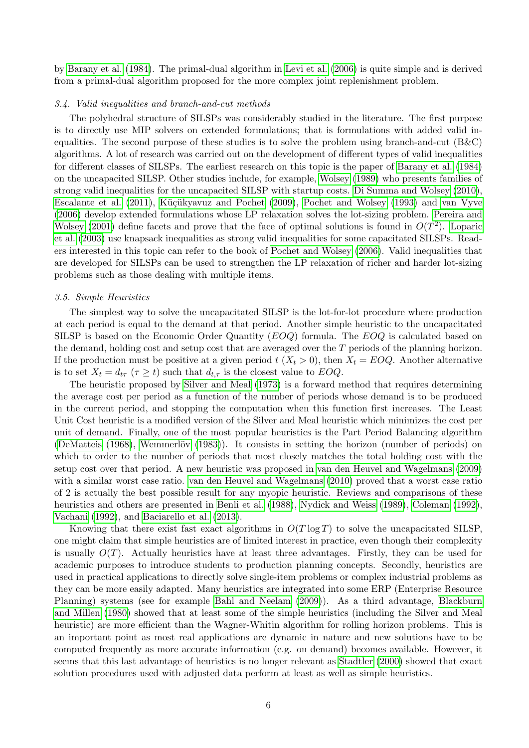by Barany et al. (1984). The primal-dual algorithm in Levi et al. (2006) is quite simple and is derived from a primal-dual algorithm proposed for the more complex joint replenishment problem.

### *3.4. Valid inequalities and branch-and-cut methods*

The polyhedral structure of SILSPs was considerably studied in the literature. The first purpose is to directly use MIP solvers on extended formulations; that is formulations with added valid inequalities. The second purpose of these studies is to solve the problem using branch-and-cut (B&C) algorithms. A lot of research was carried out on the development of different types of valid inequalities for different classes of SILSPs. The earliest research on this topic is the paper of Barany et al. (1984) on the uncapacited SILSP. Other studies include, for example, Wolsey (1989) who presents families of strong valid inequalities for the uncapacited SILSP with startup costs. Di Summa and Wolsey (2010), Escalante et al. (2011), Küçükyavuz and Pochet (2009), Pochet and Wolsey (1993) and van Vyve (2006) develop extended formulations whose LP relaxation solves the lot-sizing problem. Pereira and Wolsey (2001) define facets and prove that the face of optimal solutions is found in $O(T^2)$. Loparic et al. (2003) use knapsack inequalities as strong valid inequalities for some capacitated SILSPs. Readers interested in this topic can refer to the book of Pochet and Wolsey (2006). Valid inequalities that are developed for SILSPs can be used to strengthen the LP relaxation of richer and harder lot-sizing problems such as those dealing with multiple items.

### *3.5. Simple Heuristics*

The simplest way to solve the uncapacitated SILSP is the lot-for-lot procedure where production at each period is equal to the demand at that period. Another simple heuristic to the uncapacitated SILSP is based on the Economic Order Quantity ($EOQ$) formula. The $EOQ$ is calculated based on the demand, holding cost and setup cost that are averaged over the $T$ periods of the planning horizon. If the production must be positive at a given period $t$ ($X_t > 0$), then $X_t = EOQ$. Another alternative is to set $X_t = d_{t\tau}$ ($\tau \geq t$) such that $d_{t,\tau}$ is the closest value to $EOQ$.

The heuristic proposed by Silver and Meal (1973) is a forward method that requires determining the average cost per period as a function of the number of periods whose demand is to be produced in the current period, and stopping the computation when this function first increases. The Least Unit Cost heuristic is a modified version of the Silver and Meal heuristic which minimizes the cost per unit of demand. Finally, one of the most popular heuristics is the Part Period Balancing algorithm (DeMatteis (1968), Wemmerlöv (1983)). It consists in setting the horizon (number of periods) on which to order to the number of periods that most closely matches the total holding cost with the setup cost over that period. A new heuristic was proposed in van den Heuvel and Wagelmans (2009) with a similar worst case ratio. van den Heuvel and Wagelmans (2010) proved that a worst case ratio of 2 is actually the best possible result for any myopic heuristic. Reviews and comparisons of these heuristics and others are presented in Benli et al. (1988), Nydick and Weiss (1989), Coleman (1992), Vachani (1992), and Baciarello et al. (2013).

Knowing that there exist fast exact algorithms in $O(T \log T)$ to solve the uncapacitated SILSP, one might claim that simple heuristics are of limited interest in practice, even though their complexity is usually $O(T)$. Actually heuristics have at least three advantages. Firstly, they can be used for academic purposes to introduce students to production planning concepts. Secondly, heuristics are used in practical applications to directly solve single-item problems or complex industrial problems as they can be more easily adapted. Many heuristics are integrated into some ERP (Enterprise Resource Planning) systems (see for example Bahl and Neelam (2009)). As a third advantage, Blackburn and Millen (1980) showed that at least some of the simple heuristics (including the Silver and Meal heuristic) are more efficient than the Wagner-Whitin algorithm for rolling horizon problems. This is an important point as most real applications are dynamic in nature and new solutions have to be computed frequently as more accurate information (e.g. on demand) becomes available. However, it seems that this last advantage of heuristics is no longer relevant as Stadtler (2000) showed that exact solution procedures used with adjusted data perform at least as well as simple heuristics.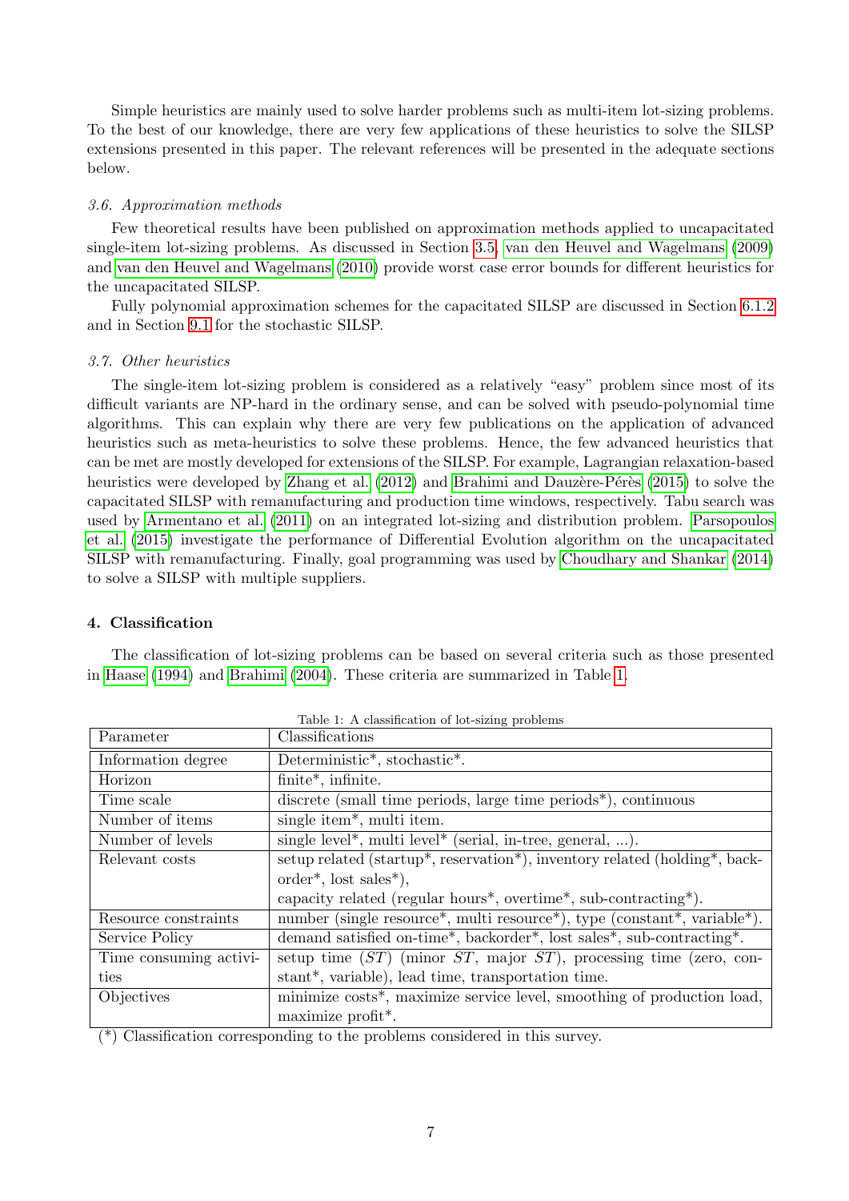Simple heuristics are mainly used to solve harder problems such as multi-item lot-sizing problems. To the best of our knowledge, there are very few applications of these heuristics to solve the SILSP extensions presented in this paper. The relevant references will be presented in the adequate sections below.

### *3.6. Approximation methods*

Few theoretical results have been published on approximation methods applied to uncapacitated single-item lot-sizing problems. As discussed in Section 3.5, van den Heuvel and Wagelmans (2009) and van den Heuvel and Wagelmans (2010) provide worst case error bounds for different heuristics for the uncapacitated SILSP.

Fully polynomial approximation schemes for the capacitated SILSP are discussed in Section 6.1.2 and in Section 9.1 for the stochastic SILSP.

### *3.7. Other heuristics*

The single-item lot-sizing problem is considered as a relatively "easy" problem since most of its difficult variants are NP-hard in the ordinary sense, and can be solved with pseudo-polynomial time algorithms. This can explain why there are very few publications on the application of advanced heuristics such as meta-heuristics to solve these problems. Hence, the few advanced heuristics that can be met are mostly developed for extensions of the SILSP. For example, Lagrangian relaxation-based heuristics were developed by Zhang et al. (2012) and Brahimi and Dauzère-Pérès (2015) to solve the capacitated SILSP with remanufacturing and production time windows, respectively. Tabu search was used by Armentano et al. (2011) on an integrated lot-sizing and distribution problem. Parsopoulos et al. (2015) investigate the performance of Differential Evolution algorithm on the uncapacitated SILSP with remanufacturing. Finally, goal programming was used by Choudhary and Shankar (2014) to solve a SILSP with multiple suppliers.

## 4. Classification

The classification of lot-sizing problems can be based on several criteria such as those presented in Haase (1994) and Brahimi (2004). These criteria are summarized in Table 1.

Table 1: A classification of lot-sizing problems

| Parameter | Classifications |
|---|---|
| Information degree | Deterministic*, stochastic*. |
| Horizon | finite*, infinite. |
| Time scale | discrete (small time periods, large time periods*), continuous |
| Number of items | single item*, multi item. |
| Number of levels | single level*, multi level* (serial, in-tree, general, ...). |
| Relevant costs | setup related (startup*, reservation*), inventory related (holding*, backorder*, lost sales*), capacity related (regular hours*, overtime*, sub-contracting*). |
| Resource constraints | number (single resource*, multi resource*), type (constant*, variable*). |
| Service Policy | demand satisfied on-time*, backorder*, lost sales*, sub-contracting*. |
| Time consuming activities | setup time (*ST*) (minor *ST*, major *ST*), processing time (zero, constant*, variable), lead time, transportation time. |
| Objectives | minimize costs*, maximize service level, smoothing of production load, maximize profit*. |

(*) Classification corresponding to the problems considered in this survey.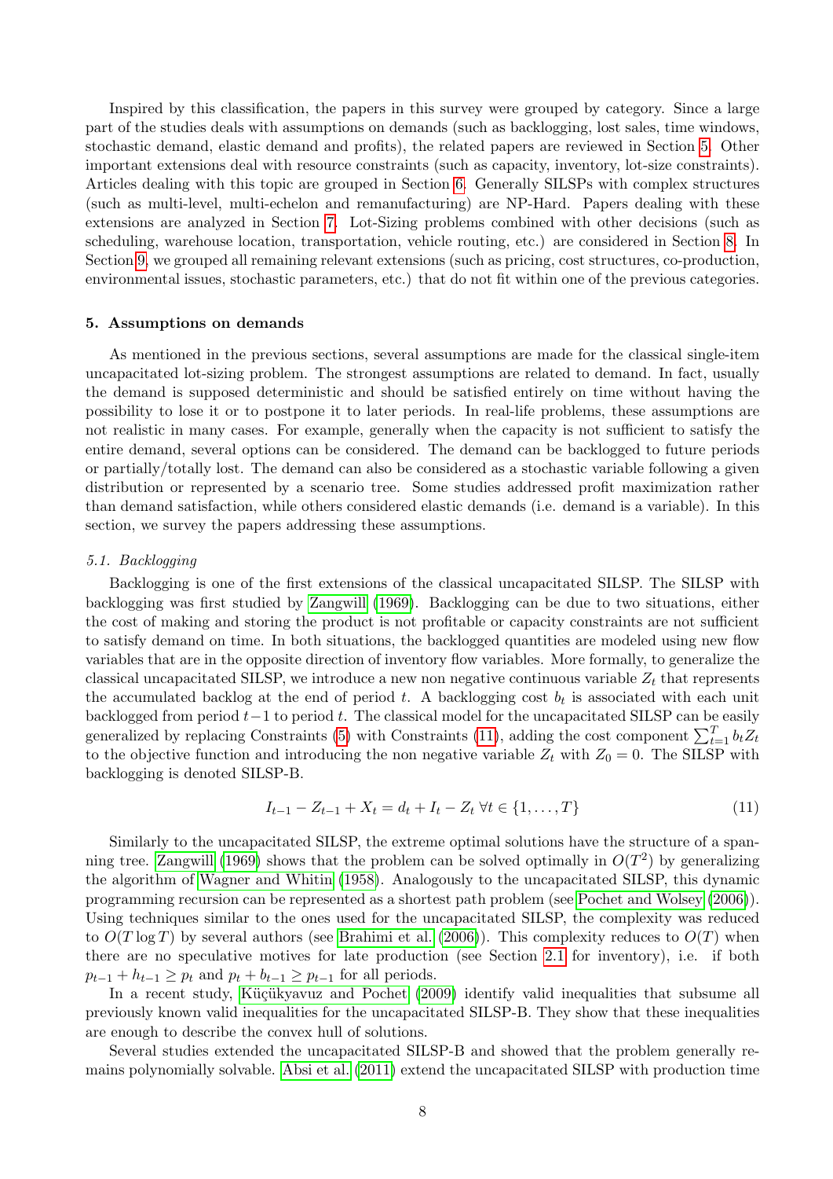Inspired by this classification, the papers in this survey were grouped by category. Since a large part of the studies deals with assumptions on demands (such as backlogging, lost sales, time windows, stochastic demand, elastic demand and profits), the related papers are reviewed in Section 5. Other important extensions deal with resource constraints (such as capacity, inventory, lot-size constraints). Articles dealing with this topic are grouped in Section 6. Generally SILSPs with complex structures (such as multi-level, multi-echelon and remanufacturing) are NP-Hard. Papers dealing with these extensions are analyzed in Section 7. Lot-Sizing problems combined with other decisions (such as scheduling, warehouse location, transportation, vehicle routing, etc.) are considered in Section 8. In Section 9, we grouped all remaining relevant extensions (such as pricing, cost structures, co-production, environmental issues, stochastic parameters, etc.) that do not fit within one of the previous categories.

## 5. Assumptions on demands

As mentioned in the previous sections, several assumptions are made for the classical single-item uncapacitated lot-sizing problem. The strongest assumptions are related to demand. In fact, usually the demand is supposed deterministic and should be satisfied entirely on time without having the possibility to lose it or to postpone it to later periods. In real-life problems, these assumptions are not realistic in many cases. For example, generally when the capacity is not sufficient to satisfy the entire demand, several options can be considered. The demand can be backlogged to future periods or partially/totally lost. The demand can also be considered as a stochastic variable following a given distribution or represented by a scenario tree. Some studies addressed profit maximization rather than demand satisfaction, while others considered elastic demands (i.e. demand is a variable). In this section, we survey the papers addressing these assumptions.

### *5.1. Backlogging*

Backlogging is one of the first extensions of the classical uncapacitated SILSP. The SILSP with backlogging was first studied by Zangwill (1969). Backlogging can be due to two situations, either the cost of making and storing the product is not profitable or capacity constraints are not sufficient to satisfy demand on time. In both situations, the backlogged quantities are modeled using new flow variables that are in the opposite direction of inventory flow variables. More formally, to generalize the classical uncapacitated SILSP, we introduce a new non negative continuous variable $Z_t$ that represents the accumulated backlog at the end of period $t$. A backlogging cost $b_t$ is associated with each unit backlogged from period $t-1$ to period $t$. The classical model for the uncapacitated SILSP can be easily generalized by replacing Constraints (5) with Constraints (11), adding the cost component $\sum_{t=1}^{T} b_t Z_t$ to the objective function and introducing the non negative variable $Z_t$ with $Z_0 = 0$. The SILSP with backlogging is denoted SILSP-B.

$$I_{t-1} - Z_{t-1} + X_t = d_t + I_t - Z_t \;\forall t \in \{1, \ldots, T\} \tag{11}$$

Similarly to the uncapacitated SILSP, the extreme optimal solutions have the structure of a spanning tree. Zangwill (1969) shows that the problem can be solved optimally in $O(T^2)$ by generalizing the algorithm of Wagner and Whitin (1958). Analogously to the uncapacitated SILSP, this dynamic programming recursion can be represented as a shortest path problem (see Pochet and Wolsey (2006)). Using techniques similar to the ones used for the uncapacitated SILSP, the complexity was reduced to $O(T \log T)$ by several authors (see Brahimi et al. (2006)). This complexity reduces to $O(T)$ when there are no speculative motives for late production (see Section 2.1 for inventory), i.e. if both $p_{t-1} + h_{t-1} \geq p_t$ and $p_t + b_{t-1} \geq p_{t-1}$ for all periods.

In a recent study, Küçükyavuz and Pochet (2009) identify valid inequalities that subsume all previously known valid inequalities for the uncapacitated SILSP-B. They show that these inequalities are enough to describe the convex hull of solutions.

Several studies extended the uncapacitated SILSP-B and showed that the problem generally remains polynomially solvable. Absi et al. (2011) extend the uncapacitated SILSP with production time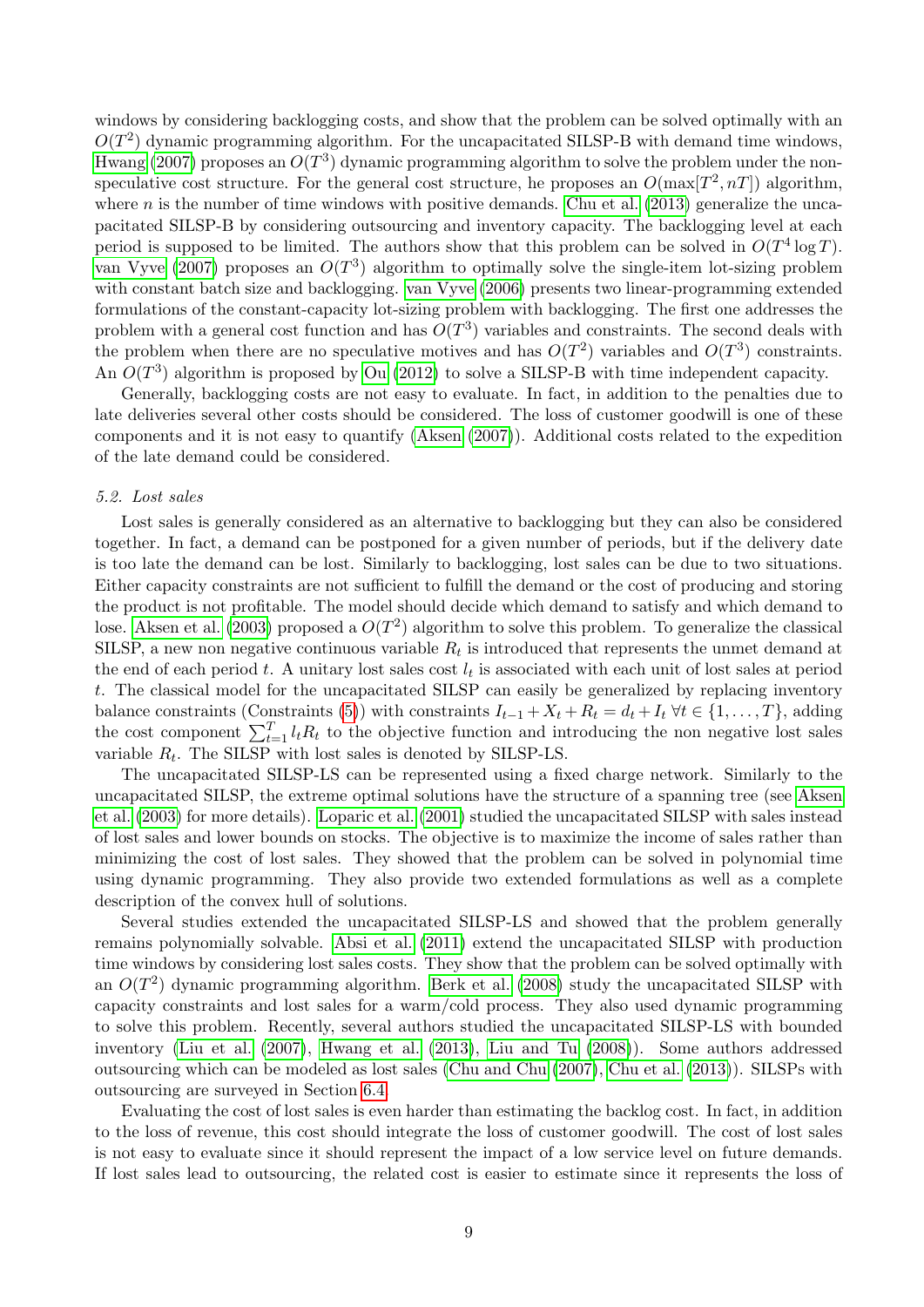windows by considering backlogging costs, and show that the problem can be solved optimally with an $O(T^2)$ dynamic programming algorithm. For the uncapacitated SILSP-B with demand time windows, Hwang (2007) proposes an $O(T^3)$ dynamic programming algorithm to solve the problem under the non-speculative cost structure. For the general cost structure, he proposes an $O(\max[T^2, nT])$ algorithm, where $n$ is the number of time windows with positive demands. Chu et al. (2013) generalize the uncapacitated SILSP-B by considering outsourcing and inventory capacity. The backlogging level at each period is supposed to be limited. The authors show that this problem can be solved in $O(T^4 \log T)$. van Vyve (2007) proposes an $O(T^3)$ algorithm to optimally solve the single-item lot-sizing problem with constant batch size and backlogging. van Vyve (2006) presents two linear-programming extended formulations of the constant-capacity lot-sizing problem with backlogging. The first one addresses the problem with a general cost function and has $O(T^3)$ variables and constraints. The second deals with the problem when there are no speculative motives and has $O(T^2)$ variables and $O(T^3)$ constraints. An $O(T^3)$ algorithm is proposed by Ou (2012) to solve a SILSP-B with time independent capacity.

Generally, backlogging costs are not easy to evaluate. In fact, in addition to the penalties due to late deliveries several other costs should be considered. The loss of customer goodwill is one of these components and it is not easy to quantify (Aksen (2007)). Additional costs related to the expedition of the late demand could be considered.

### 5.2. Lost sales

Lost sales is generally considered as an alternative to backlogging but they can also be considered together. In fact, a demand can be postponed for a given number of periods, but if the delivery date is too late the demand can be lost. Similarly to backlogging, lost sales can be due to two situations. Either capacity constraints are not sufficient to fulfill the demand or the cost of producing and storing the product is not profitable. The model should decide which demand to satisfy and which demand to lose. Aksen et al. (2003) proposed a $O(T^2)$ algorithm to solve this problem. To generalize the classical SILSP, a new non negative continuous variable $R_t$ is introduced that represents the unmet demand at the end of each period $t$. A unitary lost sales cost $l_t$ is associated with each unit of lost sales at period $t$. The classical model for the uncapacitated SILSP can easily be generalized by replacing inventory balance constraints (Constraints (5)) with constraints $I_{t-1} + X_t + R_t = d_t + I_t \ \forall t \in \{1, \ldots, T\}$, adding the cost component $\sum_{t=1}^{T} l_t R_t$ to the objective function and introducing the non negative lost sales variable $R_t$. The SILSP with lost sales is denoted by SILSP-LS.

The uncapacitated SILSP-LS can be represented using a fixed charge network. Similarly to the uncapacitated SILSP, the extreme optimal solutions have the structure of a spanning tree (see Aksen et al. (2003) for more details). Loparic et al. (2001) studied the uncapacitated SILSP with sales instead of lost sales and lower bounds on stocks. The objective is to maximize the income of sales rather than minimizing the cost of lost sales. They showed that the problem can be solved in polynomial time using dynamic programming. They also provide two extended formulations as well as a complete description of the convex hull of solutions.

Several studies extended the uncapacitated SILSP-LS and showed that the problem generally remains polynomially solvable. Absi et al. (2011) extend the uncapacitated SILSP with production time windows by considering lost sales costs. They show that the problem can be solved optimally with an $O(T^2)$ dynamic programming algorithm. Berk et al. (2008) study the uncapacitated SILSP with capacity constraints and lost sales for a warm/cold process. They also used dynamic programming to solve this problem. Recently, several authors studied the uncapacitated SILSP-LS with bounded inventory (Liu et al. (2007), Hwang et al. (2013), Liu and Tu (2008)). Some authors addressed outsourcing which can be modeled as lost sales (Chu and Chu (2007), Chu et al. (2013)). SILSPs with outsourcing are surveyed in Section 6.4.

Evaluating the cost of lost sales is even harder than estimating the backlog cost. In fact, in addition to the loss of revenue, this cost should integrate the loss of customer goodwill. The cost of lost sales is not easy to evaluate since it should represent the impact of a low service level on future demands. If lost sales lead to outsourcing, the related cost is easier to estimate since it represents the loss of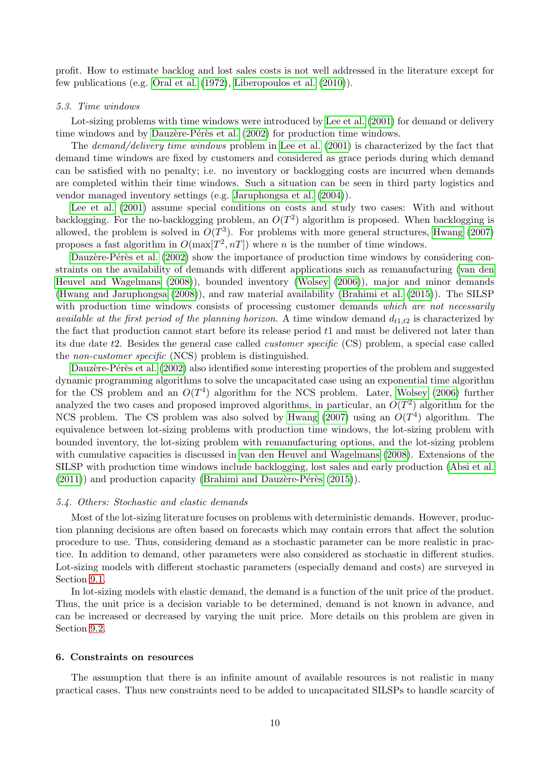profit. How to estimate backlog and lost sales costs is not well addressed in the literature except for few publications (e.g. Oral et al. (1972), Liberopoulos et al. (2010)).

### 5.3. Time windows

Lot-sizing problems with time windows were introduced by Lee et al. (2001) for demand or delivery time windows and by Dauzère-Pérès et al. (2002) for production time windows.

The *demand/delivery time windows* problem in Lee et al. (2001) is characterized by the fact that demand time windows are fixed by customers and considered as grace periods during which demand can be satisfied with no penalty; i.e. no inventory or backlogging costs are incurred when demands are completed within their time windows. Such a situation can be seen in third party logistics and vendor managed inventory settings (e.g. Jaruphongsa et al. (2004)).

Lee et al. (2001) assume special conditions on costs and study two cases: With and without backlogging. For the no-backlogging problem, an $O(T^2)$ algorithm is proposed. When backlogging is allowed, the problem is solved in $O(T^3)$. For problems with more general structures, Hwang (2007) proposes a fast algorithm in $O(\max[T^2, nT])$ where $n$ is the number of time windows.

Dauzère-Pérès et al. (2002) show the importance of production time windows by considering constraints on the availability of demands with different applications such as remanufacturing (van den Heuvel and Wagelmans (2008)), bounded inventory (Wolsey (2006)), major and minor demands (Hwang and Jaruphongsa (2008)), and raw material availability (Brahimi et al. (2015)). The SILSP with production time windows consists of processing customer demands *which are not necessarily available at the first period of the planning horizon*. A time window demand $d_{t1,t2}$ is characterized by the fact that production cannot start before its release period $t1$ and must be delivered not later than its due date $t2$. Besides the general case called *customer specific* (CS) problem, a special case called the *non-customer specific* (NCS) problem is distinguished.

Dauzère-Pérès et al. (2002) also identified some interesting properties of the problem and suggested dynamic programming algorithms to solve the uncapacitated case using an exponential time algorithm for the CS problem and an $O(T^4)$ algorithm for the NCS problem. Later, Wolsey (2006) further analyzed the two cases and proposed improved algorithms, in particular, an $O(T^2)$ algorithm for the NCS problem. The CS problem was also solved by Hwang (2007) using an $O(T^4)$ algorithm. The equivalence between lot-sizing problems with production time windows, the lot-sizing problem with bounded inventory, the lot-sizing problem with remanufacturing options, and the lot-sizing problem with cumulative capacities is discussed in van den Heuvel and Wagelmans (2008). Extensions of the SILSP with production time windows include backlogging, lost sales and early production (Absi et al. (2011)) and production capacity (Brahimi and Dauzère-Pérès (2015)).

### 5.4. Others: Stochastic and elastic demands

Most of the lot-sizing literature focuses on problems with deterministic demands. However, production planning decisions are often based on forecasts which may contain errors that affect the solution procedure to use. Thus, considering demand as a stochastic parameter can be more realistic in practice. In addition to demand, other parameters were also considered as stochastic in different studies. Lot-sizing models with different stochastic parameters (especially demand and costs) are surveyed in Section 9.1.

In lot-sizing models with elastic demand, the demand is a function of the unit price of the product. Thus, the unit price is a decision variable to be determined, demand is not known in advance, and can be increased or decreased by varying the unit price. More details on this problem are given in Section 9.2.

## 6. Constraints on resources

The assumption that there is an infinite amount of available resources is not realistic in many practical cases. Thus new constraints need to be added to uncapacitated SILSPs to handle scarcity of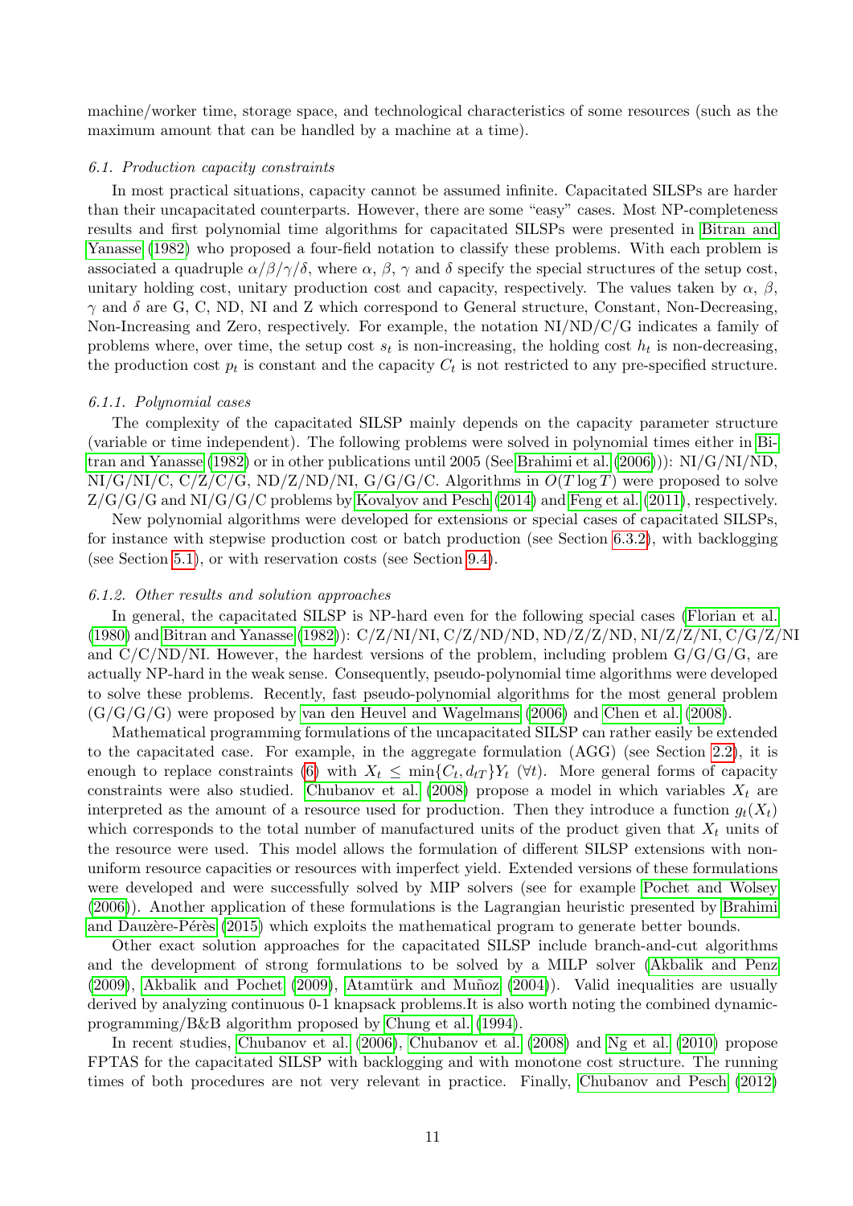machine/worker time, storage space, and technological characteristics of some resources (such as the maximum amount that can be handled by a machine at a time).

### *6.1. Production capacity constraints*

In most practical situations, capacity cannot be assumed infinite. Capacitated SILSPs are harder than their uncapacitated counterparts. However, there are some "easy" cases. Most NP-completeness results and first polynomial time algorithms for capacitated SILSPs were presented in Bitran and Yanasse (1982) who proposed a four-field notation to classify these problems. With each problem is associated a quadruple $\alpha/\beta/\gamma/\delta$, where $\alpha$, $\beta$, $\gamma$ and $\delta$ specify the special structures of the setup cost, unitary holding cost, unitary production cost and capacity, respectively. The values taken by $\alpha$, $\beta$, $\gamma$ and $\delta$ are G, C, ND, NI and Z which correspond to General structure, Constant, Non-Decreasing, Non-Increasing and Zero, respectively. For example, the notation NI/ND/C/G indicates a family of problems where, over time, the setup cost $s_t$ is non-increasing, the holding cost $h_t$ is non-decreasing, the production cost $p_t$ is constant and the capacity $C_t$ is not restricted to any pre-specified structure.

#### *6.1.1. Polynomial cases*

The complexity of the capacitated SILSP mainly depends on the capacity parameter structure (variable or time independent). The following problems were solved in polynomial times either in Bitran and Yanasse (1982) or in other publications until 2005 (See Brahimi et al. (2006))): NI/G/NI/ND, NI/G/NI/C, C/Z/C/G, ND/Z/ND/NI, G/G/G/C. Algorithms in $O(T \log T)$ were proposed to solve Z/G/G/G and NI/G/G/C problems by Kovalyov and Pesch (2014) and Feng et al. (2011), respectively.

New polynomial algorithms were developed for extensions or special cases of capacitated SILSPs, for instance with stepwise production cost or batch production (see Section 6.3.2), with backlogging (see Section 5.1), or with reservation costs (see Section 9.4).

#### *6.1.2. Other results and solution approaches*

In general, the capacitated SILSP is NP-hard even for the following special cases (Florian et al. (1980) and Bitran and Yanasse (1982)): C/Z/NI/NI, C/Z/ND/ND, ND/Z/Z/ND, NI/Z/Z/NI, C/G/Z/NI and C/C/ND/NI. However, the hardest versions of the problem, including problem G/G/G/G, are actually NP-hard in the weak sense. Consequently, pseudo-polynomial time algorithms were developed to solve these problems. Recently, fast pseudo-polynomial algorithms for the most general problem (G/G/G/G) were proposed by van den Heuvel and Wagelmans (2006) and Chen et al. (2008).

Mathematical programming formulations of the uncapacitated SILSP can rather easily be extended to the capacitated case. For example, in the aggregate formulation (AGG) (see Section 2.2), it is enough to replace constraints (6) with $X_t \leq \min\{C_t, d_{tT}\}Y_t$ $(\forall t)$. More general forms of capacity constraints were also studied. Chubanov et al. (2008) propose a model in which variables $X_t$ are interpreted as the amount of a resource used for production. Then they introduce a function $g_t(X_t)$ which corresponds to the total number of manufactured units of the product given that $X_t$ units of the resource were used. This model allows the formulation of different SILSP extensions with non-uniform resource capacities or resources with imperfect yield. Extended versions of these formulations were developed and were successfully solved by MIP solvers (see for example Pochet and Wolsey (2006)). Another application of these formulations is the Lagrangian heuristic presented by Brahimi and Dauzère-Pérès (2015) which exploits the mathematical program to generate better bounds.

Other exact solution approaches for the capacitated SILSP include branch-and-cut algorithms and the development of strong formulations to be solved by a MILP solver (Akbalik and Penz (2009), Akbalik and Pochet (2009), Atamtürk and Muñoz (2004)). Valid inequalities are usually derived by analyzing continuous 0-1 knapsack problems.It is also worth noting the combined dynamic-programming/B&B algorithm proposed by Chung et al. (1994).

In recent studies, Chubanov et al. (2006), Chubanov et al. (2008) and Ng et al. (2010) propose FPTAS for the capacitated SILSP with backlogging and with monotone cost structure. The running times of both procedures are not very relevant in practice. Finally, Chubanov and Pesch (2012)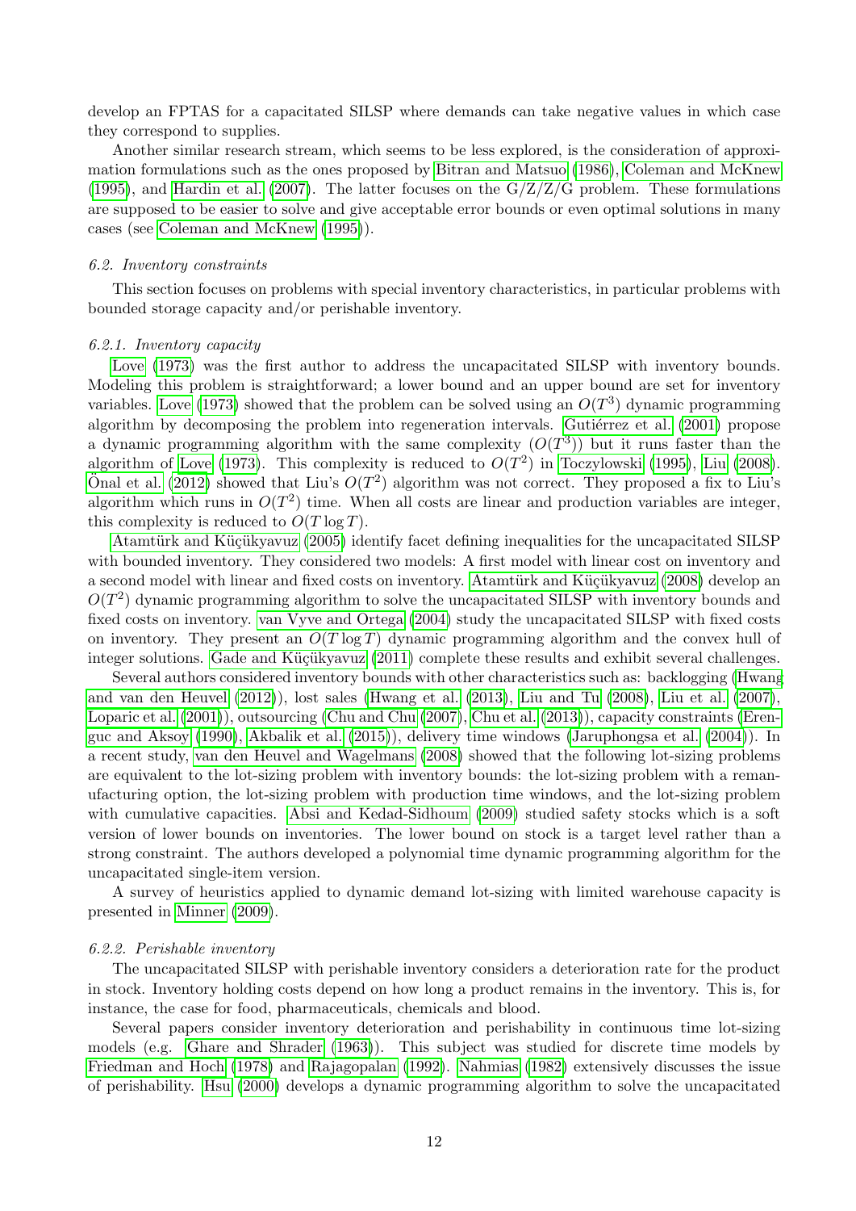develop an FPTAS for a capacitated SILSP where demands can take negative values in which case they correspond to supplies.

Another similar research stream, which seems to be less explored, is the consideration of approximation formulations such as the ones proposed by Bitran and Matsuo (1986), Coleman and McKnew (1995), and Hardin et al. (2007). The latter focuses on the G/Z/Z/G problem. These formulations are supposed to be easier to solve and give acceptable error bounds or even optimal solutions in many cases (see Coleman and McKnew (1995)).

### *6.2. Inventory constraints*

This section focuses on problems with special inventory characteristics, in particular problems with bounded storage capacity and/or perishable inventory.

#### *6.2.1. Inventory capacity*

Love (1973) was the first author to address the uncapacitated SILSP with inventory bounds. Modeling this problem is straightforward; a lower bound and an upper bound are set for inventory variables. Love (1973) showed that the problem can be solved using an $O(T^3)$ dynamic programming algorithm by decomposing the problem into regeneration intervals. Gutiérrez et al. (2001) propose a dynamic programming algorithm with the same complexity ($O(T^3)$) but it runs faster than the algorithm of Love (1973). This complexity is reduced to $O(T^2)$ in Toczylowski (1995), Liu (2008). Önal et al. (2012) showed that Liu's $O(T^2)$ algorithm was not correct. They proposed a fix to Liu's algorithm which runs in $O(T^2)$ time. When all costs are linear and production variables are integer, this complexity is reduced to $O(T \log T)$.

Atamtürk and Küçükyavuz (2005) identify facet defining inequalities for the uncapacitated SILSP with bounded inventory. They considered two models: A first model with linear cost on inventory and a second model with linear and fixed costs on inventory. Atamtürk and Küçükyavuz (2008) develop an $O(T^2)$ dynamic programming algorithm to solve the uncapacitated SILSP with inventory bounds and fixed costs on inventory. van Vyve and Ortega (2004) study the uncapacitated SILSP with fixed costs on inventory. They present an $O(T \log T)$ dynamic programming algorithm and the convex hull of integer solutions. Gade and Küçükyavuz (2011) complete these results and exhibit several challenges.

Several authors considered inventory bounds with other characteristics such as: backlogging (Hwang and van den Heuvel (2012)), lost sales (Hwang et al. (2013), Liu and Tu (2008), Liu et al. (2007), Loparic et al. (2001)), outsourcing (Chu and Chu (2007), Chu et al. (2013)), capacity constraints (Erenguc and Aksoy (1990), Akbalik et al. (2015)), delivery time windows (Jaruphongsa et al. (2004)). In a recent study, van den Heuvel and Wagelmans (2008) showed that the following lot-sizing problems are equivalent to the lot-sizing problem with inventory bounds: the lot-sizing problem with a remanufacturing option, the lot-sizing problem with production time windows, and the lot-sizing problem with cumulative capacities. Absi and Kedad-Sidhoum (2009) studied safety stocks which is a soft version of lower bounds on inventories. The lower bound on stock is a target level rather than a strong constraint. The authors developed a polynomial time dynamic programming algorithm for the uncapacitated single-item version.

A survey of heuristics applied to dynamic demand lot-sizing with limited warehouse capacity is presented in Minner (2009).

#### *6.2.2. Perishable inventory*

The uncapacitated SILSP with perishable inventory considers a deterioration rate for the product in stock. Inventory holding costs depend on how long a product remains in the inventory. This is, for instance, the case for food, pharmaceuticals, chemicals and blood.

Several papers consider inventory deterioration and perishability in continuous time lot-sizing models (e.g. Ghare and Shrader (1963)). This subject was studied for discrete time models by Friedman and Hoch (1978) and Rajagopalan (1992). Nahmias (1982) extensively discusses the issue of perishability. Hsu (2000) develops a dynamic programming algorithm to solve the uncapacitated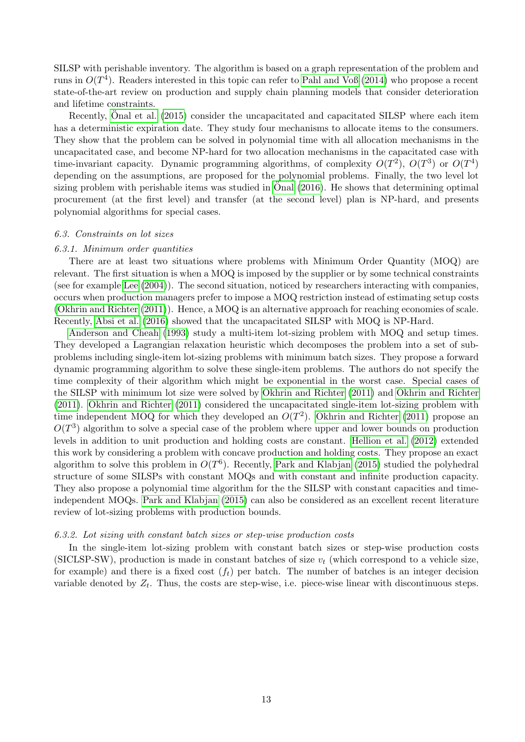SILSP with perishable inventory. The algorithm is based on a graph representation of the problem and runs in $O(T^4)$. Readers interested in this topic can refer to Pahl and Voß (2014) who propose a recent state-of-the-art review on production and supply chain planning models that consider deterioration and lifetime constraints.

Recently, Önal et al. (2015) consider the uncapacitated and capacitated SILSP where each item has a deterministic expiration date. They study four mechanisms to allocate items to the consumers. They show that the problem can be solved in polynomial time with all allocation mechanisms in the uncapacitated case, and become NP-hard for two allocation mechanisms in the capacitated case with time-invariant capacity. Dynamic programming algorithms, of complexity $O(T^2)$, $O(T^3)$ or $O(T^4)$ depending on the assumptions, are proposed for the polynomial problems. Finally, the two level lot sizing problem with perishable items was studied in Önal (2016). He shows that determining optimal procurement (at the first level) and transfer (at the second level) plan is NP-hard, and presents polynomial algorithms for special cases.

### *6.3. Constraints on lot sizes*

#### *6.3.1. Minimum order quantities*

There are at least two situations where problems with Minimum Order Quantity (MOQ) are relevant. The first situation is when a MOQ is imposed by the supplier or by some technical constraints (see for example Lee (2004)). The second situation, noticed by researchers interacting with companies, occurs when production managers prefer to impose a MOQ restriction instead of estimating setup costs (Okhrin and Richter (2011)). Hence, a MOQ is an alternative approach for reaching economies of scale. Recently, Absi et al. (2016) showed that the uncapacitated SILSP with MOQ is NP-Hard.

Anderson and Cheah (1993) study a multi-item lot-sizing problem with MOQ and setup times. They developed a Lagrangian relaxation heuristic which decomposes the problem into a set of subproblems including single-item lot-sizing problems with minimum batch sizes. They propose a forward dynamic programming algorithm to solve these single-item problems. The authors do not specify the time complexity of their algorithm which might be exponential in the worst case. Special cases of the SILSP with minimum lot size were solved by Okhrin and Richter (2011) and Okhrin and Richter (2011). Okhrin and Richter (2011) considered the uncapacitated single-item lot-sizing problem with time independent MOQ for which they developed an $O(T^2)$. Okhrin and Richter (2011) propose an $O(T^3)$ algorithm to solve a special case of the problem where upper and lower bounds on production levels in addition to unit production and holding costs are constant. Hellion et al. (2012) extended this work by considering a problem with concave production and holding costs. They propose an exact algorithm to solve this problem in $O(T^6)$. Recently, Park and Klabjan (2015) studied the polyhedral structure of some SILSPs with constant MOQs and with constant and infinite production capacity. They also propose a polynomial time algorithm for the the SILSP with constant capacities and time-independent MOQs. Park and Klabjan (2015) can also be considered as an excellent recent literature review of lot-sizing problems with production bounds.

#### *6.3.2. Lot sizing with constant batch sizes or step-wise production costs*

In the single-item lot-sizing problem with constant batch sizes or step-wise production costs (SICLSP-SW), production is made in constant batches of size $v_t$ (which correspond to a vehicle size, for example) and there is a fixed cost ($f_t$) per batch. The number of batches is an integer decision variable denoted by $Z_t$. Thus, the costs are step-wise, i.e. piece-wise linear with discontinuous steps.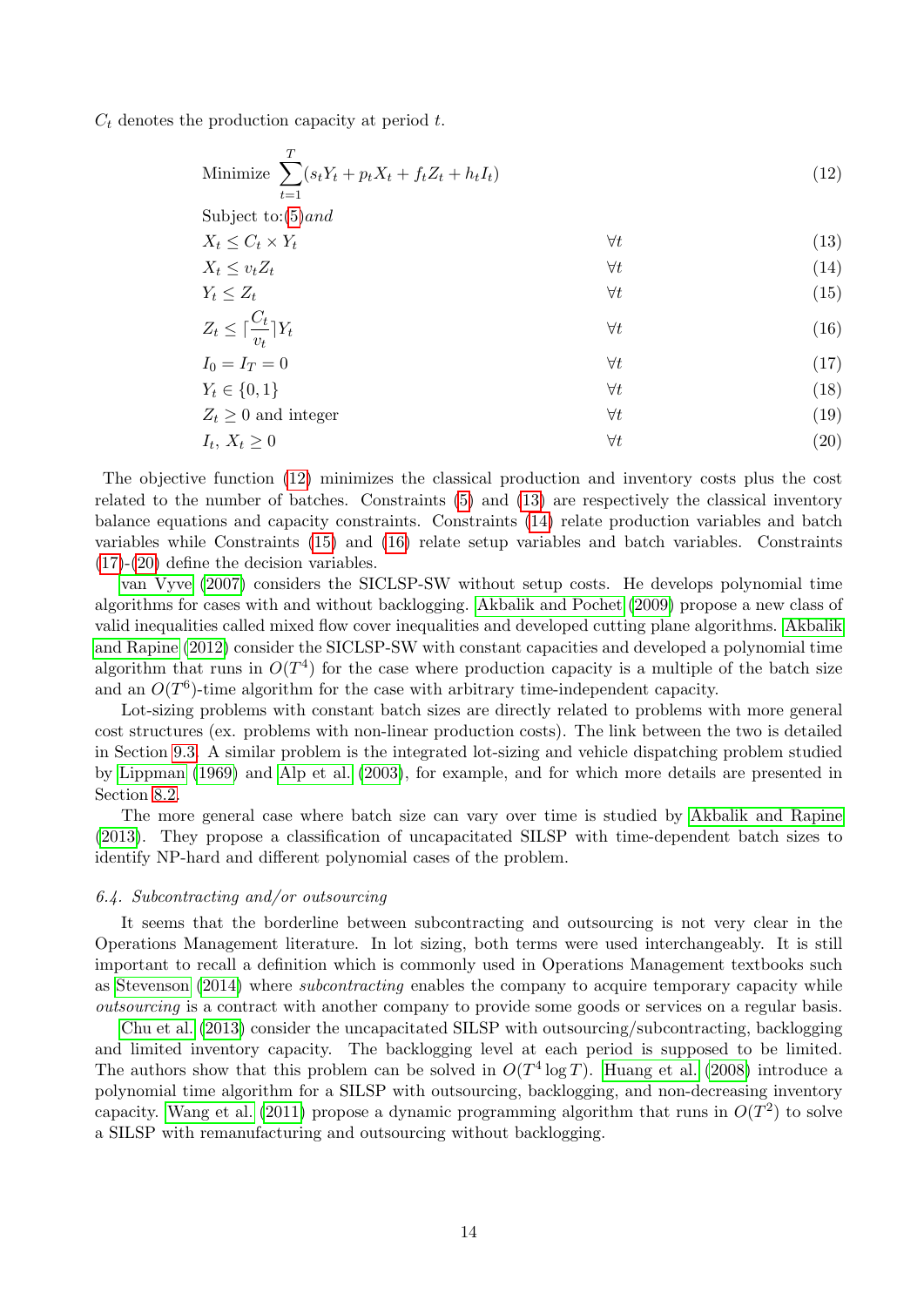$C_t$ denotes the production capacity at period $t$.

$$\text{Minimize} \sum_{t=1}^{T}(s_t Y_t + p_t X_t + f_t Z_t + h_t I_t) \tag{12}$$

Subject to: (5) and

$$X_t \leq C_t \times Y_t \quad \forall t \tag{13}$$

$$X_t \leq v_t Z_t \quad \forall t \tag{14}$$

$$Y_t \leq Z_t \quad \forall t \tag{15}$$

$$Z_t \leq \lceil \frac{C_t}{v_t} \rceil Y_t \quad \forall t \tag{16}$$

$$I_0 = I_T = 0 \quad \forall t \tag{17}$$

$$Y_t \in \{0, 1\} \quad \forall t \tag{18}$$

$$Z_t \geq 0 \text{ and integer} \quad \forall t \tag{19}$$

$$I_t,\, X_t \geq 0 \quad \forall t \tag{20}$$

The objective function (12) minimizes the classical production and inventory costs plus the cost related to the number of batches. Constraints (5) and (13) are respectively the classical inventory balance equations and capacity constraints. Constraints (14) relate production variables and batch variables while Constraints (15) and (16) relate setup variables and batch variables. Constraints (17)-(20) define the decision variables.

van Vyve (2007) considers the SICLSP-SW without setup costs. He develops polynomial time algorithms for cases with and without backlogging. Akbalik and Pochet (2009) propose a new class of valid inequalities called mixed flow cover inequalities and developed cutting plane algorithms. Akbalik and Rapine (2012) consider the SICLSP-SW with constant capacities and developed a polynomial time algorithm that runs in $O(T^4)$ for the case where production capacity is a multiple of the batch size and an $O(T^6)$-time algorithm for the case with arbitrary time-independent capacity.

Lot-sizing problems with constant batch sizes are directly related to problems with more general cost structures (ex. problems with non-linear production costs). The link between the two is detailed in Section 9.3. A similar problem is the integrated lot-sizing and vehicle dispatching problem studied by Lippman (1969) and Alp et al. (2003), for example, and for which more details are presented in Section 8.2.

The more general case where batch size can vary over time is studied by Akbalik and Rapine (2013). They propose a classification of uncapacitated SILSP with time-dependent batch sizes to identify NP-hard and different polynomial cases of the problem.

### 6.4. Subcontracting and/or outsourcing

It seems that the borderline between subcontracting and outsourcing is not very clear in the Operations Management literature. In lot sizing, both terms were used interchangeably. It is still important to recall a definition which is commonly used in Operations Management textbooks such as Stevenson (2014) where *subcontracting* enables the company to acquire temporary capacity while *outsourcing* is a contract with another company to provide some goods or services on a regular basis.

Chu et al. (2013) consider the uncapacitated SILSP with outsourcing/subcontracting, backlogging and limited inventory capacity. The backlogging level at each period is supposed to be limited. The authors show that this problem can be solved in $O(T^4 \log T)$. Huang et al. (2008) introduce a polynomial time algorithm for a SILSP with outsourcing, backlogging, and non-decreasing inventory capacity. Wang et al. (2011) propose a dynamic programming algorithm that runs in $O(T^2)$ to solve a SILSP with remanufacturing and outsourcing without backlogging.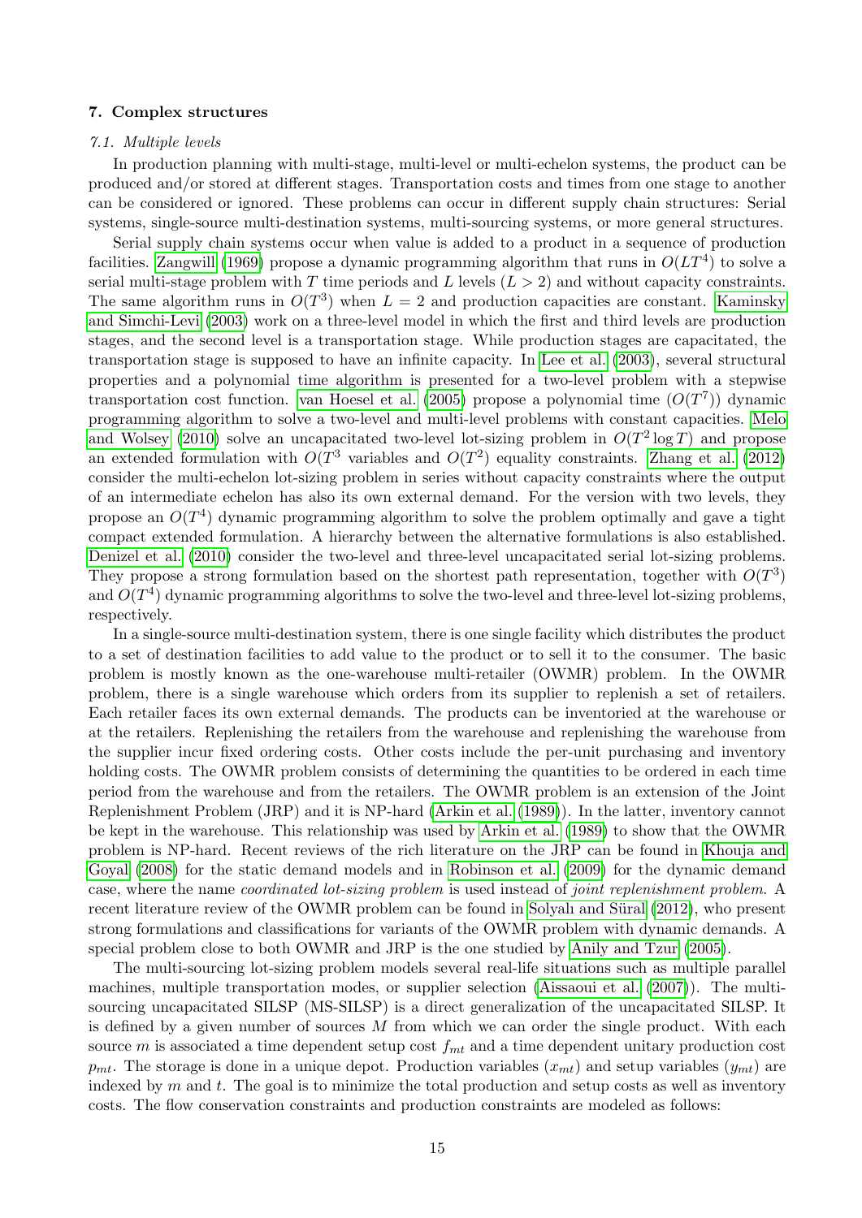## 7. Complex structures

### 7.1. Multiple levels

In production planning with multi-stage, multi-level or multi-echelon systems, the product can be produced and/or stored at different stages. Transportation costs and times from one stage to another can be considered or ignored. These problems can occur in different supply chain structures: Serial systems, single-source multi-destination systems, multi-sourcing systems, or more general structures.

Serial supply chain systems occur when value is added to a product in a sequence of production facilities. Zangwill (1969) propose a dynamic programming algorithm that runs in $O(LT^4)$ to solve a serial multi-stage problem with $T$ time periods and $L$ levels ($L > 2$) and without capacity constraints. The same algorithm runs in $O(T^3)$ when $L = 2$ and production capacities are constant. Kaminsky and Simchi-Levi (2003) work on a three-level model in which the first and third levels are production stages, and the second level is a transportation stage. While production stages are capacitated, the transportation stage is supposed to have an infinite capacity. In Lee et al. (2003), several structural properties and a polynomial time algorithm is presented for a two-level problem with a stepwise transportation cost function. van Hoesel et al. (2005) propose a polynomial time ($O(T^7)$) dynamic programming algorithm to solve a two-level and multi-level problems with constant capacities. Melo and Wolsey (2010) solve an uncapacitated two-level lot-sizing problem in $O(T^2 \log T)$ and propose an extended formulation with $O(T^3$ variables and $O(T^2)$ equality constraints. Zhang et al. (2012) consider the multi-echelon lot-sizing problem in series without capacity constraints where the output of an intermediate echelon has also its own external demand. For the version with two levels, they propose an $O(T^4)$ dynamic programming algorithm to solve the problem optimally and gave a tight compact extended formulation. A hierarchy between the alternative formulations is also established. Denizel et al. (2010) consider the two-level and three-level uncapacitated serial lot-sizing problems. They propose a strong formulation based on the shortest path representation, together with $O(T^3)$ and $O(T^4)$ dynamic programming algorithms to solve the two-level and three-level lot-sizing problems, respectively.

In a single-source multi-destination system, there is one single facility which distributes the product to a set of destination facilities to add value to the product or to sell it to the consumer. The basic problem is mostly known as the one-warehouse multi-retailer (OWMR) problem. In the OWMR problem, there is a single warehouse which orders from its supplier to replenish a set of retailers. Each retailer faces its own external demands. The products can be inventoried at the warehouse or at the retailers. Replenishing the retailers from the warehouse and replenishing the warehouse from the supplier incur fixed ordering costs. Other costs include the per-unit purchasing and inventory holding costs. The OWMR problem consists of determining the quantities to be ordered in each time period from the warehouse and from the retailers. The OWMR problem is an extension of the Joint Replenishment Problem (JRP) and it is NP-hard (Arkin et al. (1989)). In the latter, inventory cannot be kept in the warehouse. This relationship was used by Arkin et al. (1989) to show that the OWMR problem is NP-hard. Recent reviews of the rich literature on the JRP can be found in Khouja and Goyal (2008) for the static demand models and in Robinson et al. (2009) for the dynamic demand case, where the name *coordinated lot-sizing problem* is used instead of *joint replenishment problem*. A recent literature review of the OWMR problem can be found in Solyalı and Süral (2012), who present strong formulations and classifications for variants of the OWMR problem with dynamic demands. A special problem close to both OWMR and JRP is the one studied by Anily and Tzur (2005).

The multi-sourcing lot-sizing problem models several real-life situations such as multiple parallel machines, multiple transportation modes, or supplier selection (Aissaoui et al. (2007)). The multi-sourcing uncapacitated SILSP (MS-SILSP) is a direct generalization of the uncapacitated SILSP. It is defined by a given number of sources $M$ from which we can order the single product. With each source $m$ is associated a time dependent setup cost $f_{mt}$ and a time dependent unitary production cost $p_{mt}$. The storage is done in a unique depot. Production variables ($x_{mt}$) and setup variables ($y_{mt}$) are indexed by $m$ and $t$. The goal is to minimize the total production and setup costs as well as inventory costs. The flow conservation constraints and production constraints are modeled as follows: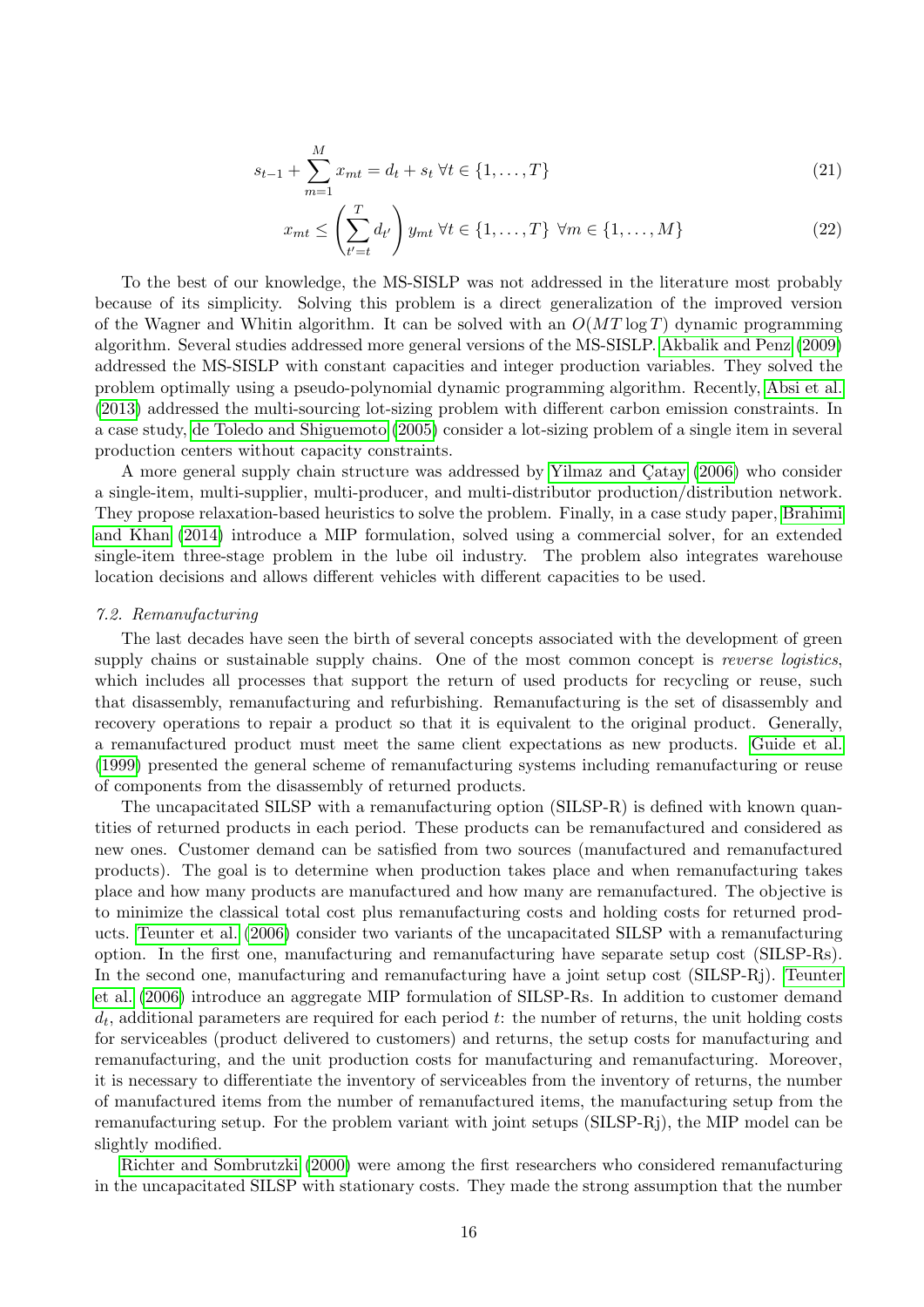$$s_{t-1} + \sum_{m=1}^{M} x_{mt} = d_t + s_t \; \forall t \in \{1, \ldots, T\} \tag{21}$$

$$x_{mt} \leq \left( \sum_{t'=t}^{T} d_{t'} \right) y_{mt} \; \forall t \in \{1, \ldots, T\} \; \forall m \in \{1, \ldots, M\} \tag{22}$$

To the best of our knowledge, the MS-SISLP was not addressed in the literature most probably because of its simplicity. Solving this problem is a direct generalization of the improved version of the Wagner and Whitin algorithm. It can be solved with an $O(MT \log T)$ dynamic programming algorithm. Several studies addressed more general versions of the MS-SISLP. Akbalik and Penz (2009) addressed the MS-SISLP with constant capacities and integer production variables. They solved the problem optimally using a pseudo-polynomial dynamic programming algorithm. Recently, Absi et al. (2013) addressed the multi-sourcing lot-sizing problem with different carbon emission constraints. In a case study, de Toledo and Shiguemoto (2005) consider a lot-sizing problem of a single item in several production centers without capacity constraints.

A more general supply chain structure was addressed by Yilmaz and Çatay (2006) who consider a single-item, multi-supplier, multi-producer, and multi-distributor production/distribution network. They propose relaxation-based heuristics to solve the problem. Finally, in a case study paper, Brahimi and Khan (2014) introduce a MIP formulation, solved using a commercial solver, for an extended single-item three-stage problem in the lube oil industry. The problem also integrates warehouse location decisions and allows different vehicles with different capacities to be used.

### *7.2. Remanufacturing*

The last decades have seen the birth of several concepts associated with the development of green supply chains or sustainable supply chains. One of the most common concept is *reverse logistics*, which includes all processes that support the return of used products for recycling or reuse, such that disassembly, remanufacturing and refurbishing. Remanufacturing is the set of disassembly and recovery operations to repair a product so that it is equivalent to the original product. Generally, a remanufactured product must meet the same client expectations as new products. Guide et al. (1999) presented the general scheme of remanufacturing systems including remanufacturing or reuse of components from the disassembly of returned products.

The uncapacitated SILSP with a remanufacturing option (SILSP-R) is defined with known quantities of returned products in each period. These products can be remanufactured and considered as new ones. Customer demand can be satisfied from two sources (manufactured and remanufactured products). The goal is to determine when production takes place and when remanufacturing takes place and how many products are manufactured and how many are remanufactured. The objective is to minimize the classical total cost plus remanufacturing costs and holding costs for returned products. Teunter et al. (2006) consider two variants of the uncapacitated SILSP with a remanufacturing option. In the first one, manufacturing and remanufacturing have separate setup cost (SILSP-Rs). In the second one, manufacturing and remanufacturing have a joint setup cost (SILSP-Rj). Teunter et al. (2006) introduce an aggregate MIP formulation of SILSP-Rs. In addition to customer demand $d_t$, additional parameters are required for each period $t$: the number of returns, the unit holding costs for serviceables (product delivered to customers) and returns, the setup costs for manufacturing and remanufacturing, and the unit production costs for manufacturing and remanufacturing. Moreover, it is necessary to differentiate the inventory of serviceables from the inventory of returns, the number of manufactured items from the number of remanufactured items, the manufacturing setup from the remanufacturing setup. For the problem variant with joint setups (SILSP-Rj), the MIP model can be slightly modified.

Richter and Sombrutzki (2000) were among the first researchers who considered remanufacturing in the uncapacitated SILSP with stationary costs. They made the strong assumption that the number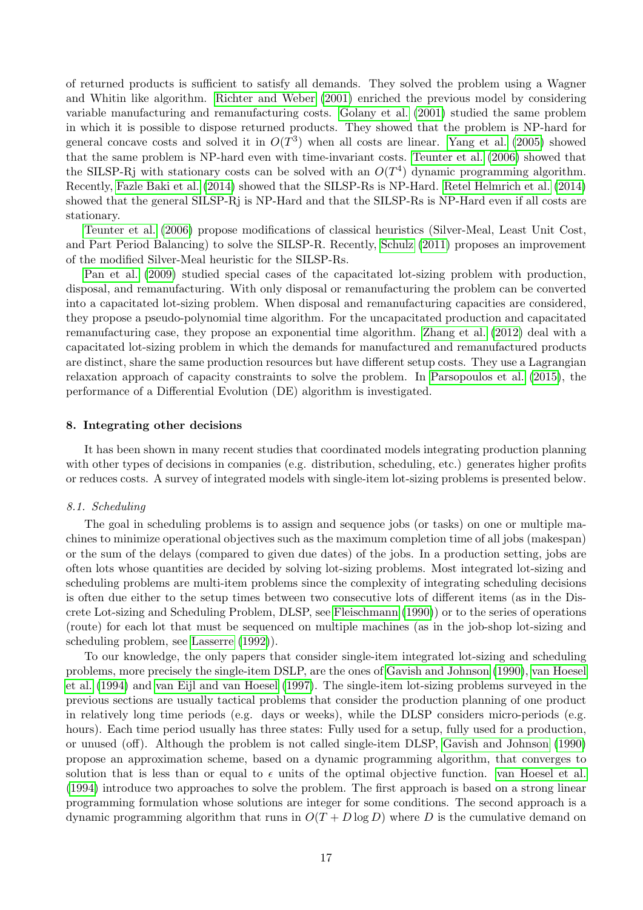of returned products is sufficient to satisfy all demands. They solved the problem using a Wagner and Whitin like algorithm. Richter and Weber (2001) enriched the previous model by considering variable manufacturing and remanufacturing costs. Golany et al. (2001) studied the same problem in which it is possible to dispose returned products. They showed that the problem is NP-hard for general concave costs and solved it in $O(T^3)$ when all costs are linear. Yang et al. (2005) showed that the same problem is NP-hard even with time-invariant costs. Teunter et al. (2006) showed that the SILSP-Rj with stationary costs can be solved with an $O(T^4)$ dynamic programming algorithm. Recently, Fazle Baki et al. (2014) showed that the SILSP-Rs is NP-Hard. Retel Helmrich et al. (2014) showed that the general SILSP-Rj is NP-Hard and that the SILSP-Rs is NP-Hard even if all costs are stationary.

Teunter et al. (2006) propose modifications of classical heuristics (Silver-Meal, Least Unit Cost, and Part Period Balancing) to solve the SILSP-R. Recently, Schulz (2011) proposes an improvement of the modified Silver-Meal heuristic for the SILSP-Rs.

Pan et al. (2009) studied special cases of the capacitated lot-sizing problem with production, disposal, and remanufacturing. With only disposal or remanufacturing the problem can be converted into a capacitated lot-sizing problem. When disposal and remanufacturing capacities are considered, they propose a pseudo-polynomial time algorithm. For the uncapacitated production and capacitated remanufacturing case, they propose an exponential time algorithm. Zhang et al. (2012) deal with a capacitated lot-sizing problem in which the demands for manufactured and remanufactured products are distinct, share the same production resources but have different setup costs. They use a Lagrangian relaxation approach of capacity constraints to solve the problem. In Parsopoulos et al. (2015), the performance of a Differential Evolution (DE) algorithm is investigated.

## 8. Integrating other decisions

It has been shown in many recent studies that coordinated models integrating production planning with other types of decisions in companies (e.g. distribution, scheduling, etc.) generates higher profits or reduces costs. A survey of integrated models with single-item lot-sizing problems is presented below.

### 8.1. Scheduling

The goal in scheduling problems is to assign and sequence jobs (or tasks) on one or multiple machines to minimize operational objectives such as the maximum completion time of all jobs (makespan) or the sum of the delays (compared to given due dates) of the jobs. In a production setting, jobs are often lots whose quantities are decided by solving lot-sizing problems. Most integrated lot-sizing and scheduling problems are multi-item problems since the complexity of integrating scheduling decisions is often due either to the setup times between two consecutive lots of different items (as in the Discrete Lot-sizing and Scheduling Problem, DLSP, see Fleischmann (1990)) or to the series of operations (route) for each lot that must be sequenced on multiple machines (as in the job-shop lot-sizing and scheduling problem, see Lasserre (1992)).

To our knowledge, the only papers that consider single-item integrated lot-sizing and scheduling problems, more precisely the single-item DSLP, are the ones of Gavish and Johnson (1990), van Hoesel et al. (1994) and van Eijl and van Hoesel (1997). The single-item lot-sizing problems surveyed in the previous sections are usually tactical problems that consider the production planning of one product in relatively long time periods (e.g. days or weeks), while the DLSP considers micro-periods (e.g. hours). Each time period usually has three states: Fully used for a setup, fully used for a production, or unused (off). Although the problem is not called single-item DLSP, Gavish and Johnson (1990) propose an approximation scheme, based on a dynamic programming algorithm, that converges to solution that is less than or equal to $\epsilon$ units of the optimal objective function. van Hoesel et al. (1994) introduce two approaches to solve the problem. The first approach is based on a strong linear programming formulation whose solutions are integer for some conditions. The second approach is a dynamic programming algorithm that runs in $O(T + D \log D)$ where $D$ is the cumulative demand on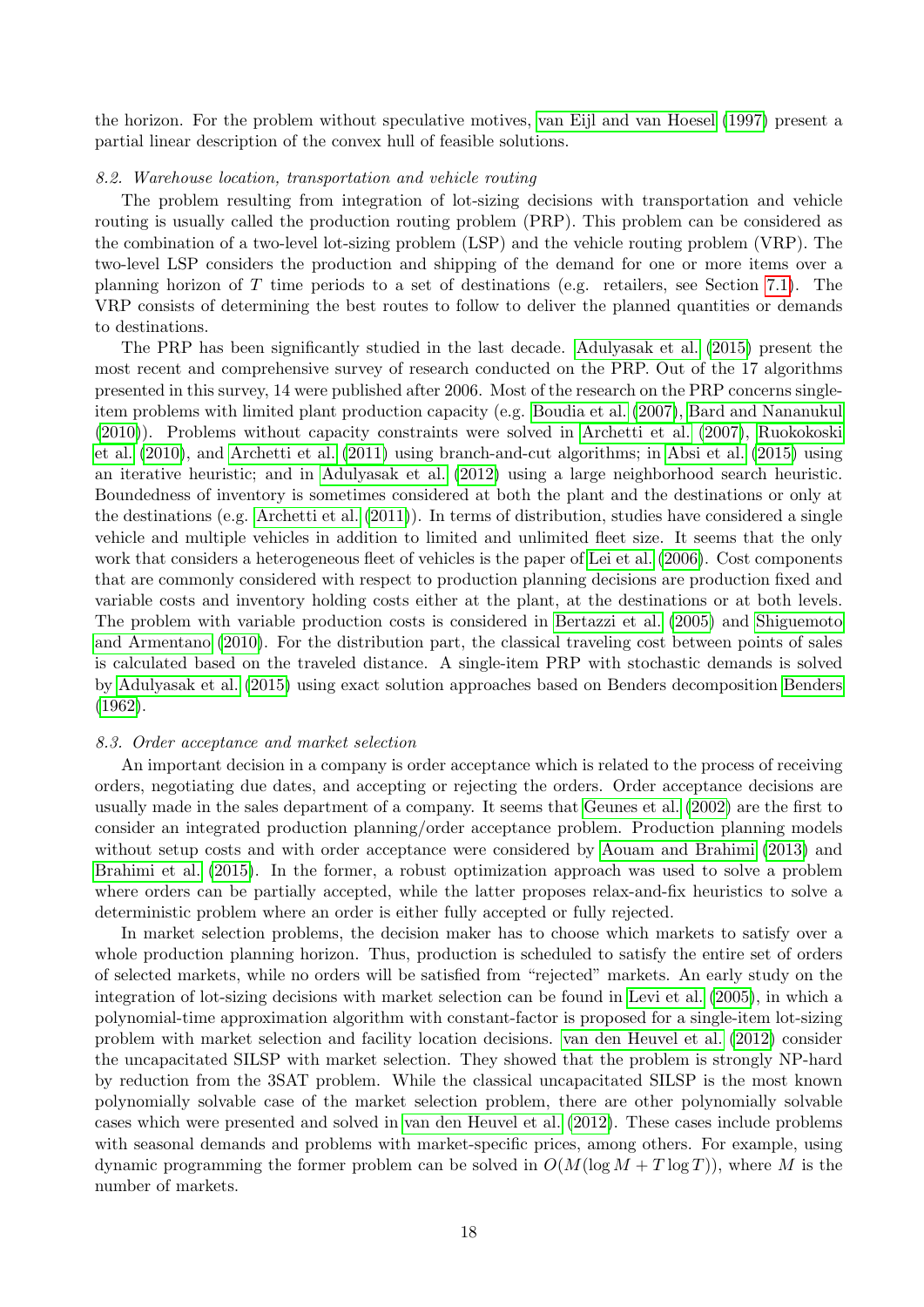the horizon. For the problem without speculative motives, van Eijl and van Hoesel (1997) present a partial linear description of the convex hull of feasible solutions.

### *8.2. Warehouse location, transportation and vehicle routing*

The problem resulting from integration of lot-sizing decisions with transportation and vehicle routing is usually called the production routing problem (PRP). This problem can be considered as the combination of a two-level lot-sizing problem (LSP) and the vehicle routing problem (VRP). The two-level LSP considers the production and shipping of the demand for one or more items over a planning horizon of $T$ time periods to a set of destinations (e.g. retailers, see Section 7.1). The VRP consists of determining the best routes to follow to deliver the planned quantities or demands to destinations.

The PRP has been significantly studied in the last decade. Adulyasak et al. (2015) present the most recent and comprehensive survey of research conducted on the PRP. Out of the 17 algorithms presented in this survey, 14 were published after 2006. Most of the research on the PRP concerns single-item problems with limited plant production capacity (e.g. Boudia et al. (2007), Bard and Nananukul (2010)). Problems without capacity constraints were solved in Archetti et al. (2007), Ruokokoski et al. (2010), and Archetti et al. (2011) using branch-and-cut algorithms; in Absi et al. (2015) using an iterative heuristic; and in Adulyasak et al. (2012) using a large neighborhood search heuristic. Boundedness of inventory is sometimes considered at both the plant and the destinations or only at the destinations (e.g. Archetti et al. (2011)). In terms of distribution, studies have considered a single vehicle and multiple vehicles in addition to limited and unlimited fleet size. It seems that the only work that considers a heterogeneous fleet of vehicles is the paper of Lei et al. (2006). Cost components that are commonly considered with respect to production planning decisions are production fixed and variable costs and inventory holding costs either at the plant, at the destinations or at both levels. The problem with variable production costs is considered in Bertazzi et al. (2005) and Shiguemoto and Armentano (2010). For the distribution part, the classical traveling cost between points of sales is calculated based on the traveled distance. A single-item PRP with stochastic demands is solved by Adulyasak et al. (2015) using exact solution approaches based on Benders decomposition Benders (1962).

### *8.3. Order acceptance and market selection*

An important decision in a company is order acceptance which is related to the process of receiving orders, negotiating due dates, and accepting or rejecting the orders. Order acceptance decisions are usually made in the sales department of a company. It seems that Geunes et al. (2002) are the first to consider an integrated production planning/order acceptance problem. Production planning models without setup costs and with order acceptance were considered by Aouam and Brahimi (2013) and Brahimi et al. (2015). In the former, a robust optimization approach was used to solve a problem where orders can be partially accepted, while the latter proposes relax-and-fix heuristics to solve a deterministic problem where an order is either fully accepted or fully rejected.

In market selection problems, the decision maker has to choose which markets to satisfy over a whole production planning horizon. Thus, production is scheduled to satisfy the entire set of orders of selected markets, while no orders will be satisfied from "rejected" markets. An early study on the integration of lot-sizing decisions with market selection can be found in Levi et al. (2005), in which a polynomial-time approximation algorithm with constant-factor is proposed for a single-item lot-sizing problem with market selection and facility location decisions. van den Heuvel et al. (2012) consider the uncapacitated SILSP with market selection. They showed that the problem is strongly NP-hard by reduction from the 3SAT problem. While the classical uncapacitated SILSP is the most known polynomially solvable case of the market selection problem, there are other polynomially solvable cases which were presented and solved in van den Heuvel et al. (2012). These cases include problems with seasonal demands and problems with market-specific prices, among others. For example, using dynamic programming the former problem can be solved in $O(M(\log M + T \log T))$, where $M$ is the number of markets.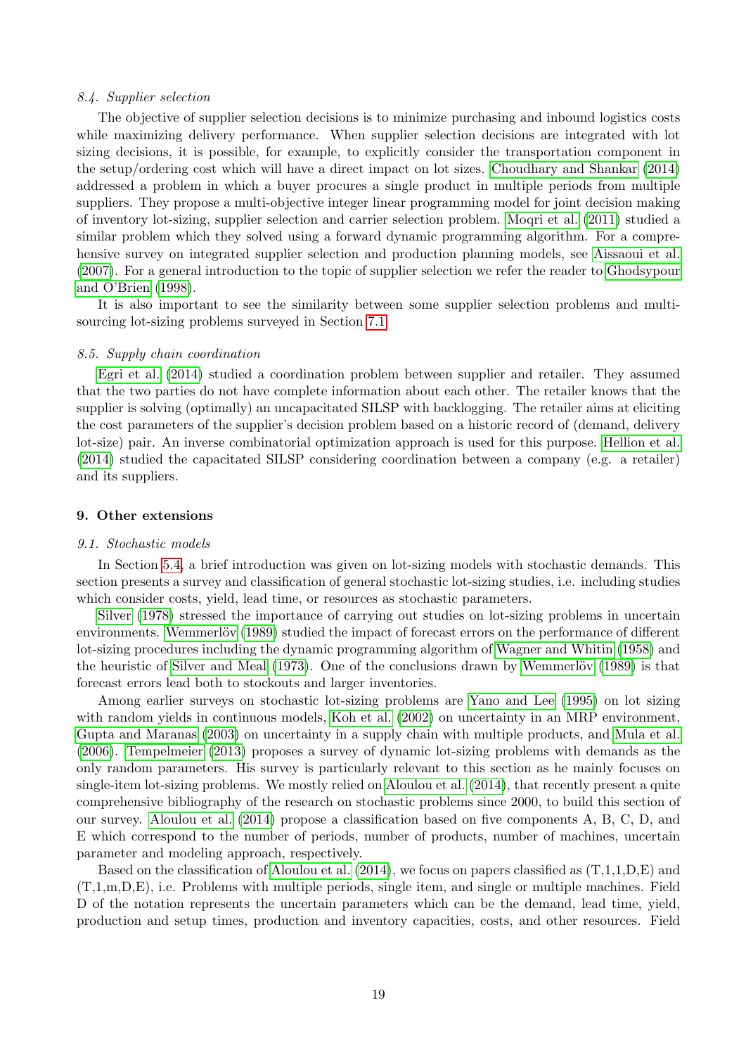### 8.4. Supplier selection

The objective of supplier selection decisions is to minimize purchasing and inbound logistics costs while maximizing delivery performance. When supplier selection decisions are integrated with lot sizing decisions, it is possible, for example, to explicitly consider the transportation component in the setup/ordering cost which will have a direct impact on lot sizes. Choudhary and Shankar (2014) addressed a problem in which a buyer procures a single product in multiple periods from multiple suppliers. They propose a multi-objective integer linear programming model for joint decision making of inventory lot-sizing, supplier selection and carrier selection problem. Moqri et al. (2011) studied a similar problem which they solved using a forward dynamic programming algorithm. For a comprehensive survey on integrated supplier selection and production planning models, see Aissaoui et al. (2007). For a general introduction to the topic of supplier selection we refer the reader to Ghodsypour and O'Brien (1998).

It is also important to see the similarity between some supplier selection problems and multi-sourcing lot-sizing problems surveyed in Section 7.1.

### 8.5. Supply chain coordination

Egri et al. (2014) studied a coordination problem between supplier and retailer. They assumed that the two parties do not have complete information about each other. The retailer knows that the supplier is solving (optimally) an uncapacitated SILSP with backlogging. The retailer aims at eliciting the cost parameters of the supplier's decision problem based on a historic record of (demand, delivery lot-size) pair. An inverse combinatorial optimization approach is used for this purpose. Hellion et al. (2014) studied the capacitated SILSP considering coordination between a company (e.g. a retailer) and its suppliers.

## 9. Other extensions

### 9.1. Stochastic models

In Section 5.4, a brief introduction was given on lot-sizing models with stochastic demands. This section presents a survey and classification of general stochastic lot-sizing studies, i.e. including studies which consider costs, yield, lead time, or resources as stochastic parameters.

Silver (1978) stressed the importance of carrying out studies on lot-sizing problems in uncertain environments. Wemmerlöv (1989) studied the impact of forecast errors on the performance of different lot-sizing procedures including the dynamic programming algorithm of Wagner and Whitin (1958) and the heuristic of Silver and Meal (1973). One of the conclusions drawn by Wemmerlöv (1989) is that forecast errors lead both to stockouts and larger inventories.

Among earlier surveys on stochastic lot-sizing problems are Yano and Lee (1995) on lot sizing with random yields in continuous models, Koh et al. (2002) on uncertainty in an MRP environment, Gupta and Maranas (2003) on uncertainty in a supply chain with multiple products, and Mula et al. (2006). Tempelmeier (2013) proposes a survey of dynamic lot-sizing problems with demands as the only random parameters. His survey is particularly relevant to this section as he mainly focuses on single-item lot-sizing problems. We mostly relied on Aloulou et al. (2014), that recently present a quite comprehensive bibliography of the research on stochastic problems since 2000, to build this section of our survey. Aloulou et al. (2014) propose a classification based on five components A, B, C, D, and E which correspond to the number of periods, number of products, number of machines, uncertain parameter and modeling approach, respectively.

Based on the classification of Aloulou et al. (2014), we focus on papers classified as (T,1,1,D,E) and (T,1,m,D,E), i.e. Problems with multiple periods, single item, and single or multiple machines. Field D of the notation represents the uncertain parameters which can be the demand, lead time, yield, production and setup times, production and inventory capacities, costs, and other resources. Field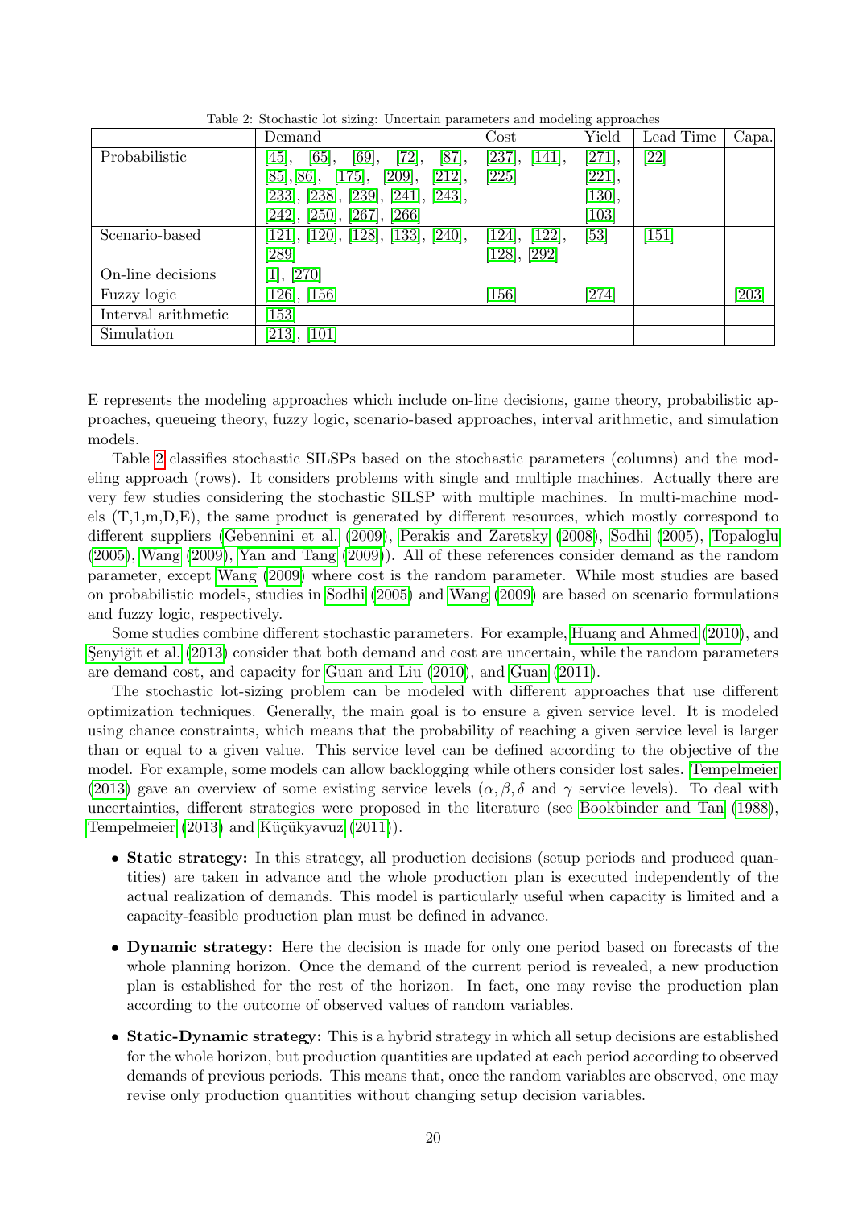Table 2: Stochastic lot sizing: Uncertain parameters and modeling approaches

| | Demand | Cost | Yield | Lead Time | Capa. |
|---|---|---|---|---|---|
| Probabilistic | [45], [65], [69], [72], [87], [85],[86], [175], [209], [212], [233], [238], [239], [241], [243], [242], [250], [267], [266] | [237], [141], [225] | [271], [221], [130], [103] | [22] | |
| Scenario-based | [121], [120], [128], [133], [240], [289] | [124], [122], [128], [292] | [53] | [151] | |
| On-line decisions | [1], [270] | | | | |
| Fuzzy logic | [126], [156] | [156] | [274] | | [203] |
| Interval arithmetic | [153] | | | | |
| Simulation | [213], [101] | | | | |

E represents the modeling approaches which include on-line decisions, game theory, probabilistic approaches, queueing theory, fuzzy logic, scenario-based approaches, interval arithmetic, and simulation models.

Table 2 classifies stochastic SILSPs based on the stochastic parameters (columns) and the modeling approach (rows). It considers problems with single and multiple machines. Actually there are very few studies considering the stochastic SILSP with multiple machines. In multi-machine models (T,1,m,D,E), the same product is generated by different resources, which mostly correspond to different suppliers (Gebennini et al. (2009), Perakis and Zaretsky (2008), Sodhi (2005), Topaloglu (2005), Wang (2009), Yan and Tang (2009)). All of these references consider demand as the random parameter, except Wang (2009) where cost is the random parameter. While most studies are based on probabilistic models, studies in Sodhi (2005) and Wang (2009) are based on scenario formulations and fuzzy logic, respectively.

Some studies combine different stochastic parameters. For example, Huang and Ahmed (2010), and Şenyiğit et al. (2013) consider that both demand and cost are uncertain, while the random parameters are demand cost, and capacity for Guan and Liu (2010), and Guan (2011).

The stochastic lot-sizing problem can be modeled with different approaches that use different optimization techniques. Generally, the main goal is to ensure a given service level. It is modeled using chance constraints, which means that the probability of reaching a given service level is larger than or equal to a given value. This service level can be defined according to the objective of the model. For example, some models can allow backlogging while others consider lost sales. Tempelmeier (2013) gave an overview of some existing service levels ($\alpha, \beta, \delta$ and $\gamma$ service levels). To deal with uncertainties, different strategies were proposed in the literature (see Bookbinder and Tan (1988), Tempelmeier (2013) and Küçükyavuz (2011)).

- **Static strategy:** In this strategy, all production decisions (setup periods and produced quantities) are taken in advance and the whole production plan is executed independently of the actual realization of demands. This model is particularly useful when capacity is limited and a capacity-feasible production plan must be defined in advance.
- **Dynamic strategy:** Here the decision is made for only one period based on forecasts of the whole planning horizon. Once the demand of the current period is revealed, a new production plan is established for the rest of the horizon. In fact, one may revise the production plan according to the outcome of observed values of random variables.
- **Static-Dynamic strategy:** This is a hybrid strategy in which all setup decisions are established for the whole horizon, but production quantities are updated at each period according to observed demands of previous periods. This means that, once the random variables are observed, one may revise only production quantities without changing setup decision variables.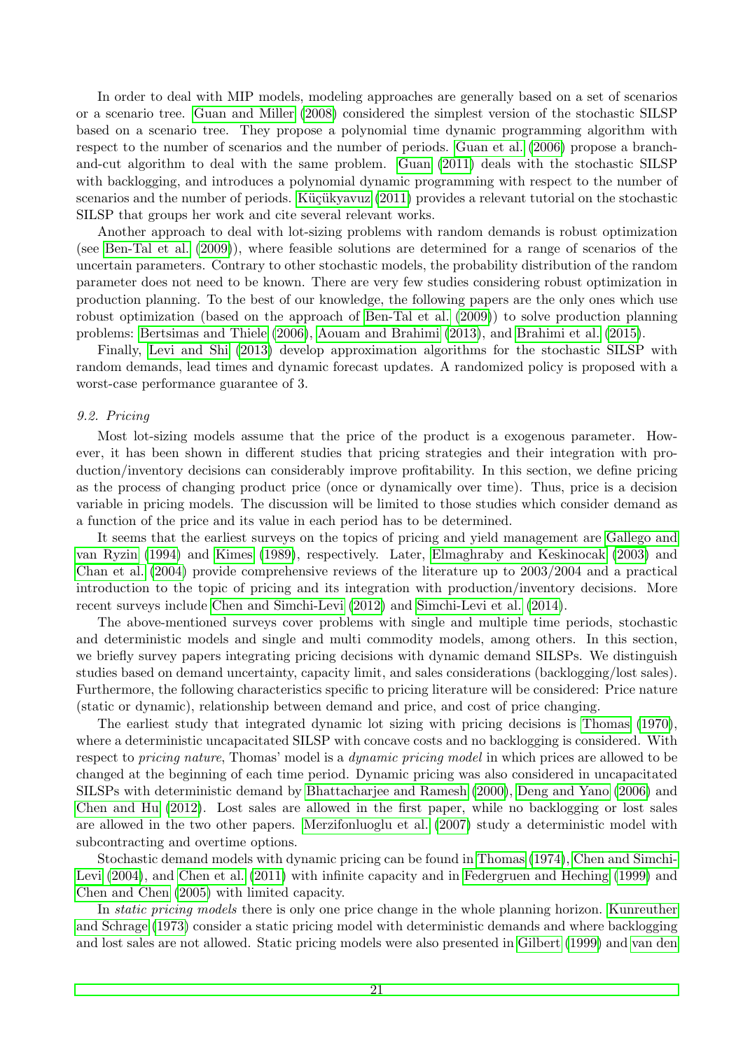In order to deal with MIP models, modeling approaches are generally based on a set of scenarios or a scenario tree. Guan and Miller (2008) considered the simplest version of the stochastic SILSP based on a scenario tree. They propose a polynomial time dynamic programming algorithm with respect to the number of scenarios and the number of periods. Guan et al. (2006) propose a branch-and-cut algorithm to deal with the same problem. Guan (2011) deals with the stochastic SILSP with backlogging, and introduces a polynomial dynamic programming with respect to the number of scenarios and the number of periods. Küçükyavuz (2011) provides a relevant tutorial on the stochastic SILSP that groups her work and cite several relevant works.

Another approach to deal with lot-sizing problems with random demands is robust optimization (see Ben-Tal et al. (2009)), where feasible solutions are determined for a range of scenarios of the uncertain parameters. Contrary to other stochastic models, the probability distribution of the random parameter does not need to be known. There are very few studies considering robust optimization in production planning. To the best of our knowledge, the following papers are the only ones which use robust optimization (based on the approach of Ben-Tal et al. (2009)) to solve production planning problems: Bertsimas and Thiele (2006), Aouam and Brahimi (2013), and Brahimi et al. (2015).

Finally, Levi and Shi (2013) develop approximation algorithms for the stochastic SILSP with random demands, lead times and dynamic forecast updates. A randomized policy is proposed with a worst-case performance guarantee of 3.

### 9.2. Pricing

Most lot-sizing models assume that the price of the product is a exogenous parameter. However, it has been shown in different studies that pricing strategies and their integration with production/inventory decisions can considerably improve profitability. In this section, we define pricing as the process of changing product price (once or dynamically over time). Thus, price is a decision variable in pricing models. The discussion will be limited to those studies which consider demand as a function of the price and its value in each period has to be determined.

It seems that the earliest surveys on the topics of pricing and yield management are Gallego and van Ryzin (1994) and Kimes (1989), respectively. Later, Elmaghraby and Keskinocak (2003) and Chan et al. (2004) provide comprehensive reviews of the literature up to 2003/2004 and a practical introduction to the topic of pricing and its integration with production/inventory decisions. More recent surveys include Chen and Simchi-Levi (2012) and Simchi-Levi et al. (2014).

The above-mentioned surveys cover problems with single and multiple time periods, stochastic and deterministic models and single and multi commodity models, among others. In this section, we briefly survey papers integrating pricing decisions with dynamic demand SILSPs. We distinguish studies based on demand uncertainty, capacity limit, and sales considerations (backlogging/lost sales). Furthermore, the following characteristics specific to pricing literature will be considered: Price nature (static or dynamic), relationship between demand and price, and cost of price changing.

The earliest study that integrated dynamic lot sizing with pricing decisions is Thomas (1970), where a deterministic uncapacitated SILSP with concave costs and no backlogging is considered. With respect to *pricing nature*, Thomas' model is a *dynamic pricing model* in which prices are allowed to be changed at the beginning of each time period. Dynamic pricing was also considered in uncapacitated SILSPs with deterministic demand by Bhattacharjee and Ramesh (2000), Deng and Yano (2006) and Chen and Hu (2012). Lost sales are allowed in the first paper, while no backlogging or lost sales are allowed in the two other papers. Merzifonluoglu et al. (2007) study a deterministic model with subcontracting and overtime options.

Stochastic demand models with dynamic pricing can be found in Thomas (1974), Chen and Simchi-Levi (2004), and Chen et al. (2011) with infinite capacity and in Federgruen and Heching (1999) and Chen and Chen (2005) with limited capacity.

In *static pricing models* there is only one price change in the whole planning horizon. Kunreuther and Schrage (1973) consider a static pricing model with deterministic demands and where backlogging and lost sales are not allowed. Static pricing models were also presented in Gilbert (1999) and van den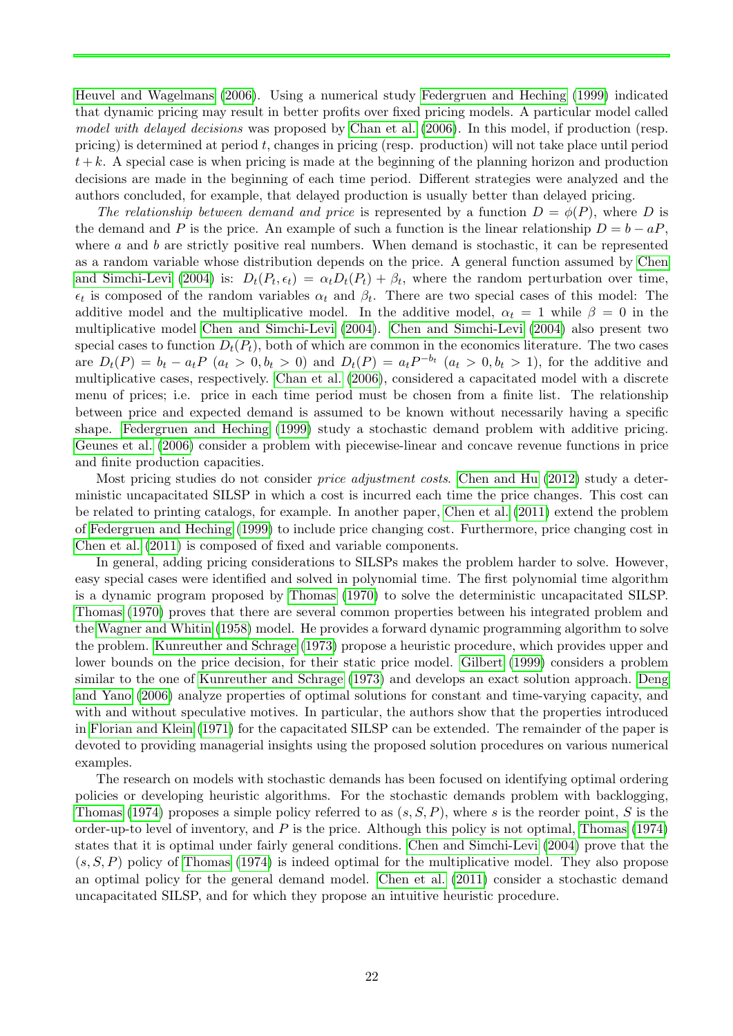Heuvel and Wagelmans (2006). Using a numerical study Federgruen and Heching (1999) indicated that dynamic pricing may result in better profits over fixed pricing models. A particular model called *model with delayed decisions* was proposed by Chan et al. (2006). In this model, if production (resp. pricing) is determined at period $t$, changes in pricing (resp. production) will not take place until period $t + k$. A special case is when pricing is made at the beginning of the planning horizon and production decisions are made in the beginning of each time period. Different strategies were analyzed and the authors concluded, for example, that delayed production is usually better than delayed pricing.

*The relationship between demand and price* is represented by a function $D = \phi(P)$, where $D$ is the demand and $P$ is the price. An example of such a function is the linear relationship $D = b - aP$, where $a$ and $b$ are strictly positive real numbers. When demand is stochastic, it can be represented as a random variable whose distribution depends on the price. A general function assumed by Chen and Simchi-Levi (2004) is: $D_t(P_t, \epsilon_t) = \alpha_t D_t(P_t) + \beta_t$, where the random perturbation over time, $\epsilon_t$ is composed of the random variables $\alpha_t$ and $\beta_t$. There are two special cases of this model: The additive model and the multiplicative model. In the additive model, $\alpha_t = 1$ while $\beta = 0$ in the multiplicative model Chen and Simchi-Levi (2004). Chen and Simchi-Levi (2004) also present two special cases to function $D_t(P_t)$, both of which are common in the economics literature. The two cases are $D_t(P) = b_t - a_t P$ ($a_t > 0, b_t > 0$) and $D_t(P) = a_t P^{-b_t}$ ($a_t > 0, b_t > 1$), for the additive and multiplicative cases, respectively. Chan et al. (2006), considered a capacitated model with a discrete menu of prices; i.e. price in each time period must be chosen from a finite list. The relationship between price and expected demand is assumed to be known without necessarily having a specific shape. Federgruen and Heching (1999) study a stochastic demand problem with additive pricing. Geunes et al. (2006) consider a problem with piecewise-linear and concave revenue functions in price and finite production capacities.

Most pricing studies do not consider *price adjustment costs*. Chen and Hu (2012) study a deterministic uncapacitated SILSP in which a cost is incurred each time the price changes. This cost can be related to printing catalogs, for example. In another paper, Chen et al. (2011) extend the problem of Federgruen and Heching (1999) to include price changing cost. Furthermore, price changing cost in Chen et al. (2011) is composed of fixed and variable components.

In general, adding pricing considerations to SILSPs makes the problem harder to solve. However, easy special cases were identified and solved in polynomial time. The first polynomial time algorithm is a dynamic program proposed by Thomas (1970) to solve the deterministic uncapacitated SILSP. Thomas (1970) proves that there are several common properties between his integrated problem and the Wagner and Whitin (1958) model. He provides a forward dynamic programming algorithm to solve the problem. Kunreuther and Schrage (1973) propose a heuristic procedure, which provides upper and lower bounds on the price decision, for their static price model. Gilbert (1999) considers a problem similar to the one of Kunreuther and Schrage (1973) and develops an exact solution approach. Deng and Yano (2006) analyze properties of optimal solutions for constant and time-varying capacity, and with and without speculative motives. In particular, the authors show that the properties introduced in Florian and Klein (1971) for the capacitated SILSP can be extended. The remainder of the paper is devoted to providing managerial insights using the proposed solution procedures on various numerical examples.

The research on models with stochastic demands has been focused on identifying optimal ordering policies or developing heuristic algorithms. For the stochastic demands problem with backlogging, Thomas (1974) proposes a simple policy referred to as $(s, S, P)$, where $s$ is the reorder point, $S$ is the order-up-to level of inventory, and $P$ is the price. Although this policy is not optimal, Thomas (1974) states that it is optimal under fairly general conditions. Chen and Simchi-Levi (2004) prove that the $(s, S, P)$ policy of Thomas (1974) is indeed optimal for the multiplicative model. They also propose an optimal policy for the general demand model. Chen et al. (2011) consider a stochastic demand uncapacitated SILSP, and for which they propose an intuitive heuristic procedure.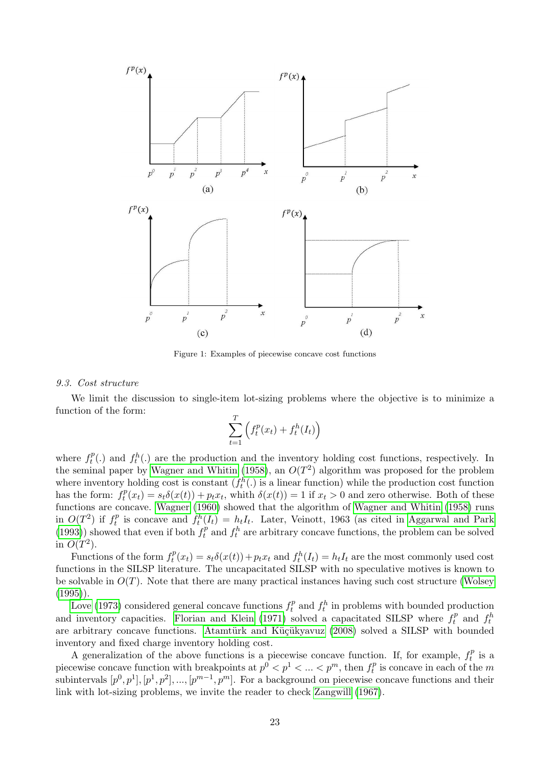Figure 1: Examples of piecewise concave cost functions

### 9.3. Cost structure

We limit the discussion to single-item lot-sizing problems where the objective is to minimize a function of the form:

$$\sum_{t=1}^{T} \left( f_t^p(x_t) + f_t^h(I_t) \right)$$

where $f_t^p(.)$ and $f_t^h(.)$ are the production and the inventory holding cost functions, respectively. In the seminal paper by Wagner and Whitin (1958), an $O(T^2)$ algorithm was proposed for the problem where inventory holding cost is constant ($f_t^h(.)$ is a linear function) while the production cost function has the form: $f_t^p(x_t) = s_t\delta(x(t)) + p_t x_t$, whith $\delta(x(t)) = 1$ if $x_t > 0$ and zero otherwise. Both of these functions are concave. Wagner (1960) showed that the algorithm of Wagner and Whitin (1958) runs in $O(T^2)$ if $f_t^p$ is concave and $f_t^h(I_t) = h_t I_t$. Later, Veinott, 1963 (as cited in Aggarwal and Park (1993)) showed that even if both $f_t^p$ and $f_t^h$ are arbitrary concave functions, the problem can be solved in $O(T^2)$.

Functions of the form $f_t^p(x_t) = s_t\delta(x(t)) + p_t x_t$ and $f_t^h(I_t) = h_t I_t$ are the most commonly used cost functions in the SILSP literature. The uncapacitated SILSP with no speculative motives is known to be solvable in $O(T)$. Note that there are many practical instances having such cost structure (Wolsey (1995)).

Love (1973) considered general concave functions $f_t^p$ and $f_t^h$ in problems with bounded production and inventory capacities. Florian and Klein (1971) solved a capacitated SILSP where $f_t^p$ and $f_t^h$ are arbitrary concave functions. Atamtürk and Küçükyavuz (2008) solved a SILSP with bounded inventory and fixed charge inventory holding cost.

A generalization of the above functions is a piecewise concave function. If, for example, $f_t^p$ is a piecewise concave function with breakpoints at $p^0 < p^1 < ... < p^m$, then $f_t^p$ is concave in each of the $m$ subintervals $[p^0, p^1], [p^1, p^2], ..., [p^{m-1}, p^m]$. For a background on piecewise concave functions and their link with lot-sizing problems, we invite the reader to check Zangwill (1967).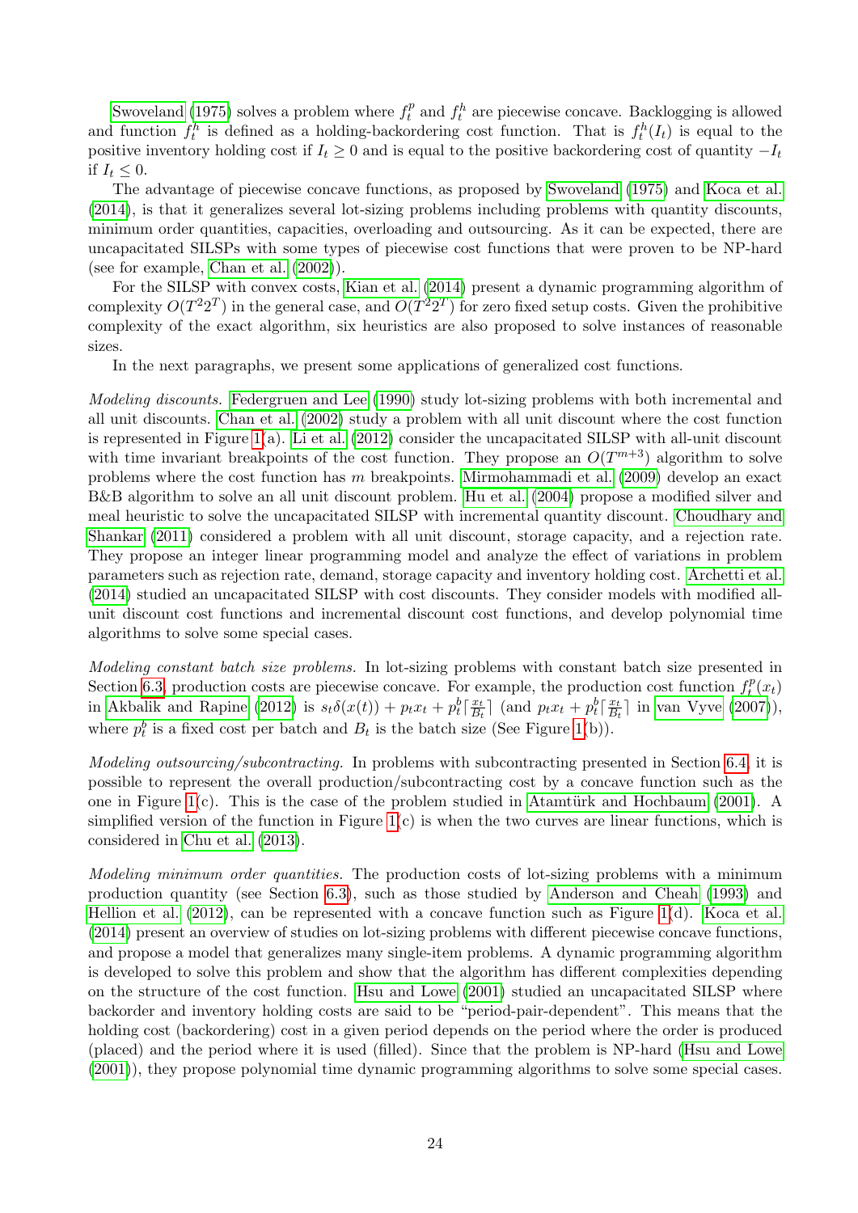Swoveland (1975) solves a problem where $f_t^p$ and $f_t^h$ are piecewise concave. Backlogging is allowed and function $f_t^h$ is defined as a holding-backordering cost function. That is $f_t^h(I_t)$ is equal to the positive inventory holding cost if $I_t \geq 0$ and is equal to the positive backordering cost of quantity $-I_t$ if $I_t \leq 0$.

The advantage of piecewise concave functions, as proposed by Swoveland (1975) and Koca et al. (2014), is that it generalizes several lot-sizing problems including problems with quantity discounts, minimum order quantities, capacities, overloading and outsourcing. As it can be expected, there are uncapacitated SILSPs with some types of piecewise cost functions that were proven to be NP-hard (see for example, Chan et al. (2002)).

For the SILSP with convex costs, Kian et al. (2014) present a dynamic programming algorithm of complexity $O(T^2 2^T)$ in the general case, and $O(T^2 2^T)$ for zero fixed setup costs. Given the prohibitive complexity of the exact algorithm, six heuristics are also proposed to solve instances of reasonable sizes.

In the next paragraphs, we present some applications of generalized cost functions.

*Modeling discounts.* Federgruen and Lee (1990) study lot-sizing problems with both incremental and all unit discounts. Chan et al. (2002) study a problem with all unit discount where the cost function is represented in Figure 1(a). Li et al. (2012) consider the uncapacitated SILSP with all-unit discount with time invariant breakpoints of the cost function. They propose an $O(T^{m+3})$ algorithm to solve problems where the cost function has $m$ breakpoints. Mirmohammadi et al. (2009) develop an exact B&B algorithm to solve an all unit discount problem. Hu et al. (2004) propose a modified silver and meal heuristic to solve the uncapacitated SILSP with incremental quantity discount. Choudhary and Shankar (2011) considered a problem with all unit discount, storage capacity, and a rejection rate. They propose an integer linear programming model and analyze the effect of variations in problem parameters such as rejection rate, demand, storage capacity and inventory holding cost. Archetti et al. (2014) studied an uncapacitated SILSP with cost discounts. They consider models with modified all-unit discount cost functions and incremental discount cost functions, and develop polynomial time algorithms to solve some special cases.

*Modeling constant batch size problems.* In lot-sizing problems with constant batch size presented in Section 6.3, production costs are piecewise concave. For example, the production cost function $f_t^p(x_t)$ in Akbalik and Rapine (2012) is $s_t\delta(x(t)) + p_t x_t + p_t^b\lceil \frac{x_t}{B_t} \rceil$ (and $p_t x_t + p_t^b\lceil \frac{x_t}{B_t} \rceil$ in van Vyve (2007)), where $p_t^b$ is a fixed cost per batch and $B_t$ is the batch size (See Figure 1(b)).

*Modeling outsourcing/subcontracting.* In problems with subcontracting presented in Section 6.4, it is possible to represent the overall production/subcontracting cost by a concave function such as the one in Figure 1(c). This is the case of the problem studied in Atamtürk and Hochbaum (2001). A simplified version of the function in Figure 1(c) is when the two curves are linear functions, which is considered in Chu et al. (2013).

*Modeling minimum order quantities.* The production costs of lot-sizing problems with a minimum production quantity (see Section 6.3), such as those studied by Anderson and Cheah (1993) and Hellion et al. (2012), can be represented with a concave function such as Figure 1(d). Koca et al. (2014) present an overview of studies on lot-sizing problems with different piecewise concave functions, and propose a model that generalizes many single-item problems. A dynamic programming algorithm is developed to solve this problem and show that the algorithm has different complexities depending on the structure of the cost function. Hsu and Lowe (2001) studied an uncapacitated SILSP where backorder and inventory holding costs are said to be "period-pair-dependent". This means that the holding cost (backordering) cost in a given period depends on the period where the order is produced (placed) and the period where it is used (filled). Since that the problem is NP-hard (Hsu and Lowe (2001)), they propose polynomial time dynamic programming algorithms to solve some special cases.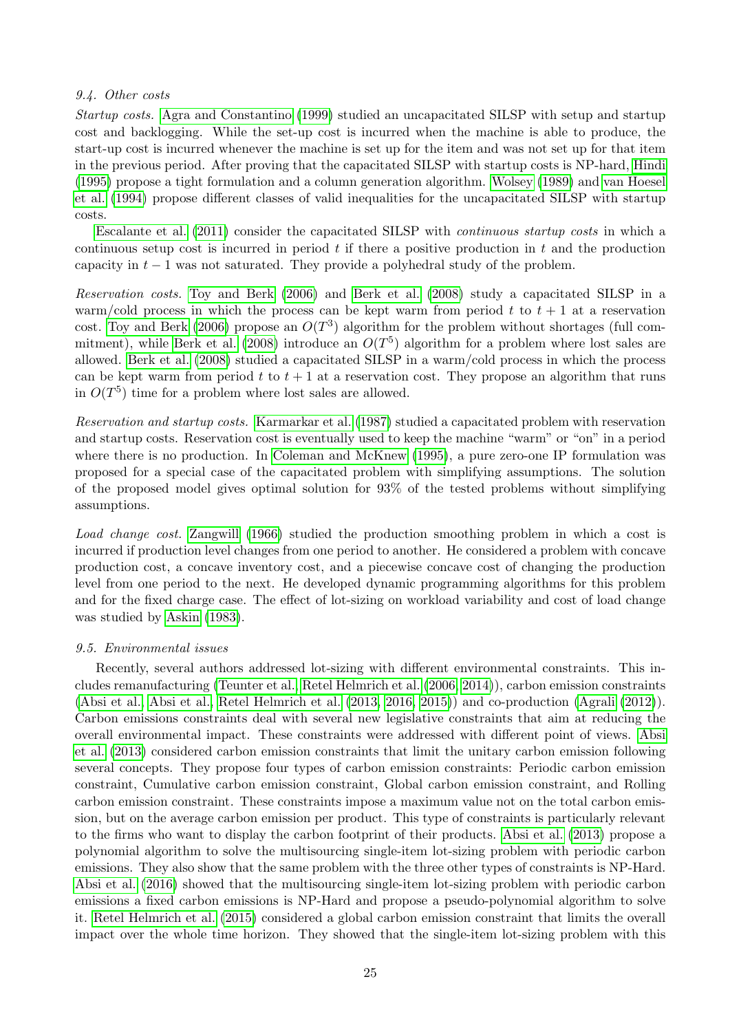### 9.4. Other costs

*Startup costs.* Agra and Constantino (1999) studied an uncapacitated SILSP with setup and startup cost and backlogging. While the set-up cost is incurred when the machine is able to produce, the start-up cost is incurred whenever the machine is set up for the item and was not set up for that item in the previous period. After proving that the capacitated SILSP with startup costs is NP-hard, Hindi (1995) propose a tight formulation and a column generation algorithm. Wolsey (1989) and van Hoesel et al. (1994) propose different classes of valid inequalities for the uncapacitated SILSP with startup costs.

Escalante et al. (2011) consider the capacitated SILSP with *continuous startup costs* in which a continuous setup cost is incurred in period $t$ if there a positive production in $t$ and the production capacity in $t-1$ was not saturated. They provide a polyhedral study of the problem.

*Reservation costs.* Toy and Berk (2006) and Berk et al. (2008) study a capacitated SILSP in a warm/cold process in which the process can be kept warm from period $t$ to $t+1$ at a reservation cost. Toy and Berk (2006) propose an $O(T^3)$ algorithm for the problem without shortages (full commitment), while Berk et al. (2008) introduce an $O(T^5)$ algorithm for a problem where lost sales are allowed. Berk et al. (2008) studied a capacitated SILSP in a warm/cold process in which the process can be kept warm from period $t$ to $t+1$ at a reservation cost. They propose an algorithm that runs in $O(T^5)$ time for a problem where lost sales are allowed.

*Reservation and startup costs.* Karmarkar et al. (1987) studied a capacitated problem with reservation and startup costs. Reservation cost is eventually used to keep the machine "warm" or "on" in a period where there is no production. In Coleman and McKnew (1995), a pure zero-one IP formulation was proposed for a special case of the capacitated problem with simplifying assumptions. The solution of the proposed model gives optimal solution for 93% of the tested problems without simplifying assumptions.

*Load change cost.* Zangwill (1966) studied the production smoothing problem in which a cost is incurred if production level changes from one period to another. He considered a problem with concave production cost, a concave inventory cost, and a piecewise concave cost of changing the production level from one period to the next. He developed dynamic programming algorithms for this problem and for the fixed charge case. The effect of lot-sizing on workload variability and cost of load change was studied by Askin (1983).

### 9.5. Environmental issues

Recently, several authors addressed lot-sizing with different environmental constraints. This includes remanufacturing (Teunter et al., Retel Helmrich et al. (2006, 2014)), carbon emission constraints (Absi et al., Absi et al., Retel Helmrich et al. (2013, 2016, 2015)) and co-production (Agrali (2012)). Carbon emissions constraints deal with several new legislative constraints that aim at reducing the overall environmental impact. These constraints were addressed with different point of views. Absi et al. (2013) considered carbon emission constraints that limit the unitary carbon emission following several concepts. They propose four types of carbon emission constraints: Periodic carbon emission constraint, Cumulative carbon emission constraint, Global carbon emission constraint, and Rolling carbon emission constraint. These constraints impose a maximum value not on the total carbon emission, but on the average carbon emission per product. This type of constraints is particularly relevant to the firms who want to display the carbon footprint of their products. Absi et al. (2013) propose a polynomial algorithm to solve the multisourcing single-item lot-sizing problem with periodic carbon emissions. They also show that the same problem with the three other types of constraints is NP-Hard. Absi et al. (2016) showed that the multisourcing single-item lot-sizing problem with periodic carbon emissions a fixed carbon emissions is NP-Hard and propose a pseudo-polynomial algorithm to solve it. Retel Helmrich et al. (2015) considered a global carbon emission constraint that limits the overall impact over the whole time horizon. They showed that the single-item lot-sizing problem with this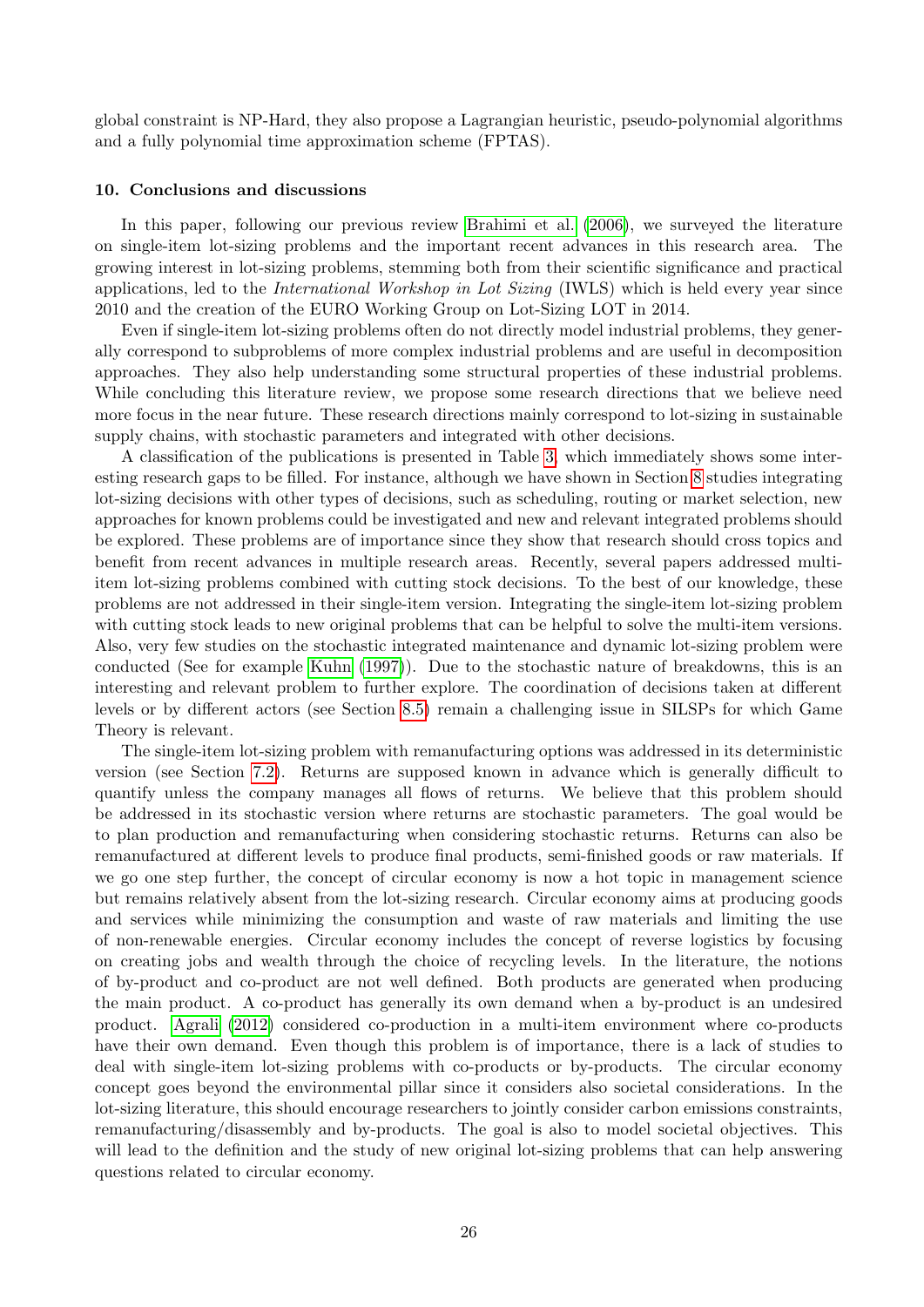global constraint is NP-Hard, they also propose a Lagrangian heuristic, pseudo-polynomial algorithms and a fully polynomial time approximation scheme (FPTAS).

## 10. Conclusions and discussions

In this paper, following our previous review Brahimi et al. (2006), we surveyed the literature on single-item lot-sizing problems and the important recent advances in this research area. The growing interest in lot-sizing problems, stemming both from their scientific significance and practical applications, led to the *International Workshop in Lot Sizing* (IWLS) which is held every year since 2010 and the creation of the EURO Working Group on Lot-Sizing LOT in 2014.

Even if single-item lot-sizing problems often do not directly model industrial problems, they generally correspond to subproblems of more complex industrial problems and are useful in decomposition approaches. They also help understanding some structural properties of these industrial problems. While concluding this literature review, we propose some research directions that we believe need more focus in the near future. These research directions mainly correspond to lot-sizing in sustainable supply chains, with stochastic parameters and integrated with other decisions.

A classification of the publications is presented in Table 3, which immediately shows some interesting research gaps to be filled. For instance, although we have shown in Section 8 studies integrating lot-sizing decisions with other types of decisions, such as scheduling, routing or market selection, new approaches for known problems could be investigated and new and relevant integrated problems should be explored. These problems are of importance since they show that research should cross topics and benefit from recent advances in multiple research areas. Recently, several papers addressed multi-item lot-sizing problems combined with cutting stock decisions. To the best of our knowledge, these problems are not addressed in their single-item version. Integrating the single-item lot-sizing problem with cutting stock leads to new original problems that can be helpful to solve the multi-item versions. Also, very few studies on the stochastic integrated maintenance and dynamic lot-sizing problem were conducted (See for example Kuhn (1997)). Due to the stochastic nature of breakdowns, this is an interesting and relevant problem to further explore. The coordination of decisions taken at different levels or by different actors (see Section 8.5) remain a challenging issue in SILSPs for which Game Theory is relevant.

The single-item lot-sizing problem with remanufacturing options was addressed in its deterministic version (see Section 7.2). Returns are supposed known in advance which is generally difficult to quantify unless the company manages all flows of returns. We believe that this problem should be addressed in its stochastic version where returns are stochastic parameters. The goal would be to plan production and remanufacturing when considering stochastic returns. Returns can also be remanufactured at different levels to produce final products, semi-finished goods or raw materials. If we go one step further, the concept of circular economy is now a hot topic in management science but remains relatively absent from the lot-sizing research. Circular economy aims at producing goods and services while minimizing the consumption and waste of raw materials and limiting the use of non-renewable energies. Circular economy includes the concept of reverse logistics by focusing on creating jobs and wealth through the choice of recycling levels. In the literature, the notions of by-product and co-product are not well defined. Both products are generated when producing the main product. A co-product has generally its own demand when a by-product is an undesired product. Agrali (2012) considered co-production in a multi-item environment where co-products have their own demand. Even though this problem is of importance, there is a lack of studies to deal with single-item lot-sizing problems with co-products or by-products. The circular economy concept goes beyond the environmental pillar since it considers also societal considerations. In the lot-sizing literature, this should encourage researchers to jointly consider carbon emissions constraints, remanufacturing/disassembly and by-products. The goal is also to model societal objectives. This will lead to the definition and the study of new original lot-sizing problems that can help answering questions related to circular economy.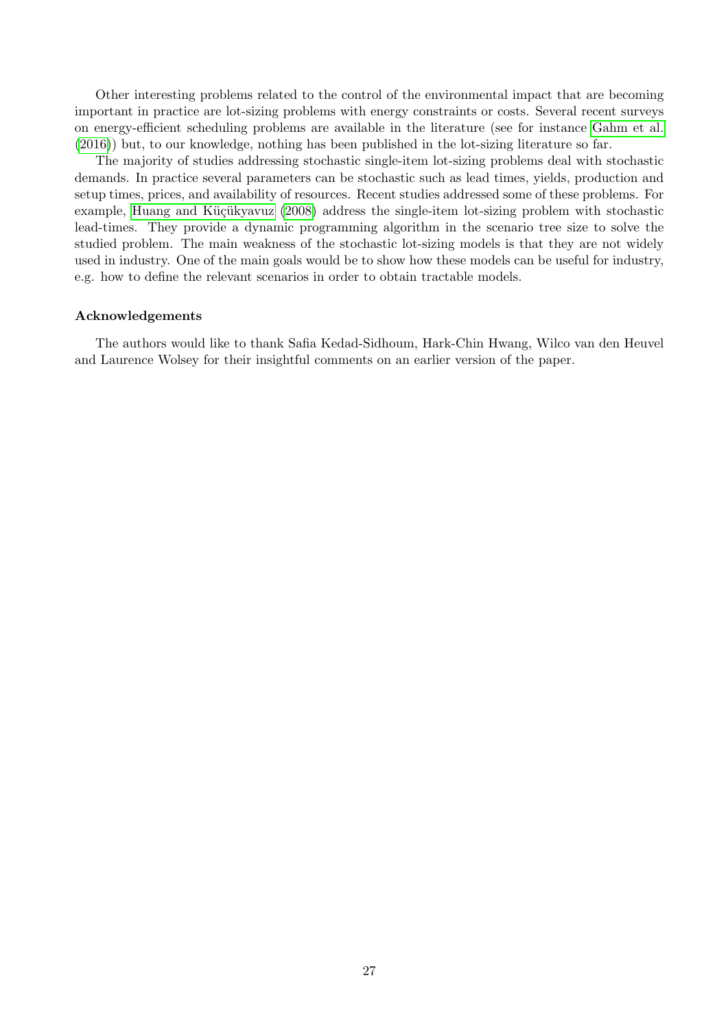Other interesting problems related to the control of the environmental impact that are becoming important in practice are lot-sizing problems with energy constraints or costs. Several recent surveys on energy-efficient scheduling problems are available in the literature (see for instance Gahm et al. (2016)) but, to our knowledge, nothing has been published in the lot-sizing literature so far.

The majority of studies addressing stochastic single-item lot-sizing problems deal with stochastic demands. In practice several parameters can be stochastic such as lead times, yields, production and setup times, prices, and availability of resources. Recent studies addressed some of these problems. For example, Huang and Küçükyavuz (2008) address the single-item lot-sizing problem with stochastic lead-times. They provide a dynamic programming algorithm in the scenario tree size to solve the studied problem. The main weakness of the stochastic lot-sizing models is that they are not widely used in industry. One of the main goals would be to show how these models can be useful for industry, e.g. how to define the relevant scenarios in order to obtain tractable models.

### Acknowledgements

The authors would like to thank Safia Kedad-Sidhoum, Hark-Chin Hwang, Wilco van den Heuvel and Laurence Wolsey for their insightful comments on an earlier version of the paper.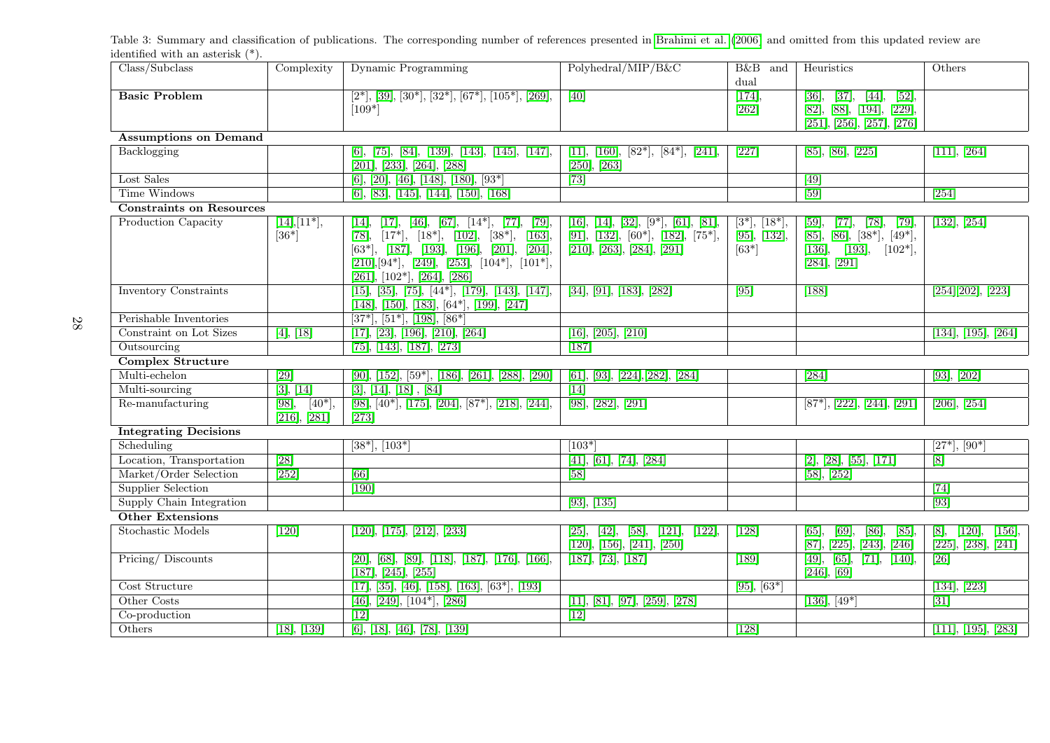Table 3: Summary and classification of publications. The corresponding number of references presented in Brahimi et al. (2006) and omitted from this updated review are identified with an asterisk (*).

| Class/Subclass | Complexity | Dynamic Programming | Polyhedral/MIP/B&C | B&B and dual | Heuristics | Others |
|---|---|---|---|---|---|---|
| **Basic Problem** | | [2*], [39], [30*], [32*], [67*], [105*], [269], [109*] | [40] | [174], [262] | [36], [37], [44], [52], [82], [88], [194], [229], [251], [256], [257], [276] | |
| **Assumptions on Demand** | | | | | | |
| Backlogging | | [6], [75], [84], [139], [143], [145], [147], [201], [233], [264], [288] | [11], [160], [82*], [84*], [241], [250], [263] | [227] | [85], [86], [225] | [111], [264] |
| Lost Sales | | [6], [20], [46], [148], [180], [93*] | [73] | | [49] | |
| Time Windows | | [6], [83], [145], [144], [150], [168] | | | [59] | [254] |
| **Constraints on Resources** | | | | | | |
| Production Capacity | [14],[11*], [36*] | [14], [17], [46], [67], [14*], [77], [79], [78], [17*], [18*], [102], [38*], [163], [63*], [187], [193], [196], [201], [204], [210],[94*], [249], [253], [104*], [101*], [261], [102*], [264], [286] | [16], [14], [32], [9*], [61], [81], [91], [132], [60*], [182], [75*], [210], [263], [284], [291] | [3*], [18*], [95], [132], [63*] | [59], [77], [78], [79], [85], [86], [38*], [49*], [136], [193], [102*], [284], [291] | [132], [254] |
| Inventory Constraints | | [15], [35], [75], [44*], [179], [143], [147], [148], [150], [183], [64*], [199], [247] | [34], [91], [183], [282] | [95] | [188] | [254][202], [223] |
| Perishable Inventories | | [37*], [51*], [198], [86*] | | | | |
| Constraint on Lot Sizes | [4], [18] | [17], [23], [196], [210], [264] | [16], [205], [210] | | | [134], [195], [264] |
| Outsourcing | | [75], [143], [187], [273] | [187] | | | |
| **Complex Structure** | | | | | | |
| Multi-echelon | [29] | [90], [152], [59*], [186], [261], [288], [290] | [61], [93], [224],[282], [284] | | [284] | [93], [202] |
| Multi-sourcing | [3], [14] | [3], [14], [18] , [84] | [14] | | | |
| Re-manufacturing | [98], [40*], [216], [281] | [98], [40*], [175], [204], [87*], [218], [244], [273] | [98], [282], [291] | | [87*], [222], [244], [291] | [206], [254] |
| **Integrating Decisions** | | | | | | |
| Scheduling | | [38*], [103*] | [103*] | | | [27*], [90*] |
| Location, Transportation | [28] | | [41], [61], [74], [284] | | [2], [28], [55], [171] | [8] |
| Market/Order Selection | [252] | [66] | [58] | | [58], [252] | |
| Supplier Selection | | [190] | | | | [74] |
| Supply Chain Integration | | | [93], [135] | | | [93] |
| **Other Extensions** | | | | | | |
| Stochastic Models | [120] | [120], [175], [212], [233] | [25], [42], [58], [121], [122], [120], [156], [241], [250] | [128] | [65], [69], [86], [85], [87], [225], [243], [246] | [8], [120], [156], [225], [238], [241] |
| Pricing/ Discounts | | [20], [68], [89], [118], [187], [176], [166], [187], [245], [255] | [187], [73], [187] | [189] | [49], [65], [71], [140], [246], [69] | [26] |
| Cost Structure | | [17], [35], [46], [158], [163], [63*], [193] | | [95], [63*] | | [134], [223] |
| Other Costs | | [46], [249], [104*], [286] | [11], [81], [97], [259], [278] | | [136], [49*] | [31] |
| Co-production | | [12] | [12] | | | |
| Others | [18], [139] | [6], [18], [46], [78], [139] | | [128] | | [111], [195], [283] |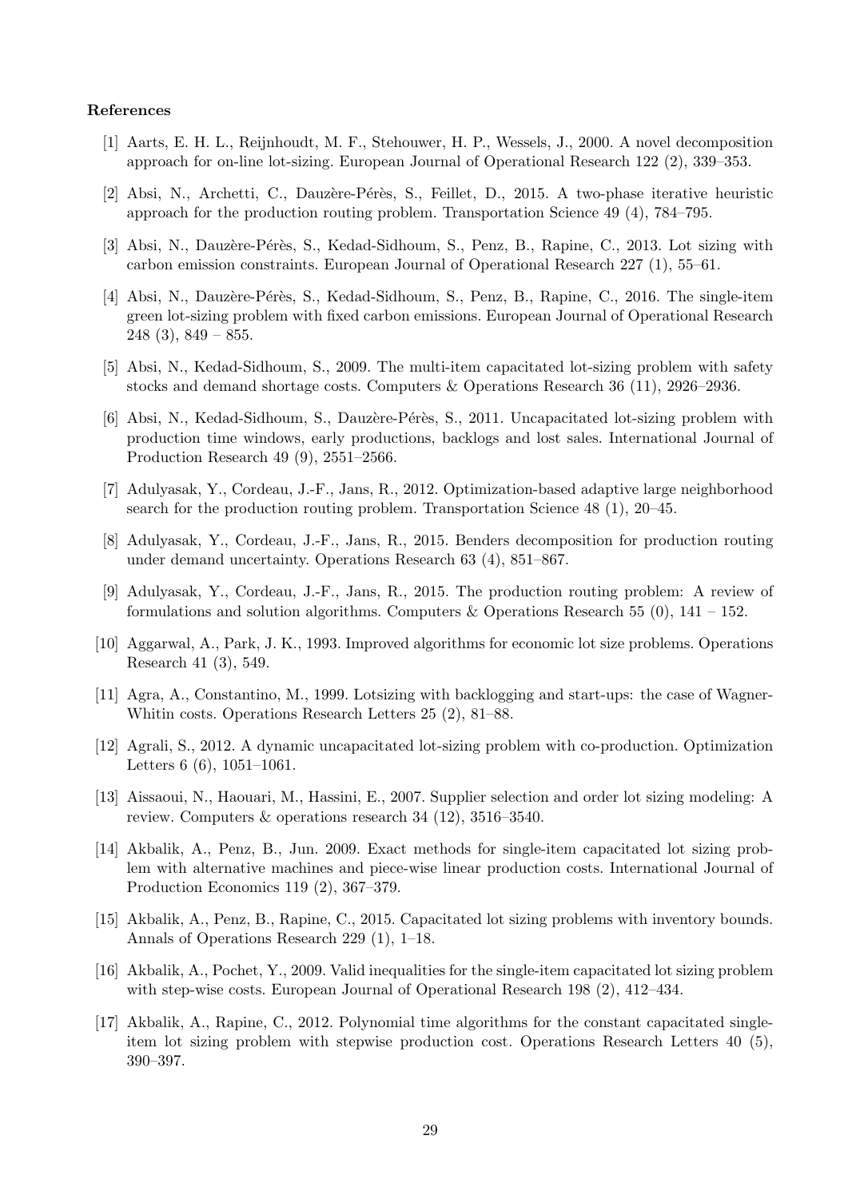## References

[1] Aarts, E. H. L., Reijnhoudt, M. F., Stehouwer, H. P., Wessels, J., 2000. A novel decomposition approach for on-line lot-sizing. European Journal of Operational Research 122 (2), 339–353.

[2] Absi, N., Archetti, C., Dauzère-Pérès, S., Feillet, D., 2015. A two-phase iterative heuristic approach for the production routing problem. Transportation Science 49 (4), 784–795.

[3] Absi, N., Dauzère-Pérès, S., Kedad-Sidhoum, S., Penz, B., Rapine, C., 2013. Lot sizing with carbon emission constraints. European Journal of Operational Research 227 (1), 55–61.

[4] Absi, N., Dauzère-Pérès, S., Kedad-Sidhoum, S., Penz, B., Rapine, C., 2016. The single-item green lot-sizing problem with fixed carbon emissions. European Journal of Operational Research 248 (3), 849 – 855.

[5] Absi, N., Kedad-Sidhoum, S., 2009. The multi-item capacitated lot-sizing problem with safety stocks and demand shortage costs. Computers & Operations Research 36 (11), 2926–2936.

[6] Absi, N., Kedad-Sidhoum, S., Dauzère-Pérès, S., 2011. Uncapacitated lot-sizing problem with production time windows, early productions, backlogs and lost sales. International Journal of Production Research 49 (9), 2551–2566.

[7] Adulyasak, Y., Cordeau, J.-F., Jans, R., 2012. Optimization-based adaptive large neighborhood search for the production routing problem. Transportation Science 48 (1), 20–45.

[8] Adulyasak, Y., Cordeau, J.-F., Jans, R., 2015. Benders decomposition for production routing under demand uncertainty. Operations Research 63 (4), 851–867.

[9] Adulyasak, Y., Cordeau, J.-F., Jans, R., 2015. The production routing problem: A review of formulations and solution algorithms. Computers & Operations Research 55 (0), 141 – 152.

[10] Aggarwal, A., Park, J. K., 1993. Improved algorithms for economic lot size problems. Operations Research 41 (3), 549.

[11] Agra, A., Constantino, M., 1999. Lotsizing with backlogging and start-ups: the case of Wagner-Whitin costs. Operations Research Letters 25 (2), 81–88.

[12] Agrali, S., 2012. A dynamic uncapacitated lot-sizing problem with co-production. Optimization Letters 6 (6), 1051–1061.

[13] Aissaoui, N., Haouari, M., Hassini, E., 2007. Supplier selection and order lot sizing modeling: A review. Computers & operations research 34 (12), 3516–3540.

[14] Akbalik, A., Penz, B., Jun. 2009. Exact methods for single-item capacitated lot sizing problem with alternative machines and piece-wise linear production costs. International Journal of Production Economics 119 (2), 367–379.

[15] Akbalik, A., Penz, B., Rapine, C., 2015. Capacitated lot sizing problems with inventory bounds. Annals of Operations Research 229 (1), 1–18.

[16] Akbalik, A., Pochet, Y., 2009. Valid inequalities for the single-item capacitated lot sizing problem with step-wise costs. European Journal of Operational Research 198 (2), 412–434.

[17] Akbalik, A., Rapine, C., 2012. Polynomial time algorithms for the constant capacitated single-item lot sizing problem with stepwise production cost. Operations Research Letters 40 (5), 390–397.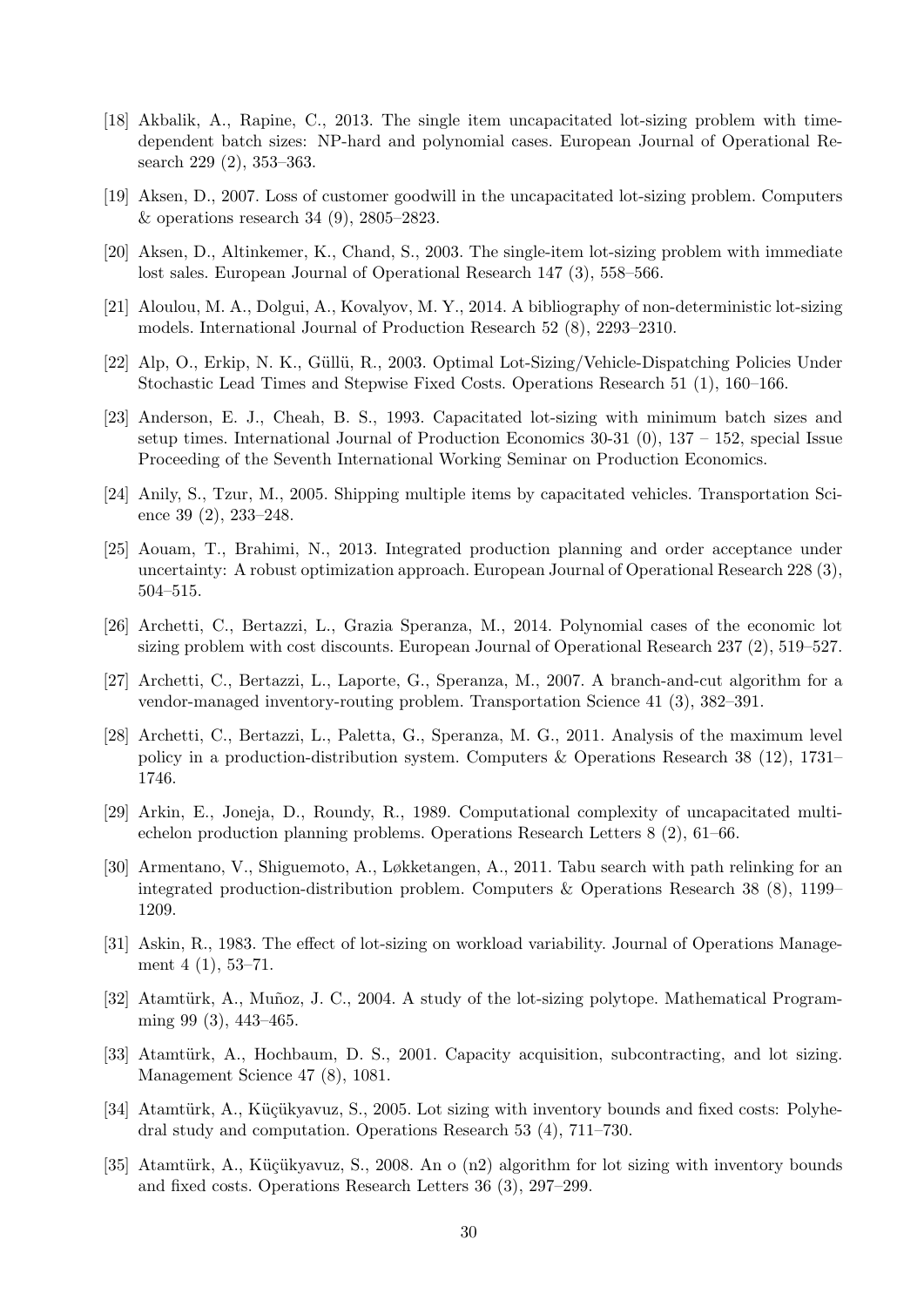[18] Akbalik, A., Rapine, C., 2013. The single item uncapacitated lot-sizing problem with time-dependent batch sizes: NP-hard and polynomial cases. European Journal of Operational Research 229 (2), 353–363.

[19] Aksen, D., 2007. Loss of customer goodwill in the uncapacitated lot-sizing problem. Computers & operations research 34 (9), 2805–2823.

[20] Aksen, D., Altinkemer, K., Chand, S., 2003. The single-item lot-sizing problem with immediate lost sales. European Journal of Operational Research 147 (3), 558–566.

[21] Aloulou, M. A., Dolgui, A., Kovalyov, M. Y., 2014. A bibliography of non-deterministic lot-sizing models. International Journal of Production Research 52 (8), 2293–2310.

[22] Alp, O., Erkip, N. K., Güllü, R., 2003. Optimal Lot-Sizing/Vehicle-Dispatching Policies Under Stochastic Lead Times and Stepwise Fixed Costs. Operations Research 51 (1), 160–166.

[23] Anderson, E. J., Cheah, B. S., 1993. Capacitated lot-sizing with minimum batch sizes and setup times. International Journal of Production Economics 30-31 (0), 137 – 152, special Issue Proceeding of the Seventh International Working Seminar on Production Economics.

[24] Anily, S., Tzur, M., 2005. Shipping multiple items by capacitated vehicles. Transportation Science 39 (2), 233–248.

[25] Aouam, T., Brahimi, N., 2013. Integrated production planning and order acceptance under uncertainty: A robust optimization approach. European Journal of Operational Research 228 (3), 504–515.

[26] Archetti, C., Bertazzi, L., Grazia Speranza, M., 2014. Polynomial cases of the economic lot sizing problem with cost discounts. European Journal of Operational Research 237 (2), 519–527.

[27] Archetti, C., Bertazzi, L., Laporte, G., Speranza, M., 2007. A branch-and-cut algorithm for a vendor-managed inventory-routing problem. Transportation Science 41 (3), 382–391.

[28] Archetti, C., Bertazzi, L., Paletta, G., Speranza, M. G., 2011. Analysis of the maximum level policy in a production-distribution system. Computers & Operations Research 38 (12), 1731–1746.

[29] Arkin, E., Joneja, D., Roundy, R., 1989. Computational complexity of uncapacitated multi-echelon production planning problems. Operations Research Letters 8 (2), 61–66.

[30] Armentano, V., Shiguemoto, A., Løkketangen, A., 2011. Tabu search with path relinking for an integrated production-distribution problem. Computers & Operations Research 38 (8), 1199–1209.

[31] Askin, R., 1983. The effect of lot-sizing on workload variability. Journal of Operations Management 4 (1), 53–71.

[32] Atamtürk, A., Muñoz, J. C., 2004. A study of the lot-sizing polytope. Mathematical Programming 99 (3), 443–465.

[33] Atamtürk, A., Hochbaum, D. S., 2001. Capacity acquisition, subcontracting, and lot sizing. Management Science 47 (8), 1081.

[34] Atamtürk, A., Küçükyavuz, S., 2005. Lot sizing with inventory bounds and fixed costs: Polyhedral study and computation. Operations Research 53 (4), 711–730.

[35] Atamtürk, A., Küçükyavuz, S., 2008. An o (n2) algorithm for lot sizing with inventory bounds and fixed costs. Operations Research Letters 36 (3), 297–299.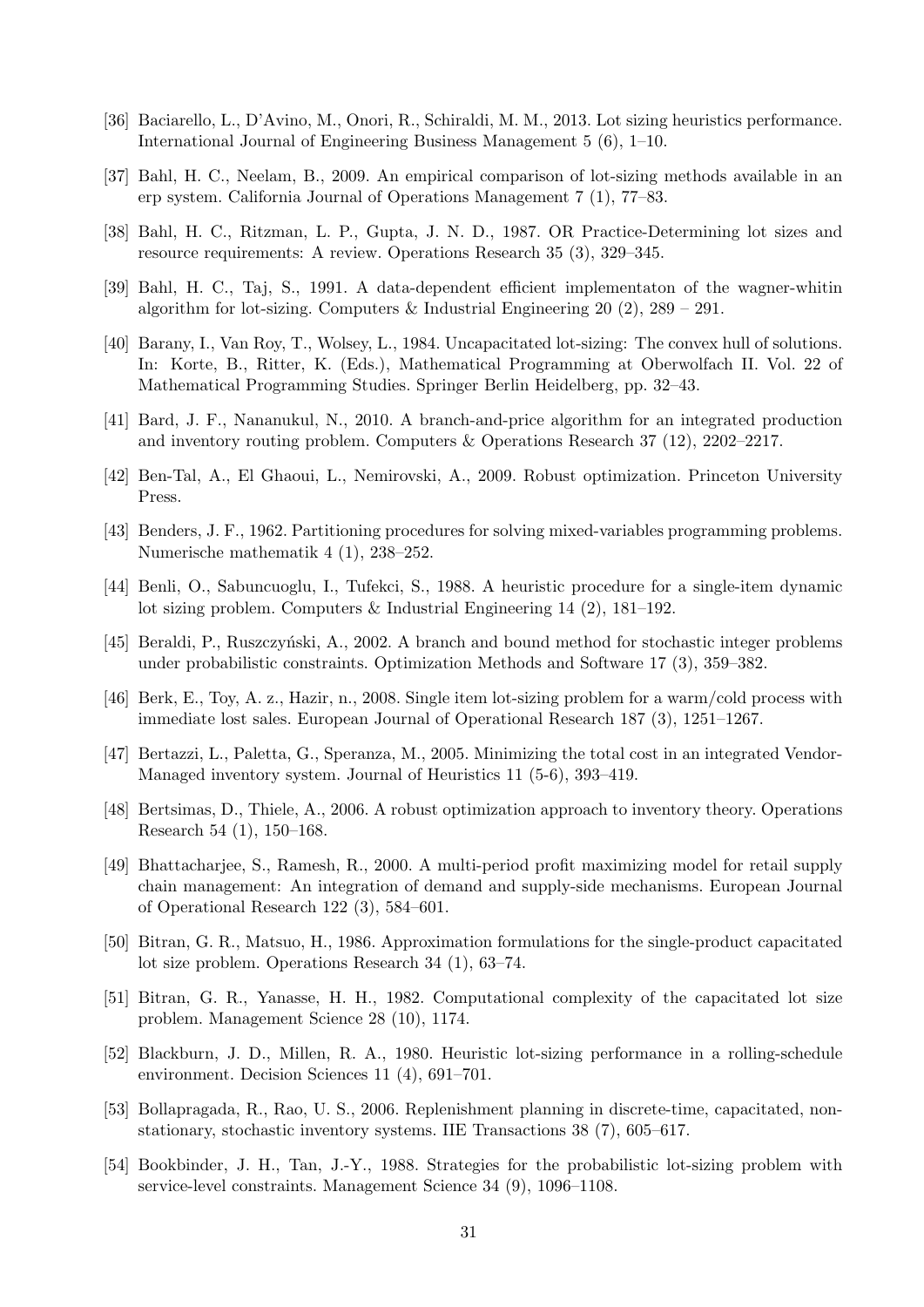[36] Baciarello, L., D'Avino, M., Onori, R., Schiraldi, M. M., 2013. Lot sizing heuristics performance. International Journal of Engineering Business Management 5 (6), 1–10.

[37] Bahl, H. C., Neelam, B., 2009. An empirical comparison of lot-sizing methods available in an erp system. California Journal of Operations Management 7 (1), 77–83.

[38] Bahl, H. C., Ritzman, L. P., Gupta, J. N. D., 1987. OR Practice-Determining lot sizes and resource requirements: A review. Operations Research 35 (3), 329–345.

[39] Bahl, H. C., Taj, S., 1991. A data-dependent efficient implementaton of the wagner-whitin algorithm for lot-sizing. Computers & Industrial Engineering 20 (2), 289 – 291.

[40] Barany, I., Van Roy, T., Wolsey, L., 1984. Uncapacitated lot-sizing: The convex hull of solutions. In: Korte, B., Ritter, K. (Eds.), Mathematical Programming at Oberwolfach II. Vol. 22 of Mathematical Programming Studies. Springer Berlin Heidelberg, pp. 32–43.

[41] Bard, J. F., Nananukul, N., 2010. A branch-and-price algorithm for an integrated production and inventory routing problem. Computers & Operations Research 37 (12), 2202–2217.

[42] Ben-Tal, A., El Ghaoui, L., Nemirovski, A., 2009. Robust optimization. Princeton University Press.

[43] Benders, J. F., 1962. Partitioning procedures for solving mixed-variables programming problems. Numerische mathematik 4 (1), 238–252.

[44] Benli, O., Sabuncuoglu, I., Tufekci, S., 1988. A heuristic procedure for a single-item dynamic lot sizing problem. Computers & Industrial Engineering 14 (2), 181–192.

[45] Beraldi, P., Ruszczyński, A., 2002. A branch and bound method for stochastic integer problems under probabilistic constraints. Optimization Methods and Software 17 (3), 359–382.

[46] Berk, E., Toy, A. z., Hazir, n., 2008. Single item lot-sizing problem for a warm/cold process with immediate lost sales. European Journal of Operational Research 187 (3), 1251–1267.

[47] Bertazzi, L., Paletta, G., Speranza, M., 2005. Minimizing the total cost in an integrated Vendor-Managed inventory system. Journal of Heuristics 11 (5-6), 393–419.

[48] Bertsimas, D., Thiele, A., 2006. A robust optimization approach to inventory theory. Operations Research 54 (1), 150–168.

[49] Bhattacharjee, S., Ramesh, R., 2000. A multi-period profit maximizing model for retail supply chain management: An integration of demand and supply-side mechanisms. European Journal of Operational Research 122 (3), 584–601.

[50] Bitran, G. R., Matsuo, H., 1986. Approximation formulations for the single-product capacitated lot size problem. Operations Research 34 (1), 63–74.

[51] Bitran, G. R., Yanasse, H. H., 1982. Computational complexity of the capacitated lot size problem. Management Science 28 (10), 1174.

[52] Blackburn, J. D., Millen, R. A., 1980. Heuristic lot-sizing performance in a rolling-schedule environment. Decision Sciences 11 (4), 691–701.

[53] Bollapragada, R., Rao, U. S., 2006. Replenishment planning in discrete-time, capacitated, non-stationary, stochastic inventory systems. IIE Transactions 38 (7), 605–617.

[54] Bookbinder, J. H., Tan, J.-Y., 1988. Strategies for the probabilistic lot-sizing problem with service-level constraints. Management Science 34 (9), 1096–1108.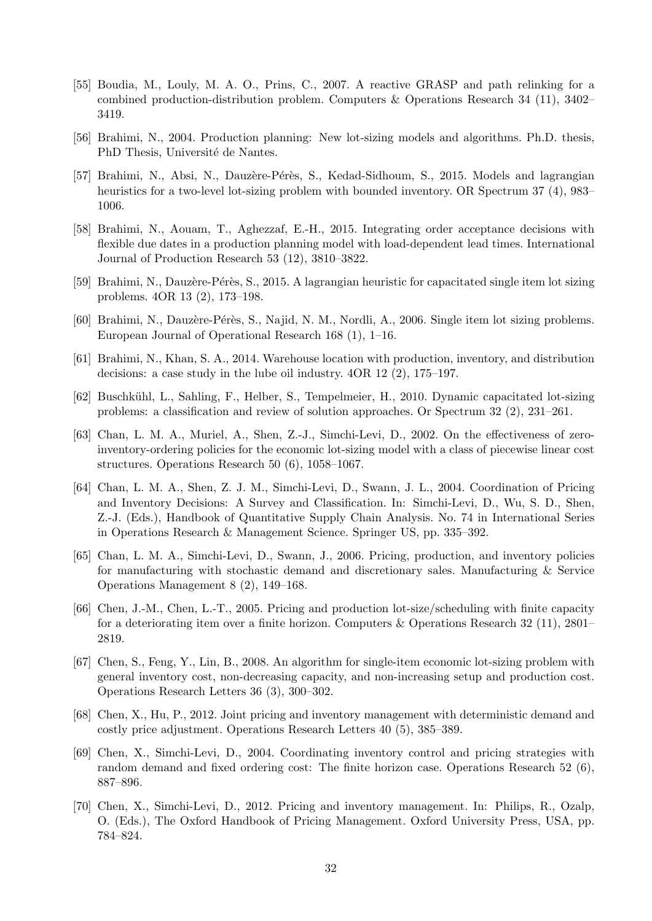[55] Boudia, M., Louly, M. A. O., Prins, C., 2007. A reactive GRASP and path relinking for a combined production-distribution problem. Computers & Operations Research 34 (11), 3402–3419.

[56] Brahimi, N., 2004. Production planning: New lot-sizing models and algorithms. Ph.D. thesis, PhD Thesis, Université de Nantes.

[57] Brahimi, N., Absi, N., Dauzère-Pérès, S., Kedad-Sidhoum, S., 2015. Models and lagrangian heuristics for a two-level lot-sizing problem with bounded inventory. OR Spectrum 37 (4), 983–1006.

[58] Brahimi, N., Aouam, T., Aghezzaf, E.-H., 2015. Integrating order acceptance decisions with flexible due dates in a production planning model with load-dependent lead times. International Journal of Production Research 53 (12), 3810–3822.

[59] Brahimi, N., Dauzère-Pérès, S., 2015. A lagrangian heuristic for capacitated single item lot sizing problems. 4OR 13 (2), 173–198.

[60] Brahimi, N., Dauzère-Pérès, S., Najid, N. M., Nordli, A., 2006. Single item lot sizing problems. European Journal of Operational Research 168 (1), 1–16.

[61] Brahimi, N., Khan, S. A., 2014. Warehouse location with production, inventory, and distribution decisions: a case study in the lube oil industry. 4OR 12 (2), 175–197.

[62] Buschkühl, L., Sahling, F., Helber, S., Tempelmeier, H., 2010. Dynamic capacitated lot-sizing problems: a classification and review of solution approaches. Or Spectrum 32 (2), 231–261.

[63] Chan, L. M. A., Muriel, A., Shen, Z.-J., Simchi-Levi, D., 2002. On the effectiveness of zero-inventory-ordering policies for the economic lot-sizing model with a class of piecewise linear cost structures. Operations Research 50 (6), 1058–1067.

[64] Chan, L. M. A., Shen, Z. J. M., Simchi-Levi, D., Swann, J. L., 2004. Coordination of Pricing and Inventory Decisions: A Survey and Classification. In: Simchi-Levi, D., Wu, S. D., Shen, Z.-J. (Eds.), Handbook of Quantitative Supply Chain Analysis. No. 74 in International Series in Operations Research & Management Science. Springer US, pp. 335–392.

[65] Chan, L. M. A., Simchi-Levi, D., Swann, J., 2006. Pricing, production, and inventory policies for manufacturing with stochastic demand and discretionary sales. Manufacturing & Service Operations Management 8 (2), 149–168.

[66] Chen, J.-M., Chen, L.-T., 2005. Pricing and production lot-size/scheduling with finite capacity for a deteriorating item over a finite horizon. Computers & Operations Research 32 (11), 2801–2819.

[67] Chen, S., Feng, Y., Lin, B., 2008. An algorithm for single-item economic lot-sizing problem with general inventory cost, non-decreasing capacity, and non-increasing setup and production cost. Operations Research Letters 36 (3), 300–302.

[68] Chen, X., Hu, P., 2012. Joint pricing and inventory management with deterministic demand and costly price adjustment. Operations Research Letters 40 (5), 385–389.

[69] Chen, X., Simchi-Levi, D., 2004. Coordinating inventory control and pricing strategies with random demand and fixed ordering cost: The finite horizon case. Operations Research 52 (6), 887–896.

[70] Chen, X., Simchi-Levi, D., 2012. Pricing and inventory management. In: Philips, R., Ozalp, O. (Eds.), The Oxford Handbook of Pricing Management. Oxford University Press, USA, pp. 784–824.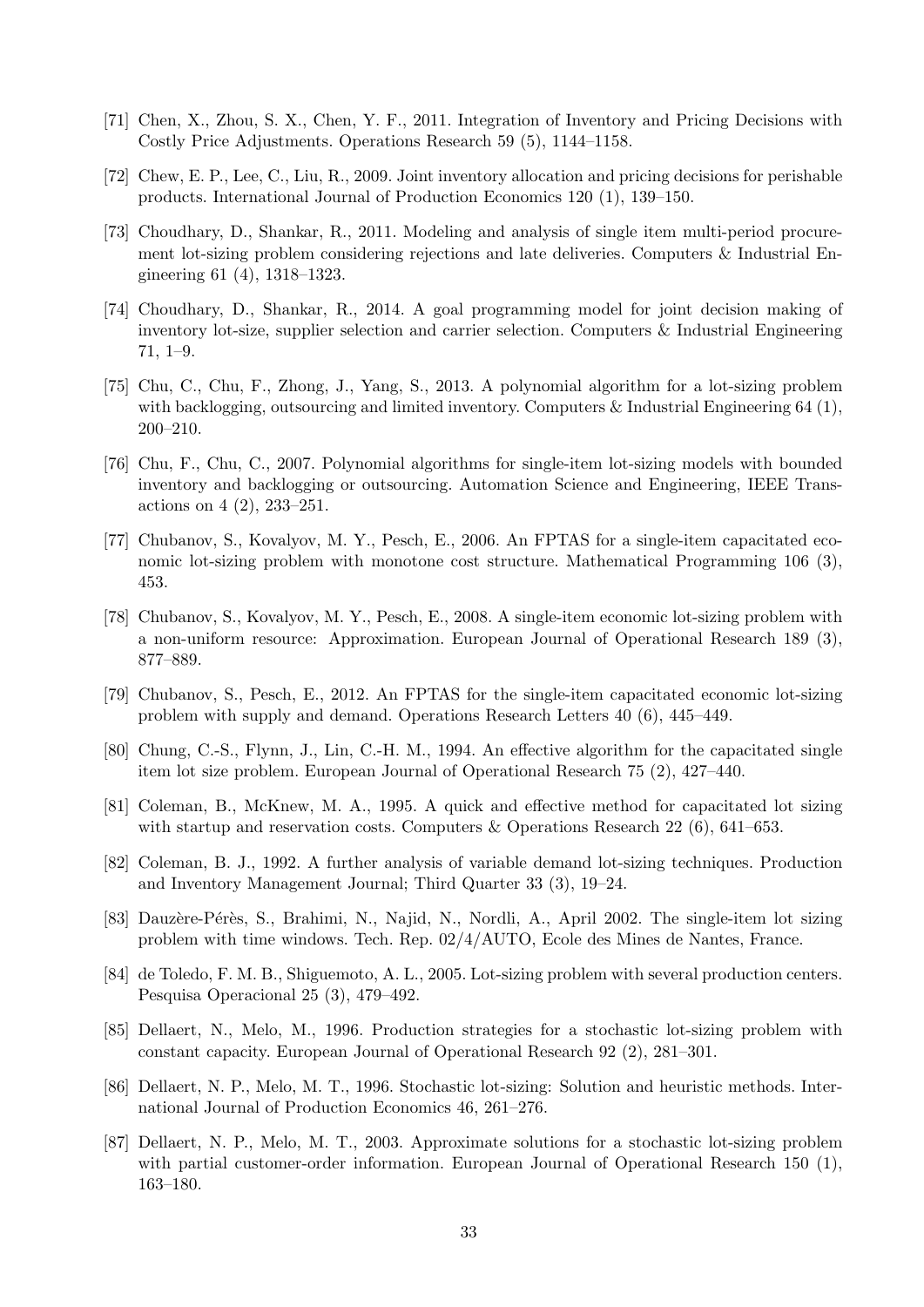[71] Chen, X., Zhou, S. X., Chen, Y. F., 2011. Integration of Inventory and Pricing Decisions with Costly Price Adjustments. Operations Research 59 (5), 1144–1158.

[72] Chew, E. P., Lee, C., Liu, R., 2009. Joint inventory allocation and pricing decisions for perishable products. International Journal of Production Economics 120 (1), 139–150.

[73] Choudhary, D., Shankar, R., 2011. Modeling and analysis of single item multi-period procurement lot-sizing problem considering rejections and late deliveries. Computers & Industrial Engineering 61 (4), 1318–1323.

[74] Choudhary, D., Shankar, R., 2014. A goal programming model for joint decision making of inventory lot-size, supplier selection and carrier selection. Computers & Industrial Engineering 71, 1–9.

[75] Chu, C., Chu, F., Zhong, J., Yang, S., 2013. A polynomial algorithm for a lot-sizing problem with backlogging, outsourcing and limited inventory. Computers & Industrial Engineering 64 (1), 200–210.

[76] Chu, F., Chu, C., 2007. Polynomial algorithms for single-item lot-sizing models with bounded inventory and backlogging or outsourcing. Automation Science and Engineering, IEEE Transactions on 4 (2), 233–251.

[77] Chubanov, S., Kovalyov, M. Y., Pesch, E., 2006. An FPTAS for a single-item capacitated economic lot-sizing problem with monotone cost structure. Mathematical Programming 106 (3), 453.

[78] Chubanov, S., Kovalyov, M. Y., Pesch, E., 2008. A single-item economic lot-sizing problem with a non-uniform resource: Approximation. European Journal of Operational Research 189 (3), 877–889.

[79] Chubanov, S., Pesch, E., 2012. An FPTAS for the single-item capacitated economic lot-sizing problem with supply and demand. Operations Research Letters 40 (6), 445–449.

[80] Chung, C.-S., Flynn, J., Lin, C.-H. M., 1994. An effective algorithm for the capacitated single item lot size problem. European Journal of Operational Research 75 (2), 427–440.

[81] Coleman, B., McKnew, M. A., 1995. A quick and effective method for capacitated lot sizing with startup and reservation costs. Computers & Operations Research 22 (6), 641–653.

[82] Coleman, B. J., 1992. A further analysis of variable demand lot-sizing techniques. Production and Inventory Management Journal; Third Quarter 33 (3), 19–24.

[83] Dauzère-Pérès, S., Brahimi, N., Najid, N., Nordli, A., April 2002. The single-item lot sizing problem with time windows. Tech. Rep. 02/4/AUTO, Ecole des Mines de Nantes, France.

[84] de Toledo, F. M. B., Shiguemoto, A. L., 2005. Lot-sizing problem with several production centers. Pesquisa Operacional 25 (3), 479–492.

[85] Dellaert, N., Melo, M., 1996. Production strategies for a stochastic lot-sizing problem with constant capacity. European Journal of Operational Research 92 (2), 281–301.

[86] Dellaert, N. P., Melo, M. T., 1996. Stochastic lot-sizing: Solution and heuristic methods. International Journal of Production Economics 46, 261–276.

[87] Dellaert, N. P., Melo, M. T., 2003. Approximate solutions for a stochastic lot-sizing problem with partial customer-order information. European Journal of Operational Research 150 (1), 163–180.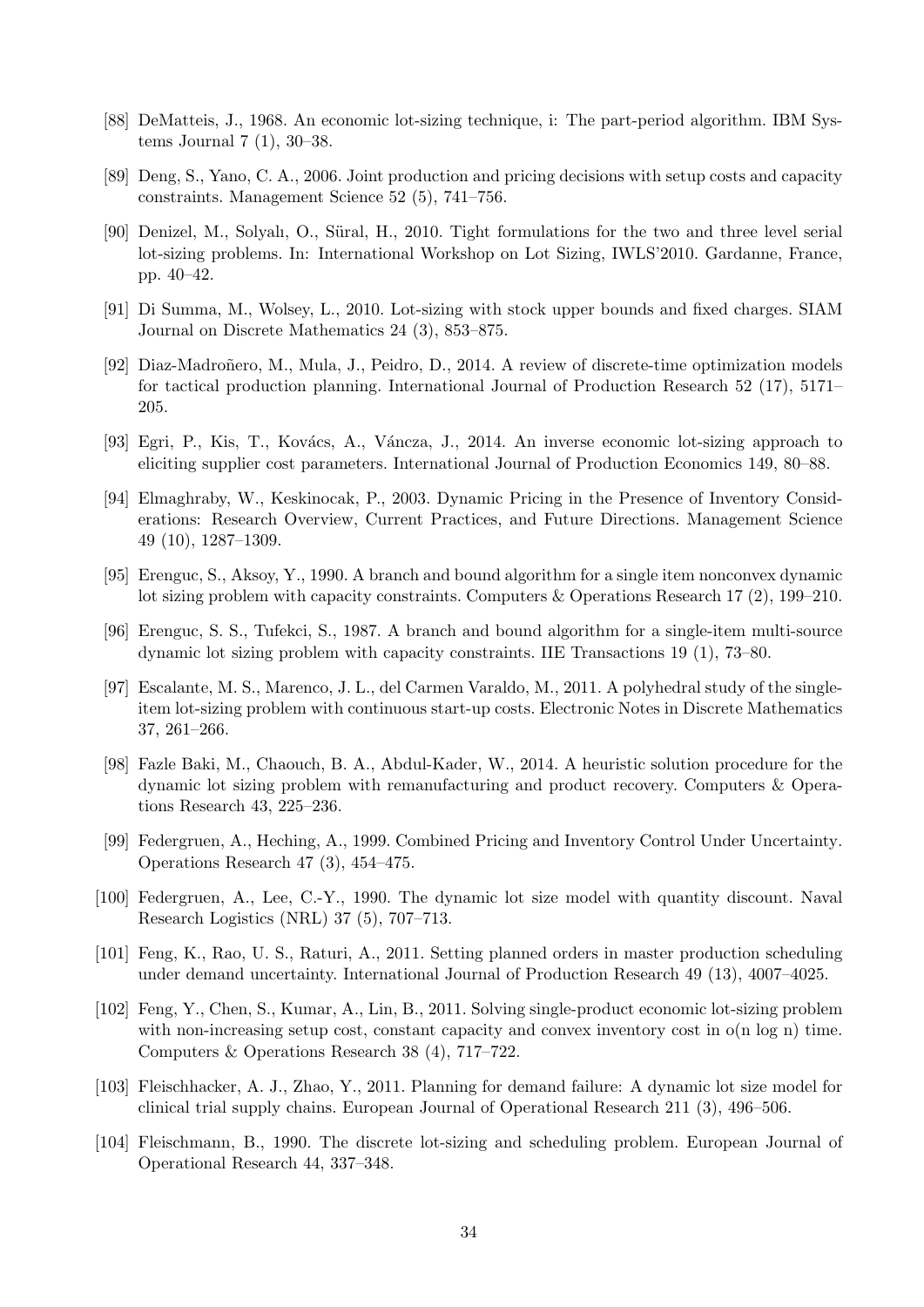[88] DeMatteis, J., 1968. An economic lot-sizing technique, i: The part-period algorithm. IBM Systems Journal 7 (1), 30–38.

[89] Deng, S., Yano, C. A., 2006. Joint production and pricing decisions with setup costs and capacity constraints. Management Science 52 (5), 741–756.

[90] Denizel, M., Solyalı, O., Süral, H., 2010. Tight formulations for the two and three level serial lot-sizing problems. In: International Workshop on Lot Sizing, IWLS'2010. Gardanne, France, pp. 40–42.

[91] Di Summa, M., Wolsey, L., 2010. Lot-sizing with stock upper bounds and fixed charges. SIAM Journal on Discrete Mathematics 24 (3), 853–875.

[92] Diaz-Madroñero, M., Mula, J., Peidro, D., 2014. A review of discrete-time optimization models for tactical production planning. International Journal of Production Research 52 (17), 5171–205.

[93] Egri, P., Kis, T., Kovács, A., Váncza, J., 2014. An inverse economic lot-sizing approach to eliciting supplier cost parameters. International Journal of Production Economics 149, 80–88.

[94] Elmaghraby, W., Keskinocak, P., 2003. Dynamic Pricing in the Presence of Inventory Considerations: Research Overview, Current Practices, and Future Directions. Management Science 49 (10), 1287–1309.

[95] Erenguc, S., Aksoy, Y., 1990. A branch and bound algorithm for a single item nonconvex dynamic lot sizing problem with capacity constraints. Computers & Operations Research 17 (2), 199–210.

[96] Erenguc, S. S., Tufekci, S., 1987. A branch and bound algorithm for a single-item multi-source dynamic lot sizing problem with capacity constraints. IIE Transactions 19 (1), 73–80.

[97] Escalante, M. S., Marenco, J. L., del Carmen Varaldo, M., 2011. A polyhedral study of the single-item lot-sizing problem with continuous start-up costs. Electronic Notes in Discrete Mathematics 37, 261–266.

[98] Fazle Baki, M., Chaouch, B. A., Abdul-Kader, W., 2014. A heuristic solution procedure for the dynamic lot sizing problem with remanufacturing and product recovery. Computers & Operations Research 43, 225–236.

[99] Federgruen, A., Heching, A., 1999. Combined Pricing and Inventory Control Under Uncertainty. Operations Research 47 (3), 454–475.

[100] Federgruen, A., Lee, C.-Y., 1990. The dynamic lot size model with quantity discount. Naval Research Logistics (NRL) 37 (5), 707–713.

[101] Feng, K., Rao, U. S., Raturi, A., 2011. Setting planned orders in master production scheduling under demand uncertainty. International Journal of Production Research 49 (13), 4007–4025.

[102] Feng, Y., Chen, S., Kumar, A., Lin, B., 2011. Solving single-product economic lot-sizing problem with non-increasing setup cost, constant capacity and convex inventory cost in o(n log n) time. Computers & Operations Research 38 (4), 717–722.

[103] Fleischhacker, A. J., Zhao, Y., 2011. Planning for demand failure: A dynamic lot size model for clinical trial supply chains. European Journal of Operational Research 211 (3), 496–506.

[104] Fleischmann, B., 1990. The discrete lot-sizing and scheduling problem. European Journal of Operational Research 44, 337–348.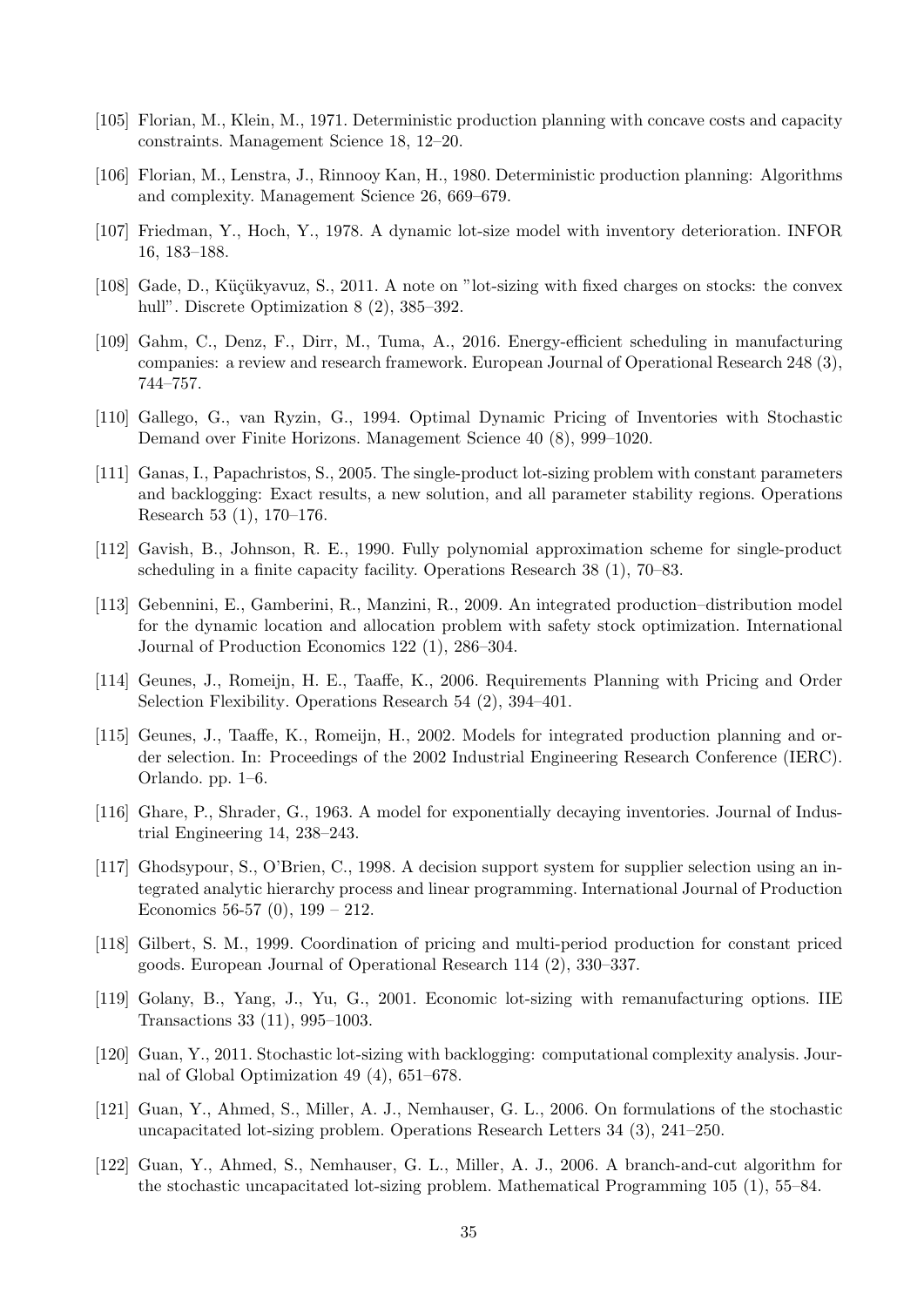[105] Florian, M., Klein, M., 1971. Deterministic production planning with concave costs and capacity constraints. Management Science 18, 12–20.

[106] Florian, M., Lenstra, J., Rinnooy Kan, H., 1980. Deterministic production planning: Algorithms and complexity. Management Science 26, 669–679.

[107] Friedman, Y., Hoch, Y., 1978. A dynamic lot-size model with inventory deterioration. INFOR 16, 183–188.

[108] Gade, D., Küçükyavuz, S., 2011. A note on "lot-sizing with fixed charges on stocks: the convex hull". Discrete Optimization 8 (2), 385–392.

[109] Gahm, C., Denz, F., Dirr, M., Tuma, A., 2016. Energy-efficient scheduling in manufacturing companies: a review and research framework. European Journal of Operational Research 248 (3), 744–757.

[110] Gallego, G., van Ryzin, G., 1994. Optimal Dynamic Pricing of Inventories with Stochastic Demand over Finite Horizons. Management Science 40 (8), 999–1020.

[111] Ganas, I., Papachristos, S., 2005. The single-product lot-sizing problem with constant parameters and backlogging: Exact results, a new solution, and all parameter stability regions. Operations Research 53 (1), 170–176.

[112] Gavish, B., Johnson, R. E., 1990. Fully polynomial approximation scheme for single-product scheduling in a finite capacity facility. Operations Research 38 (1), 70–83.

[113] Gebennini, E., Gamberini, R., Manzini, R., 2009. An integrated production–distribution model for the dynamic location and allocation problem with safety stock optimization. International Journal of Production Economics 122 (1), 286–304.

[114] Geunes, J., Romeijn, H. E., Taaffe, K., 2006. Requirements Planning with Pricing and Order Selection Flexibility. Operations Research 54 (2), 394–401.

[115] Geunes, J., Taaffe, K., Romeijn, H., 2002. Models for integrated production planning and order selection. In: Proceedings of the 2002 Industrial Engineering Research Conference (IERC). Orlando. pp. 1–6.

[116] Ghare, P., Shrader, G., 1963. A model for exponentially decaying inventories. Journal of Industrial Engineering 14, 238–243.

[117] Ghodsypour, S., O'Brien, C., 1998. A decision support system for supplier selection using an integrated analytic hierarchy process and linear programming. International Journal of Production Economics 56-57 (0), 199 – 212.

[118] Gilbert, S. M., 1999. Coordination of pricing and multi-period production for constant priced goods. European Journal of Operational Research 114 (2), 330–337.

[119] Golany, B., Yang, J., Yu, G., 2001. Economic lot-sizing with remanufacturing options. IIE Transactions 33 (11), 995–1003.

[120] Guan, Y., 2011. Stochastic lot-sizing with backlogging: computational complexity analysis. Journal of Global Optimization 49 (4), 651–678.

[121] Guan, Y., Ahmed, S., Miller, A. J., Nemhauser, G. L., 2006. On formulations of the stochastic uncapacitated lot-sizing problem. Operations Research Letters 34 (3), 241–250.

[122] Guan, Y., Ahmed, S., Nemhauser, G. L., Miller, A. J., 2006. A branch-and-cut algorithm for the stochastic uncapacitated lot-sizing problem. Mathematical Programming 105 (1), 55–84.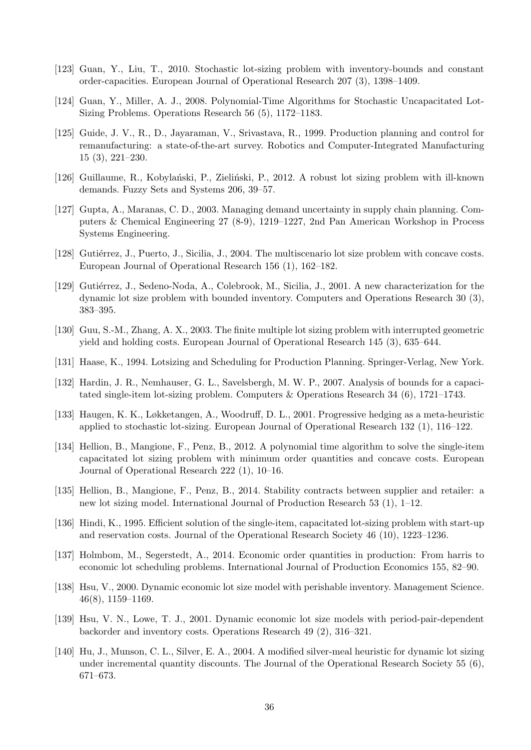[123] Guan, Y., Liu, T., 2010. Stochastic lot-sizing problem with inventory-bounds and constant order-capacities. European Journal of Operational Research 207 (3), 1398–1409.

[124] Guan, Y., Miller, A. J., 2008. Polynomial-Time Algorithms for Stochastic Uncapacitated Lot-Sizing Problems. Operations Research 56 (5), 1172–1183.

[125] Guide, J. V., R., D., Jayaraman, V., Srivastava, R., 1999. Production planning and control for remanufacturing: a state-of-the-art survey. Robotics and Computer-Integrated Manufacturing 15 (3), 221–230.

[126] Guillaume, R., Kobylański, P., Zieliński, P., 2012. A robust lot sizing problem with ill-known demands. Fuzzy Sets and Systems 206, 39–57.

[127] Gupta, A., Maranas, C. D., 2003. Managing demand uncertainty in supply chain planning. Computers & Chemical Engineering 27 (8-9), 1219–1227, 2nd Pan American Workshop in Process Systems Engineering.

[128] Gutiérrez, J., Puerto, J., Sicilia, J., 2004. The multiscenario lot size problem with concave costs. European Journal of Operational Research 156 (1), 162–182.

[129] Gutiérrez, J., Sedeno-Noda, A., Colebrook, M., Sicilia, J., 2001. A new characterization for the dynamic lot size problem with bounded inventory. Computers and Operations Research 30 (3), 383–395.

[130] Guu, S.-M., Zhang, A. X., 2003. The finite multiple lot sizing problem with interrupted geometric yield and holding costs. European Journal of Operational Research 145 (3), 635–644.

[131] Haase, K., 1994. Lotsizing and Scheduling for Production Planning. Springer-Verlag, New York.

[132] Hardin, J. R., Nemhauser, G. L., Savelsbergh, M. W. P., 2007. Analysis of bounds for a capacitated single-item lot-sizing problem. Computers & Operations Research 34 (6), 1721–1743.

[133] Haugen, K. K., Løkketangen, A., Woodruff, D. L., 2001. Progressive hedging as a meta-heuristic applied to stochastic lot-sizing. European Journal of Operational Research 132 (1), 116–122.

[134] Hellion, B., Mangione, F., Penz, B., 2012. A polynomial time algorithm to solve the single-item capacitated lot sizing problem with minimum order quantities and concave costs. European Journal of Operational Research 222 (1), 10–16.

[135] Hellion, B., Mangione, F., Penz, B., 2014. Stability contracts between supplier and retailer: a new lot sizing model. International Journal of Production Research 53 (1), 1–12.

[136] Hindi, K., 1995. Efficient solution of the single-item, capacitated lot-sizing problem with start-up and reservation costs. Journal of the Operational Research Society 46 (10), 1223–1236.

[137] Holmbom, M., Segerstedt, A., 2014. Economic order quantities in production: From harris to economic lot scheduling problems. International Journal of Production Economics 155, 82–90.

[138] Hsu, V., 2000. Dynamic economic lot size model with perishable inventory. Management Science. 46(8), 1159–1169.

[139] Hsu, V. N., Lowe, T. J., 2001. Dynamic economic lot size models with period-pair-dependent backorder and inventory costs. Operations Research 49 (2), 316–321.

[140] Hu, J., Munson, C. L., Silver, E. A., 2004. A modified silver-meal heuristic for dynamic lot sizing under incremental quantity discounts. The Journal of the Operational Research Society 55 (6), 671–673.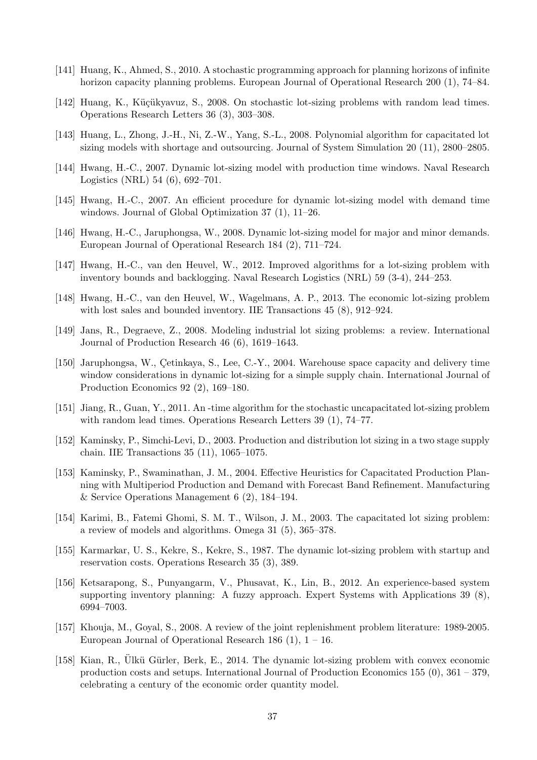[141] Huang, K., Ahmed, S., 2010. A stochastic programming approach for planning horizons of infinite horizon capacity planning problems. European Journal of Operational Research 200 (1), 74–84.

[142] Huang, K., Küçükyavuz, S., 2008. On stochastic lot-sizing problems with random lead times. Operations Research Letters 36 (3), 303–308.

[143] Huang, L., Zhong, J.-H., Ni, Z.-W., Yang, S.-L., 2008. Polynomial algorithm for capacitated lot sizing models with shortage and outsourcing. Journal of System Simulation 20 (11), 2800–2805.

[144] Hwang, H.-C., 2007. Dynamic lot-sizing model with production time windows. Naval Research Logistics (NRL) 54 (6), 692–701.

[145] Hwang, H.-C., 2007. An efficient procedure for dynamic lot-sizing model with demand time windows. Journal of Global Optimization 37 (1), 11–26.

[146] Hwang, H.-C., Jaruphongsa, W., 2008. Dynamic lot-sizing model for major and minor demands. European Journal of Operational Research 184 (2), 711–724.

[147] Hwang, H.-C., van den Heuvel, W., 2012. Improved algorithms for a lot-sizing problem with inventory bounds and backlogging. Naval Research Logistics (NRL) 59 (3-4), 244–253.

[148] Hwang, H.-C., van den Heuvel, W., Wagelmans, A. P., 2013. The economic lot-sizing problem with lost sales and bounded inventory. IIE Transactions 45 (8), 912–924.

[149] Jans, R., Degraeve, Z., 2008. Modeling industrial lot sizing problems: a review. International Journal of Production Research 46 (6), 1619–1643.

[150] Jaruphongsa, W., Çetinkaya, S., Lee, C.-Y., 2004. Warehouse space capacity and delivery time window considerations in dynamic lot-sizing for a simple supply chain. International Journal of Production Economics 92 (2), 169–180.

[151] Jiang, R., Guan, Y., 2011. An -time algorithm for the stochastic uncapacitated lot-sizing problem with random lead times. Operations Research Letters 39 (1), 74–77.

[152] Kaminsky, P., Simchi-Levi, D., 2003. Production and distribution lot sizing in a two stage supply chain. IIE Transactions 35 (11), 1065–1075.

[153] Kaminsky, P., Swaminathan, J. M., 2004. Effective Heuristics for Capacitated Production Planning with Multiperiod Production and Demand with Forecast Band Refinement. Manufacturing & Service Operations Management 6 (2), 184–194.

[154] Karimi, B., Fatemi Ghomi, S. M. T., Wilson, J. M., 2003. The capacitated lot sizing problem: a review of models and algorithms. Omega 31 (5), 365–378.

[155] Karmarkar, U. S., Kekre, S., Kekre, S., 1987. The dynamic lot-sizing problem with startup and reservation costs. Operations Research 35 (3), 389.

[156] Ketsarapong, S., Punyangarm, V., Phusavat, K., Lin, B., 2012. An experience-based system supporting inventory planning: A fuzzy approach. Expert Systems with Applications 39 (8), 6994–7003.

[157] Khouja, M., Goyal, S., 2008. A review of the joint replenishment problem literature: 1989-2005. European Journal of Operational Research 186 (1), 1 – 16.

[158] Kian, R., Ülkü Gürler, Berk, E., 2014. The dynamic lot-sizing problem with convex economic production costs and setups. International Journal of Production Economics 155 (0), 361 – 379, celebrating a century of the economic order quantity model.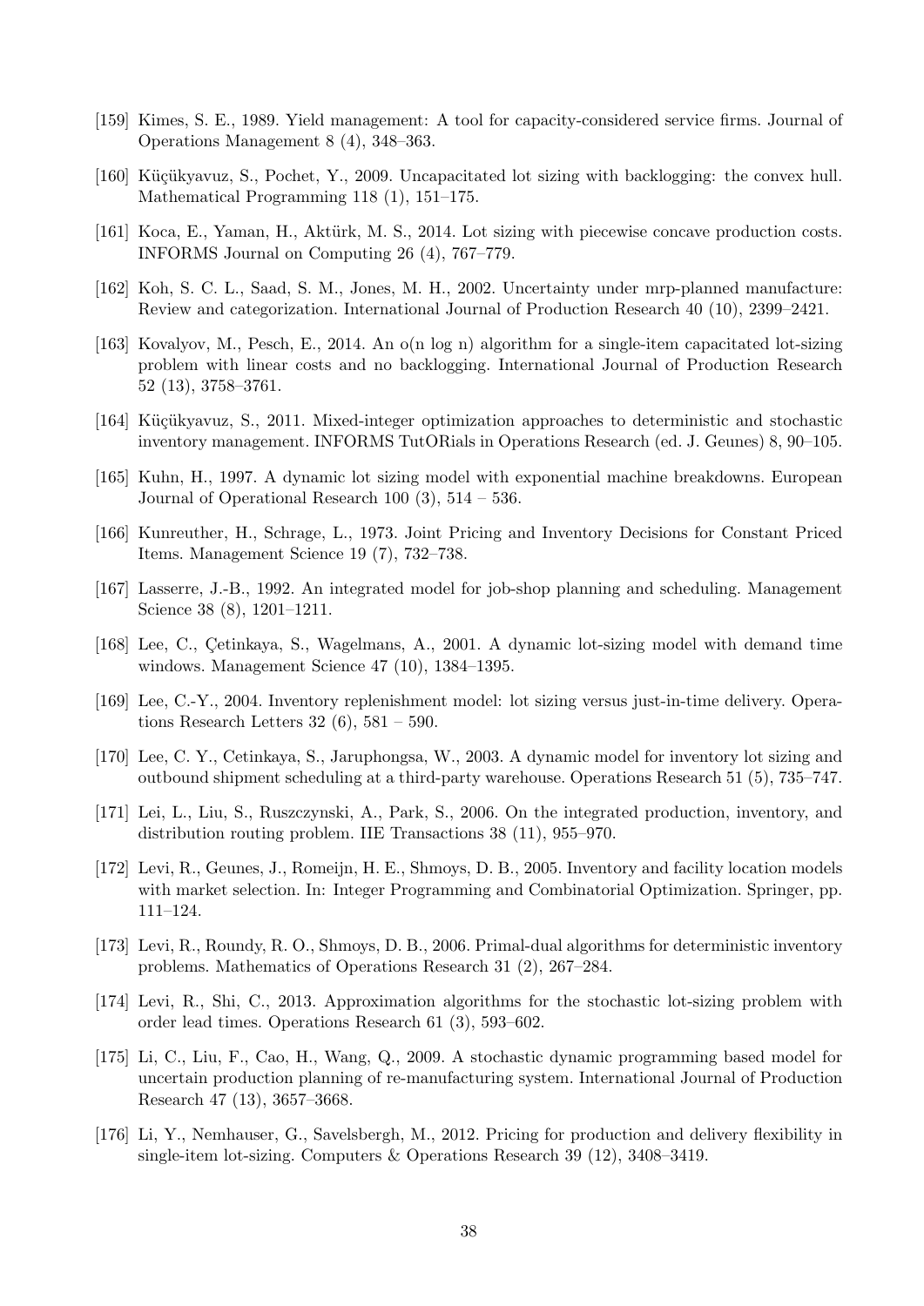[159] Kimes, S. E., 1989. Yield management: A tool for capacity-considered service firms. Journal of Operations Management 8 (4), 348–363.

[160] Küçükyavuz, S., Pochet, Y., 2009. Uncapacitated lot sizing with backlogging: the convex hull. Mathematical Programming 118 (1), 151–175.

[161] Koca, E., Yaman, H., Aktürk, M. S., 2014. Lot sizing with piecewise concave production costs. INFORMS Journal on Computing 26 (4), 767–779.

[162] Koh, S. C. L., Saad, S. M., Jones, M. H., 2002. Uncertainty under mrp-planned manufacture: Review and categorization. International Journal of Production Research 40 (10), 2399–2421.

[163] Kovalyov, M., Pesch, E., 2014. An o(n log n) algorithm for a single-item capacitated lot-sizing problem with linear costs and no backlogging. International Journal of Production Research 52 (13), 3758–3761.

[164] Küçükyavuz, S., 2011. Mixed-integer optimization approaches to deterministic and stochastic inventory management. INFORMS TutORials in Operations Research (ed. J. Geunes) 8, 90–105.

[165] Kuhn, H., 1997. A dynamic lot sizing model with exponential machine breakdowns. European Journal of Operational Research 100 (3), 514 – 536.

[166] Kunreuther, H., Schrage, L., 1973. Joint Pricing and Inventory Decisions for Constant Priced Items. Management Science 19 (7), 732–738.

[167] Lasserre, J.-B., 1992. An integrated model for job-shop planning and scheduling. Management Science 38 (8), 1201–1211.

[168] Lee, C., Çetinkaya, S., Wagelmans, A., 2001. A dynamic lot-sizing model with demand time windows. Management Science 47 (10), 1384–1395.

[169] Lee, C.-Y., 2004. Inventory replenishment model: lot sizing versus just-in-time delivery. Operations Research Letters 32 (6), 581 – 590.

[170] Lee, C. Y., Cetinkaya, S., Jaruphongsa, W., 2003. A dynamic model for inventory lot sizing and outbound shipment scheduling at a third-party warehouse. Operations Research 51 (5), 735–747.

[171] Lei, L., Liu, S., Ruszczynski, A., Park, S., 2006. On the integrated production, inventory, and distribution routing problem. IIE Transactions 38 (11), 955–970.

[172] Levi, R., Geunes, J., Romeijn, H. E., Shmoys, D. B., 2005. Inventory and facility location models with market selection. In: Integer Programming and Combinatorial Optimization. Springer, pp. 111–124.

[173] Levi, R., Roundy, R. O., Shmoys, D. B., 2006. Primal-dual algorithms for deterministic inventory problems. Mathematics of Operations Research 31 (2), 267–284.

[174] Levi, R., Shi, C., 2013. Approximation algorithms for the stochastic lot-sizing problem with order lead times. Operations Research 61 (3), 593–602.

[175] Li, C., Liu, F., Cao, H., Wang, Q., 2009. A stochastic dynamic programming based model for uncertain production planning of re-manufacturing system. International Journal of Production Research 47 (13), 3657–3668.

[176] Li, Y., Nemhauser, G., Savelsbergh, M., 2012. Pricing for production and delivery flexibility in single-item lot-sizing. Computers & Operations Research 39 (12), 3408–3419.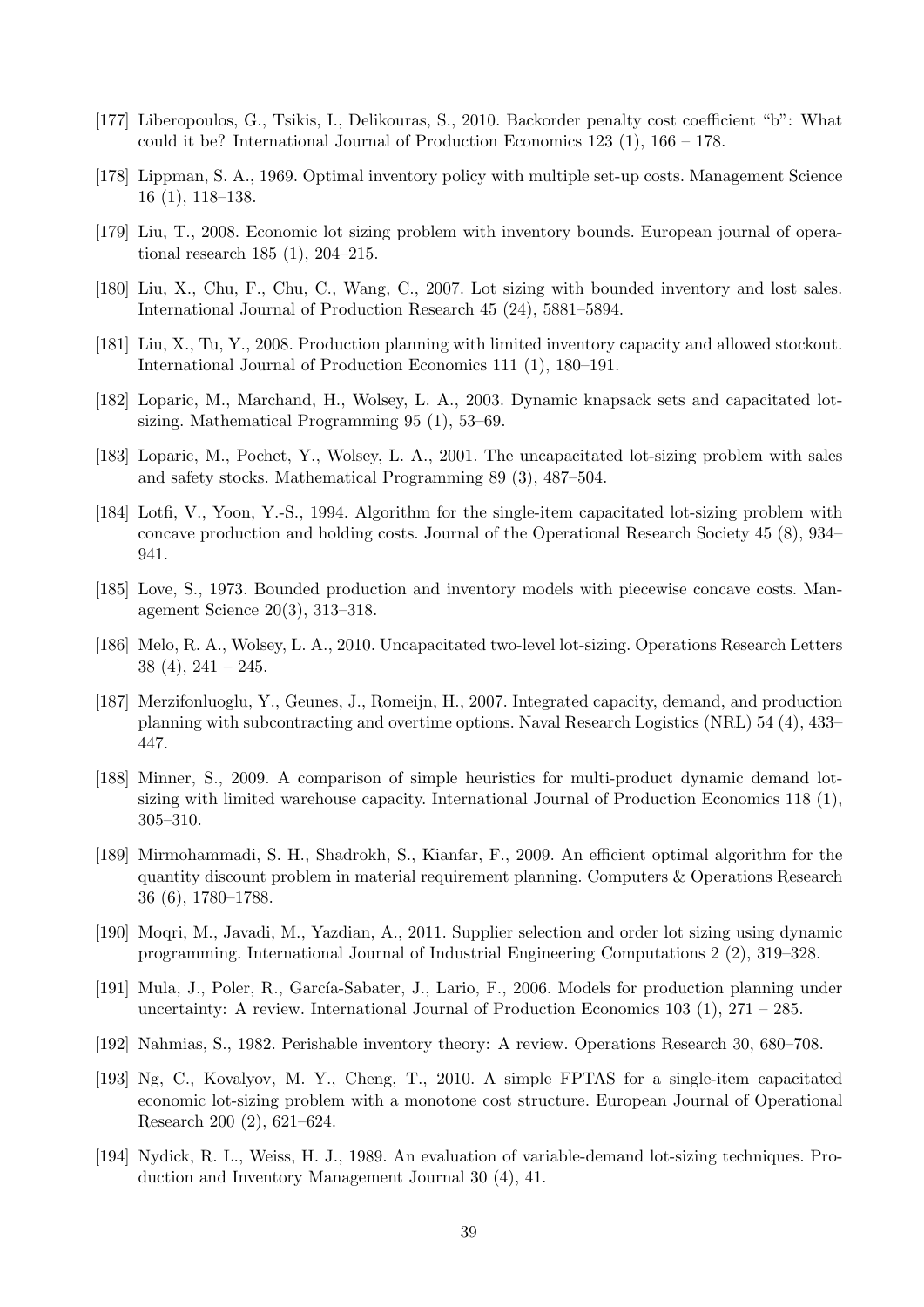[177] Liberopoulos, G., Tsikis, I., Delikouras, S., 2010. Backorder penalty cost coefficient "b": What could it be? International Journal of Production Economics 123 (1), 166 – 178.

[178] Lippman, S. A., 1969. Optimal inventory policy with multiple set-up costs. Management Science 16 (1), 118–138.

[179] Liu, T., 2008. Economic lot sizing problem with inventory bounds. European journal of operational research 185 (1), 204–215.

[180] Liu, X., Chu, F., Chu, C., Wang, C., 2007. Lot sizing with bounded inventory and lost sales. International Journal of Production Research 45 (24), 5881–5894.

[181] Liu, X., Tu, Y., 2008. Production planning with limited inventory capacity and allowed stockout. International Journal of Production Economics 111 (1), 180–191.

[182] Loparic, M., Marchand, H., Wolsey, L. A., 2003. Dynamic knapsack sets and capacitated lot-sizing. Mathematical Programming 95 (1), 53–69.

[183] Loparic, M., Pochet, Y., Wolsey, L. A., 2001. The uncapacitated lot-sizing problem with sales and safety stocks. Mathematical Programming 89 (3), 487–504.

[184] Lotfi, V., Yoon, Y.-S., 1994. Algorithm for the single-item capacitated lot-sizing problem with concave production and holding costs. Journal of the Operational Research Society 45 (8), 934–941.

[185] Love, S., 1973. Bounded production and inventory models with piecewise concave costs. Management Science 20(3), 313–318.

[186] Melo, R. A., Wolsey, L. A., 2010. Uncapacitated two-level lot-sizing. Operations Research Letters 38 (4), 241 – 245.

[187] Merzifonluoglu, Y., Geunes, J., Romeijn, H., 2007. Integrated capacity, demand, and production planning with subcontracting and overtime options. Naval Research Logistics (NRL) 54 (4), 433–447.

[188] Minner, S., 2009. A comparison of simple heuristics for multi-product dynamic demand lot-sizing with limited warehouse capacity. International Journal of Production Economics 118 (1), 305–310.

[189] Mirmohammadi, S. H., Shadrokh, S., Kianfar, F., 2009. An efficient optimal algorithm for the quantity discount problem in material requirement planning. Computers & Operations Research 36 (6), 1780–1788.

[190] Moqri, M., Javadi, M., Yazdian, A., 2011. Supplier selection and order lot sizing using dynamic programming. International Journal of Industrial Engineering Computations 2 (2), 319–328.

[191] Mula, J., Poler, R., García-Sabater, J., Lario, F., 2006. Models for production planning under uncertainty: A review. International Journal of Production Economics 103 (1), 271 – 285.

[192] Nahmias, S., 1982. Perishable inventory theory: A review. Operations Research 30, 680–708.

[193] Ng, C., Kovalyov, M. Y., Cheng, T., 2010. A simple FPTAS for a single-item capacitated economic lot-sizing problem with a monotone cost structure. European Journal of Operational Research 200 (2), 621–624.

[194] Nydick, R. L., Weiss, H. J., 1989. An evaluation of variable-demand lot-sizing techniques. Production and Inventory Management Journal 30 (4), 41.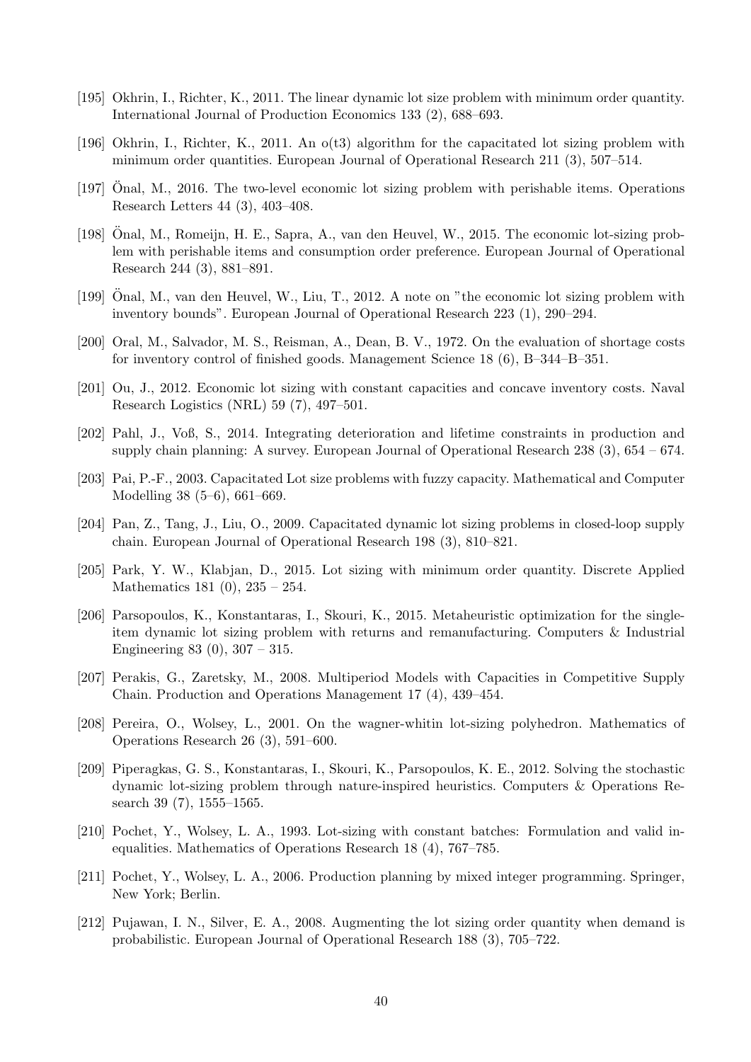[195] Okhrin, I., Richter, K., 2011. The linear dynamic lot size problem with minimum order quantity. International Journal of Production Economics 133 (2), 688–693.

[196] Okhrin, I., Richter, K., 2011. An o(t3) algorithm for the capacitated lot sizing problem with minimum order quantities. European Journal of Operational Research 211 (3), 507–514.

[197] Önal, M., 2016. The two-level economic lot sizing problem with perishable items. Operations Research Letters 44 (3), 403–408.

[198] Önal, M., Romeijn, H. E., Sapra, A., van den Heuvel, W., 2015. The economic lot-sizing problem with perishable items and consumption order preference. European Journal of Operational Research 244 (3), 881–891.

[199] Önal, M., van den Heuvel, W., Liu, T., 2012. A note on "the economic lot sizing problem with inventory bounds". European Journal of Operational Research 223 (1), 290–294.

[200] Oral, M., Salvador, M. S., Reisman, A., Dean, B. V., 1972. On the evaluation of shortage costs for inventory control of finished goods. Management Science 18 (6), B–344–B–351.

[201] Ou, J., 2012. Economic lot sizing with constant capacities and concave inventory costs. Naval Research Logistics (NRL) 59 (7), 497–501.

[202] Pahl, J., Voß, S., 2014. Integrating deterioration and lifetime constraints in production and supply chain planning: A survey. European Journal of Operational Research 238 (3), 654 – 674.

[203] Pai, P.-F., 2003. Capacitated Lot size problems with fuzzy capacity. Mathematical and Computer Modelling 38 (5–6), 661–669.

[204] Pan, Z., Tang, J., Liu, O., 2009. Capacitated dynamic lot sizing problems in closed-loop supply chain. European Journal of Operational Research 198 (3), 810–821.

[205] Park, Y. W., Klabjan, D., 2015. Lot sizing with minimum order quantity. Discrete Applied Mathematics 181 (0), 235 – 254.

[206] Parsopoulos, K., Konstantaras, I., Skouri, K., 2015. Metaheuristic optimization for the single-item dynamic lot sizing problem with returns and remanufacturing. Computers & Industrial Engineering 83 (0), 307 – 315.

[207] Perakis, G., Zaretsky, M., 2008. Multiperiod Models with Capacities in Competitive Supply Chain. Production and Operations Management 17 (4), 439–454.

[208] Pereira, O., Wolsey, L., 2001. On the wagner-whitin lot-sizing polyhedron. Mathematics of Operations Research 26 (3), 591–600.

[209] Piperagkas, G. S., Konstantaras, I., Skouri, K., Parsopoulos, K. E., 2012. Solving the stochastic dynamic lot-sizing problem through nature-inspired heuristics. Computers & Operations Research 39 (7), 1555–1565.

[210] Pochet, Y., Wolsey, L. A., 1993. Lot-sizing with constant batches: Formulation and valid inequalities. Mathematics of Operations Research 18 (4), 767–785.

[211] Pochet, Y., Wolsey, L. A., 2006. Production planning by mixed integer programming. Springer, New York; Berlin.

[212] Pujawan, I. N., Silver, E. A., 2008. Augmenting the lot sizing order quantity when demand is probabilistic. European Journal of Operational Research 188 (3), 705–722.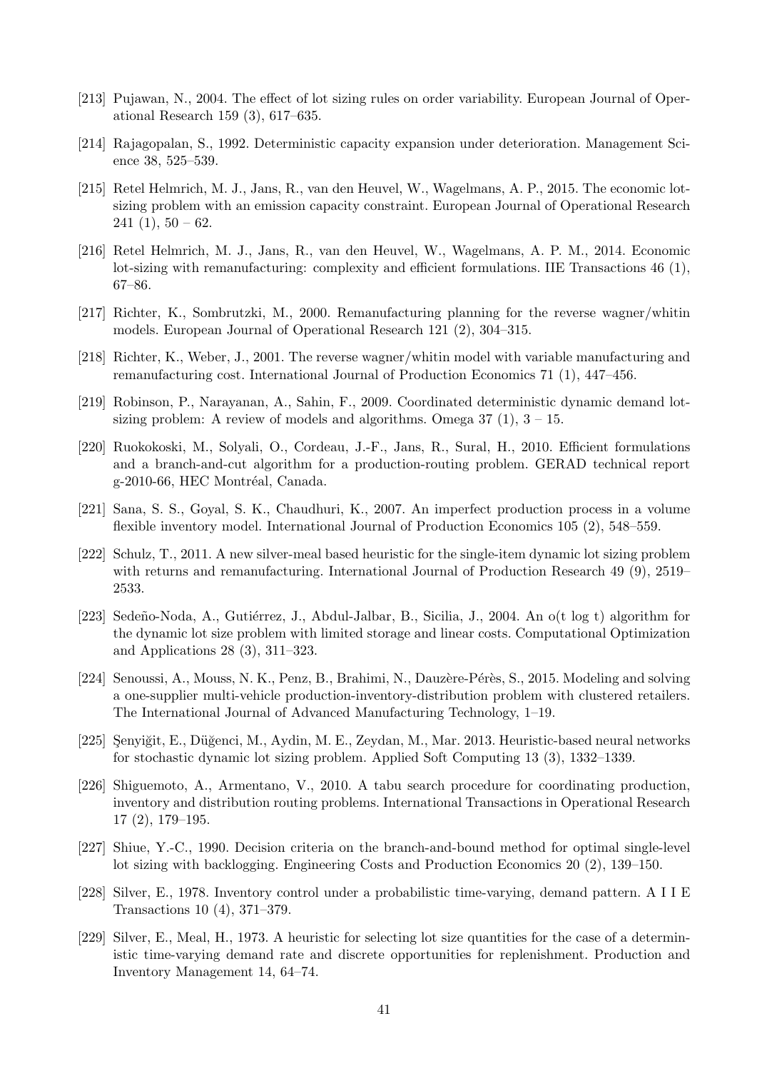[213] Pujawan, N., 2004. The effect of lot sizing rules on order variability. European Journal of Operational Research 159 (3), 617–635.

[214] Rajagopalan, S., 1992. Deterministic capacity expansion under deterioration. Management Science 38, 525–539.

[215] Retel Helmrich, M. J., Jans, R., van den Heuvel, W., Wagelmans, A. P., 2015. The economic lot-sizing problem with an emission capacity constraint. European Journal of Operational Research 241 (1), 50 – 62.

[216] Retel Helmrich, M. J., Jans, R., van den Heuvel, W., Wagelmans, A. P. M., 2014. Economic lot-sizing with remanufacturing: complexity and efficient formulations. IIE Transactions 46 (1), 67–86.

[217] Richter, K., Sombrutzki, M., 2000. Remanufacturing planning for the reverse wagner/whitin models. European Journal of Operational Research 121 (2), 304–315.

[218] Richter, K., Weber, J., 2001. The reverse wagner/whitin model with variable manufacturing and remanufacturing cost. International Journal of Production Economics 71 (1), 447–456.

[219] Robinson, P., Narayanan, A., Sahin, F., 2009. Coordinated deterministic dynamic demand lot-sizing problem: A review of models and algorithms. Omega 37 (1), 3 – 15.

[220] Ruokokoski, M., Solyali, O., Cordeau, J.-F., Jans, R., Sural, H., 2010. Efficient formulations and a branch-and-cut algorithm for a production-routing problem. GERAD technical report g-2010-66, HEC Montréal, Canada.

[221] Sana, S. S., Goyal, S. K., Chaudhuri, K., 2007. An imperfect production process in a volume flexible inventory model. International Journal of Production Economics 105 (2), 548–559.

[222] Schulz, T., 2011. A new silver-meal based heuristic for the single-item dynamic lot sizing problem with returns and remanufacturing. International Journal of Production Research 49 (9), 2519–2533.

[223] Sedeño-Noda, A., Gutiérrez, J., Abdul-Jalbar, B., Sicilia, J., 2004. An o(t log t) algorithm for the dynamic lot size problem with limited storage and linear costs. Computational Optimization and Applications 28 (3), 311–323.

[224] Senoussi, A., Mouss, N. K., Penz, B., Brahimi, N., Dauzère-Pérès, S., 2015. Modeling and solving a one-supplier multi-vehicle production-inventory-distribution problem with clustered retailers. The International Journal of Advanced Manufacturing Technology, 1–19.

[225] Şenyiğit, E., Düğenci, M., Aydin, M. E., Zeydan, M., Mar. 2013. Heuristic-based neural networks for stochastic dynamic lot sizing problem. Applied Soft Computing 13 (3), 1332–1339.

[226] Shiguemoto, A., Armentano, V., 2010. A tabu search procedure for coordinating production, inventory and distribution routing problems. International Transactions in Operational Research 17 (2), 179–195.

[227] Shiue, Y.-C., 1990. Decision criteria on the branch-and-bound method for optimal single-level lot sizing with backlogging. Engineering Costs and Production Economics 20 (2), 139–150.

[228] Silver, E., 1978. Inventory control under a probabilistic time-varying, demand pattern. A I I E Transactions 10 (4), 371–379.

[229] Silver, E., Meal, H., 1973. A heuristic for selecting lot size quantities for the case of a deterministic time-varying demand rate and discrete opportunities for replenishment. Production and Inventory Management 14, 64–74.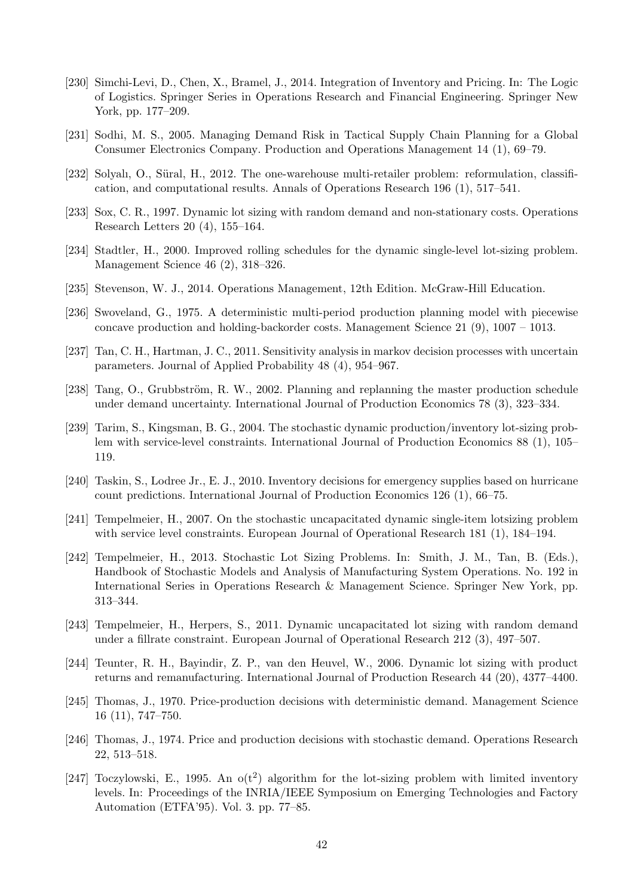[230] Simchi-Levi, D., Chen, X., Bramel, J., 2014. Integration of Inventory and Pricing. In: The Logic of Logistics. Springer Series in Operations Research and Financial Engineering. Springer New York, pp. 177–209.

[231] Sodhi, M. S., 2005. Managing Demand Risk in Tactical Supply Chain Planning for a Global Consumer Electronics Company. Production and Operations Management 14 (1), 69–79.

[232] Solyalı, O., Süral, H., 2012. The one-warehouse multi-retailer problem: reformulation, classification, and computational results. Annals of Operations Research 196 (1), 517–541.

[233] Sox, C. R., 1997. Dynamic lot sizing with random demand and non-stationary costs. Operations Research Letters 20 (4), 155–164.

[234] Stadtler, H., 2000. Improved rolling schedules for the dynamic single-level lot-sizing problem. Management Science 46 (2), 318–326.

[235] Stevenson, W. J., 2014. Operations Management, 12th Edition. McGraw-Hill Education.

[236] Swoveland, G., 1975. A deterministic multi-period production planning model with piecewise concave production and holding-backorder costs. Management Science 21 (9), 1007 – 1013.

[237] Tan, C. H., Hartman, J. C., 2011. Sensitivity analysis in markov decision processes with uncertain parameters. Journal of Applied Probability 48 (4), 954–967.

[238] Tang, O., Grubbström, R. W., 2002. Planning and replanning the master production schedule under demand uncertainty. International Journal of Production Economics 78 (3), 323–334.

[239] Tarim, S., Kingsman, B. G., 2004. The stochastic dynamic production/inventory lot-sizing problem with service-level constraints. International Journal of Production Economics 88 (1), 105–119.

[240] Taskin, S., Lodree Jr., E. J., 2010. Inventory decisions for emergency supplies based on hurricane count predictions. International Journal of Production Economics 126 (1), 66–75.

[241] Tempelmeier, H., 2007. On the stochastic uncapacitated dynamic single-item lotsizing problem with service level constraints. European Journal of Operational Research 181 (1), 184–194.

[242] Tempelmeier, H., 2013. Stochastic Lot Sizing Problems. In: Smith, J. M., Tan, B. (Eds.), Handbook of Stochastic Models and Analysis of Manufacturing System Operations. No. 192 in International Series in Operations Research & Management Science. Springer New York, pp. 313–344.

[243] Tempelmeier, H., Herpers, S., 2011. Dynamic uncapacitated lot sizing with random demand under a fillrate constraint. European Journal of Operational Research 212 (3), 497–507.

[244] Teunter, R. H., Bayindir, Z. P., van den Heuvel, W., 2006. Dynamic lot sizing with product returns and remanufacturing. International Journal of Production Research 44 (20), 4377–4400.

[245] Thomas, J., 1970. Price-production decisions with deterministic demand. Management Science 16 (11), 747–750.

[246] Thomas, J., 1974. Price and production decisions with stochastic demand. Operations Research 22, 513–518.

[247] Toczylowski, E., 1995. An $o(t^2)$ algorithm for the lot-sizing problem with limited inventory levels. In: Proceedings of the INRIA/IEEE Symposium on Emerging Technologies and Factory Automation (ETFA'95). Vol. 3. pp. 77–85.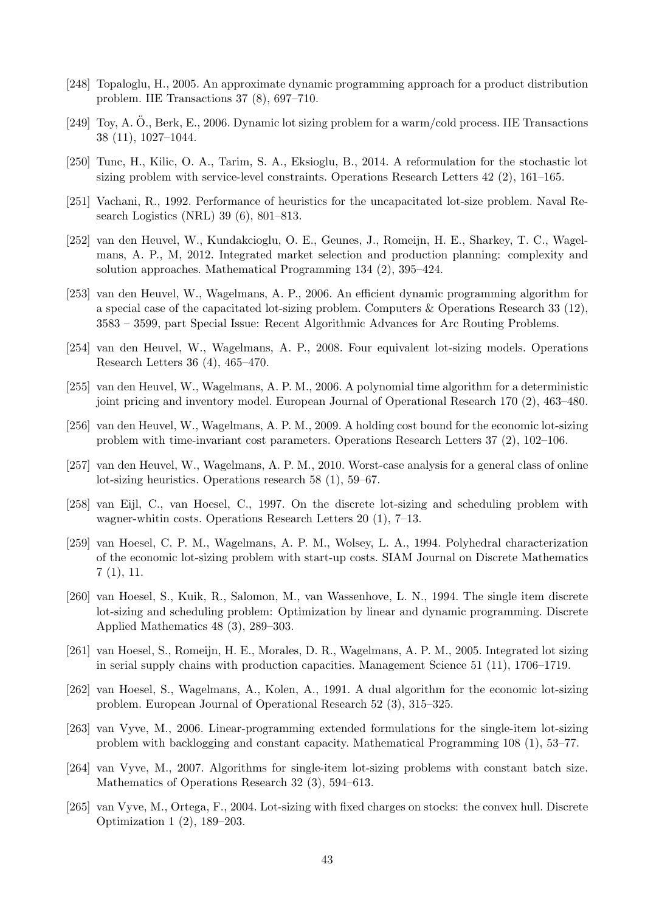[248] Topaloglu, H., 2005. An approximate dynamic programming approach for a product distribution problem. IIE Transactions 37 (8), 697–710.

[249] Toy, A. Ö., Berk, E., 2006. Dynamic lot sizing problem for a warm/cold process. IIE Transactions 38 (11), 1027–1044.

[250] Tunc, H., Kilic, O. A., Tarim, S. A., Eksioglu, B., 2014. A reformulation for the stochastic lot sizing problem with service-level constraints. Operations Research Letters 42 (2), 161–165.

[251] Vachani, R., 1992. Performance of heuristics for the uncapacitated lot-size problem. Naval Research Logistics (NRL) 39 (6), 801–813.

[252] van den Heuvel, W., Kundakcioglu, O. E., Geunes, J., Romeijn, H. E., Sharkey, T. C., Wagelmans, A. P., M, 2012. Integrated market selection and production planning: complexity and solution approaches. Mathematical Programming 134 (2), 395–424.

[253] van den Heuvel, W., Wagelmans, A. P., 2006. An efficient dynamic programming algorithm for a special case of the capacitated lot-sizing problem. Computers & Operations Research 33 (12), 3583 – 3599, part Special Issue: Recent Algorithmic Advances for Arc Routing Problems.

[254] van den Heuvel, W., Wagelmans, A. P., 2008. Four equivalent lot-sizing models. Operations Research Letters 36 (4), 465–470.

[255] van den Heuvel, W., Wagelmans, A. P. M., 2006. A polynomial time algorithm for a deterministic joint pricing and inventory model. European Journal of Operational Research 170 (2), 463–480.

[256] van den Heuvel, W., Wagelmans, A. P. M., 2009. A holding cost bound for the economic lot-sizing problem with time-invariant cost parameters. Operations Research Letters 37 (2), 102–106.

[257] van den Heuvel, W., Wagelmans, A. P. M., 2010. Worst-case analysis for a general class of online lot-sizing heuristics. Operations research 58 (1), 59–67.

[258] van Eijl, C., van Hoesel, C., 1997. On the discrete lot-sizing and scheduling problem with wagner-whitin costs. Operations Research Letters 20 (1), 7–13.

[259] van Hoesel, C. P. M., Wagelmans, A. P. M., Wolsey, L. A., 1994. Polyhedral characterization of the economic lot-sizing problem with start-up costs. SIAM Journal on Discrete Mathematics 7 (1), 11.

[260] van Hoesel, S., Kuik, R., Salomon, M., van Wassenhove, L. N., 1994. The single item discrete lot-sizing and scheduling problem: Optimization by linear and dynamic programming. Discrete Applied Mathematics 48 (3), 289–303.

[261] van Hoesel, S., Romeijn, H. E., Morales, D. R., Wagelmans, A. P. M., 2005. Integrated lot sizing in serial supply chains with production capacities. Management Science 51 (11), 1706–1719.

[262] van Hoesel, S., Wagelmans, A., Kolen, A., 1991. A dual algorithm for the economic lot-sizing problem. European Journal of Operational Research 52 (3), 315–325.

[263] van Vyve, M., 2006. Linear-programming extended formulations for the single-item lot-sizing problem with backlogging and constant capacity. Mathematical Programming 108 (1), 53–77.

[264] van Vyve, M., 2007. Algorithms for single-item lot-sizing problems with constant batch size. Mathematics of Operations Research 32 (3), 594–613.

[265] van Vyve, M., Ortega, F., 2004. Lot-sizing with fixed charges on stocks: the convex hull. Discrete Optimization 1 (2), 189–203.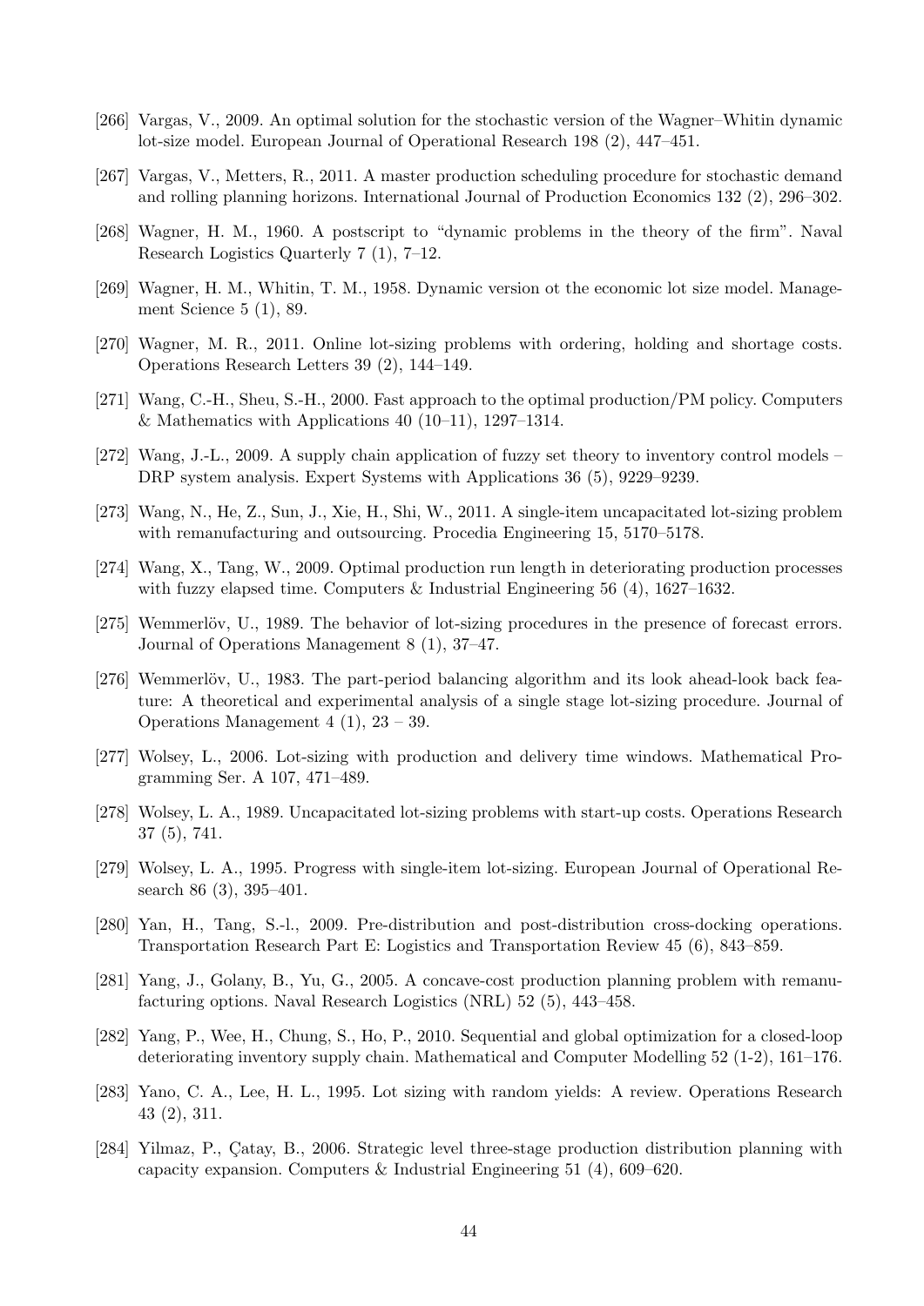[266] Vargas, V., 2009. An optimal solution for the stochastic version of the Wagner–Whitin dynamic lot-size model. European Journal of Operational Research 198 (2), 447–451.

[267] Vargas, V., Metters, R., 2011. A master production scheduling procedure for stochastic demand and rolling planning horizons. International Journal of Production Economics 132 (2), 296–302.

[268] Wagner, H. M., 1960. A postscript to "dynamic problems in the theory of the firm". Naval Research Logistics Quarterly 7 (1), 7–12.

[269] Wagner, H. M., Whitin, T. M., 1958. Dynamic version ot the economic lot size model. Management Science 5 (1), 89.

[270] Wagner, M. R., 2011. Online lot-sizing problems with ordering, holding and shortage costs. Operations Research Letters 39 (2), 144–149.

[271] Wang, C.-H., Sheu, S.-H., 2000. Fast approach to the optimal production/PM policy. Computers & Mathematics with Applications 40 (10–11), 1297–1314.

[272] Wang, J.-L., 2009. A supply chain application of fuzzy set theory to inventory control models – DRP system analysis. Expert Systems with Applications 36 (5), 9229–9239.

[273] Wang, N., He, Z., Sun, J., Xie, H., Shi, W., 2011. A single-item uncapacitated lot-sizing problem with remanufacturing and outsourcing. Procedia Engineering 15, 5170–5178.

[274] Wang, X., Tang, W., 2009. Optimal production run length in deteriorating production processes with fuzzy elapsed time. Computers & Industrial Engineering 56 (4), 1627–1632.

[275] Wemmerlöv, U., 1989. The behavior of lot-sizing procedures in the presence of forecast errors. Journal of Operations Management 8 (1), 37–47.

[276] Wemmerlöv, U., 1983. The part-period balancing algorithm and its look ahead-look back feature: A theoretical and experimental analysis of a single stage lot-sizing procedure. Journal of Operations Management 4 (1), 23 – 39.

[277] Wolsey, L., 2006. Lot-sizing with production and delivery time windows. Mathematical Programming Ser. A 107, 471–489.

[278] Wolsey, L. A., 1989. Uncapacitated lot-sizing problems with start-up costs. Operations Research 37 (5), 741.

[279] Wolsey, L. A., 1995. Progress with single-item lot-sizing. European Journal of Operational Research 86 (3), 395–401.

[280] Yan, H., Tang, S.-l., 2009. Pre-distribution and post-distribution cross-docking operations. Transportation Research Part E: Logistics and Transportation Review 45 (6), 843–859.

[281] Yang, J., Golany, B., Yu, G., 2005. A concave-cost production planning problem with remanufacturing options. Naval Research Logistics (NRL) 52 (5), 443–458.

[282] Yang, P., Wee, H., Chung, S., Ho, P., 2010. Sequential and global optimization for a closed-loop deteriorating inventory supply chain. Mathematical and Computer Modelling 52 (1-2), 161–176.

[283] Yano, C. A., Lee, H. L., 1995. Lot sizing with random yields: A review. Operations Research 43 (2), 311.

[284] Yilmaz, P., Çatay, B., 2006. Strategic level three-stage production distribution planning with capacity expansion. Computers & Industrial Engineering 51 (4), 609–620.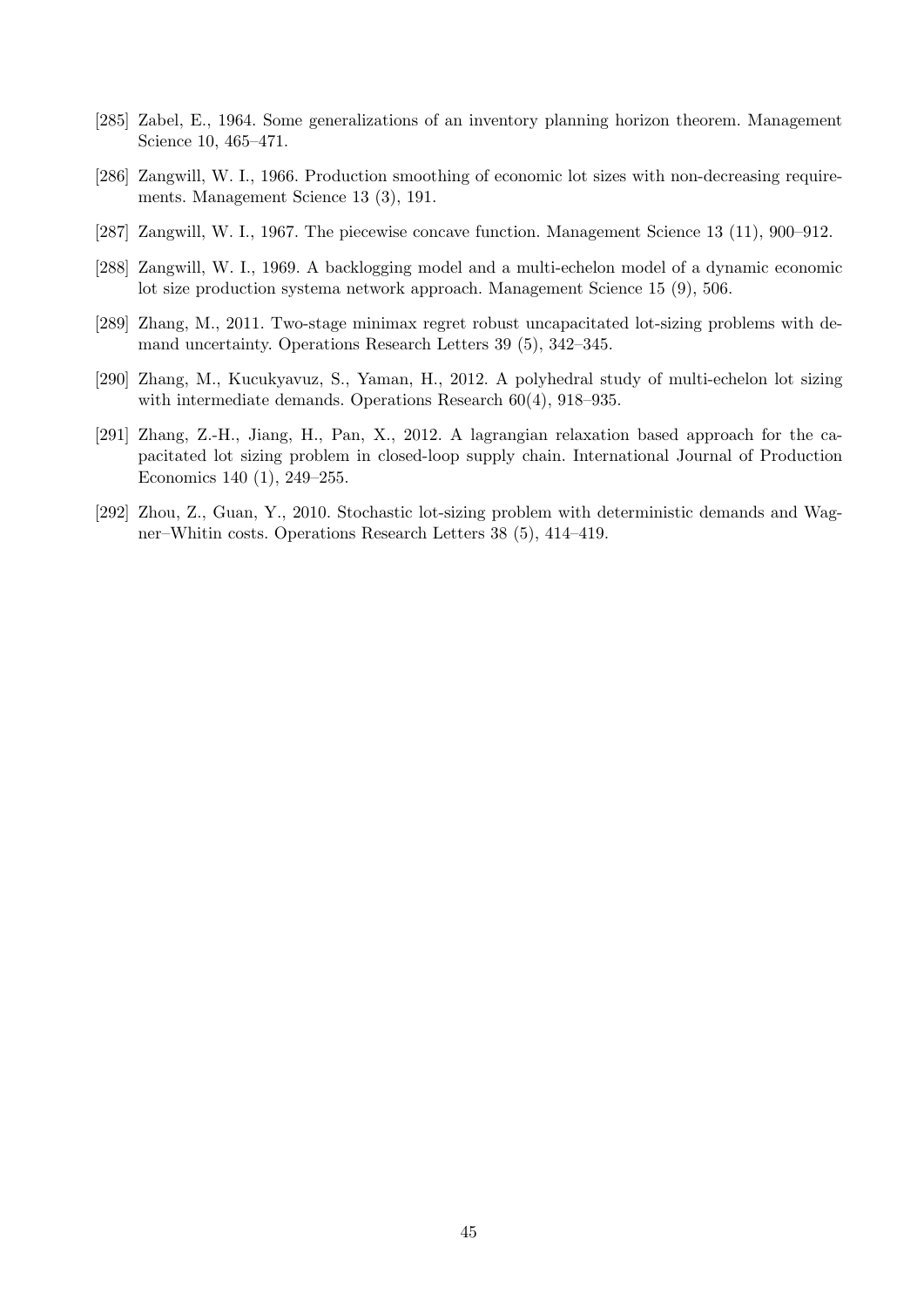[285] Zabel, E., 1964. Some generalizations of an inventory planning horizon theorem. Management Science 10, 465–471.

[286] Zangwill, W. I., 1966. Production smoothing of economic lot sizes with non-decreasing requirements. Management Science 13 (3), 191.

[287] Zangwill, W. I., 1967. The piecewise concave function. Management Science 13 (11), 900–912.

[288] Zangwill, W. I., 1969. A backlogging model and a multi-echelon model of a dynamic economic lot size production systema network approach. Management Science 15 (9), 506.

[289] Zhang, M., 2011. Two-stage minimax regret robust uncapacitated lot-sizing problems with demand uncertainty. Operations Research Letters 39 (5), 342–345.

[290] Zhang, M., Kucukyavuz, S., Yaman, H., 2012. A polyhedral study of multi-echelon lot sizing with intermediate demands. Operations Research 60(4), 918–935.

[291] Zhang, Z.-H., Jiang, H., Pan, X., 2012. A lagrangian relaxation based approach for the capacitated lot sizing problem in closed-loop supply chain. International Journal of Production Economics 140 (1), 249–255.

[292] Zhou, Z., Guan, Y., 2010. Stochastic lot-sizing problem with deterministic demands and Wagner–Whitin costs. Operations Research Letters 38 (5), 414–419.